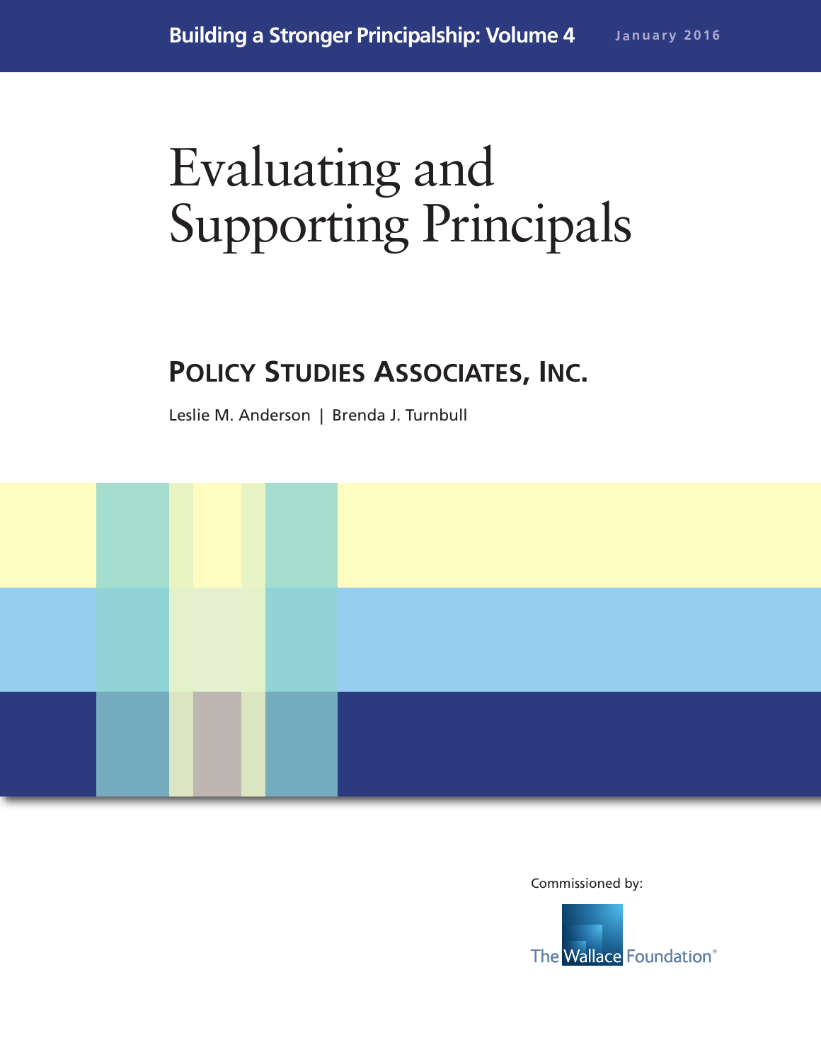Building a Stronger Principalship: Volume 4 January 2016

# Evaluating and Supporting Principals

## POLICY STUDIES ASSOCIATES, INC.

Leslie M. Anderson | Brenda J. Turnbull

Commissioned by:

The Wallace Foundation®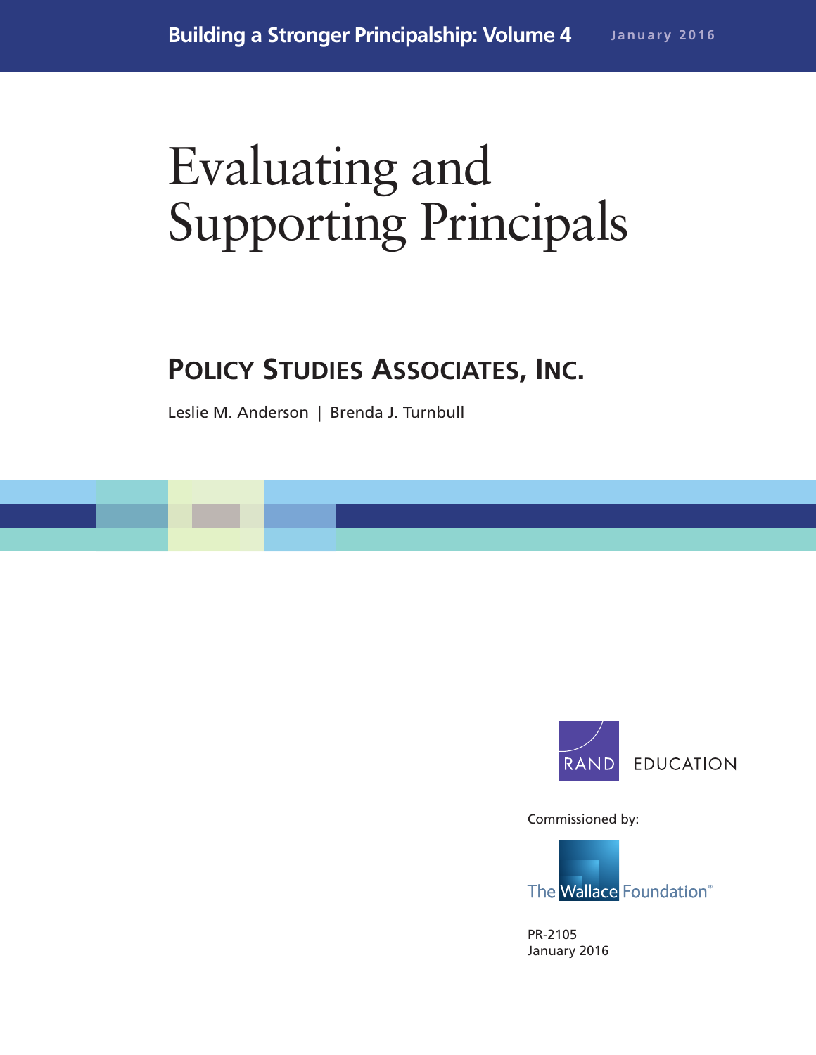Building a Stronger Principalship: Volume 4

January 2016

# Evaluating and Supporting Principals

## POLICY STUDIES ASSOCIATES, INC.

Leslie M. Anderson | Brenda J. Turnbull

RAND EDUCATION

Commissioned by:

The Wallace Foundation®

PR-2105
January 2016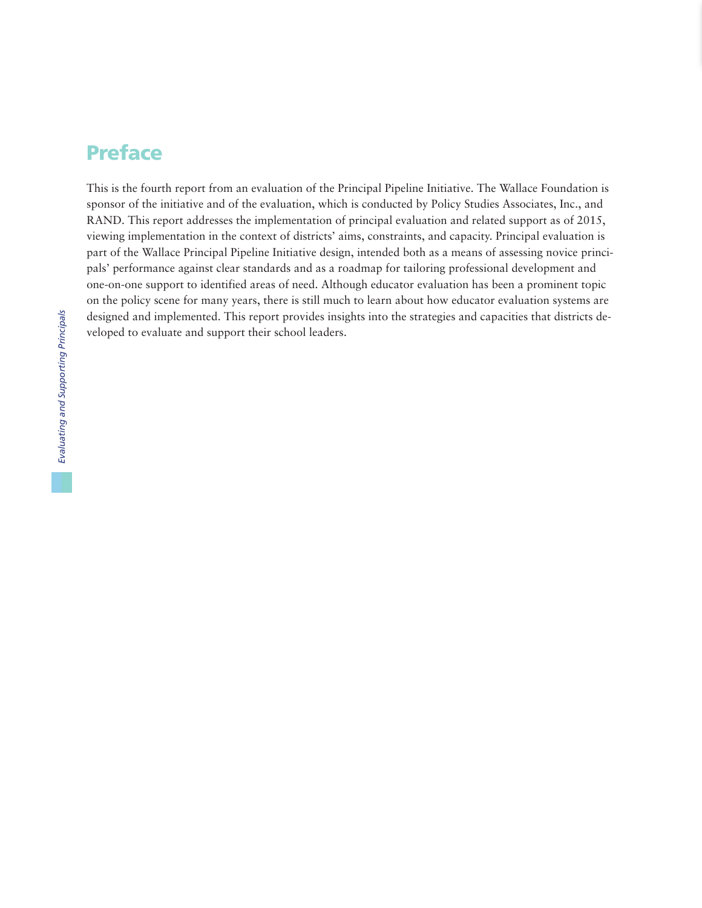# Preface

This is the fourth report from an evaluation of the Principal Pipeline Initiative. The Wallace Foundation is sponsor of the initiative and of the evaluation, which is conducted by Policy Studies Associates, Inc., and RAND. This report addresses the implementation of principal evaluation and related support as of 2015, viewing implementation in the context of districts' aims, constraints, and capacity. Principal evaluation is part of the Wallace Principal Pipeline Initiative design, intended both as a means of assessing novice principals' performance against clear standards and as a roadmap for tailoring professional development and one-on-one support to identified areas of need. Although educator evaluation has been a prominent topic on the policy scene for many years, there is still much to learn about how educator evaluation systems are designed and implemented. This report provides insights into the strategies and capacities that districts developed to evaluate and support their school leaders.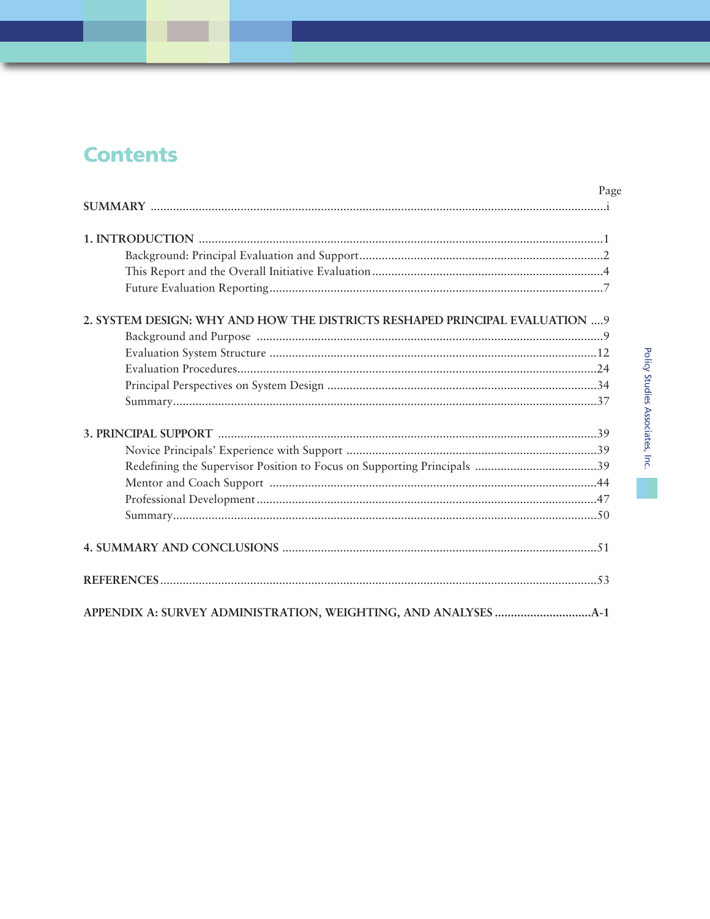# Contents

| | Page |
|---|---|
| **SUMMARY** | i |
| **1. INTRODUCTION** | 1 |
| Background: Principal Evaluation and Support | 2 |
| This Report and the Overall Initiative Evaluation | 4 |
| Future Evaluation Reporting | 7 |
| **2. SYSTEM DESIGN: WHY AND HOW THE DISTRICTS RESHAPED PRINCIPAL EVALUATION** | 9 |
| Background and Purpose | 9 |
| Evaluation System Structure | 12 |
| Evaluation Procedures | 24 |
| Principal Perspectives on System Design | 34 |
| Summary | 37 |
| **3. PRINCIPAL SUPPORT** | 39 |
| Novice Principals' Experience with Support | 39 |
| Redefining the Supervisor Position to Focus on Supporting Principals | 39 |
| Mentor and Coach Support | 44 |
| Professional Development | 47 |
| Summary | 50 |
| **4. SUMMARY AND CONCLUSIONS** | 51 |
| **REFERENCES** | 53 |
| **APPENDIX A: SURVEY ADMINISTRATION, WEIGHTING, AND ANALYSES** | A-1 |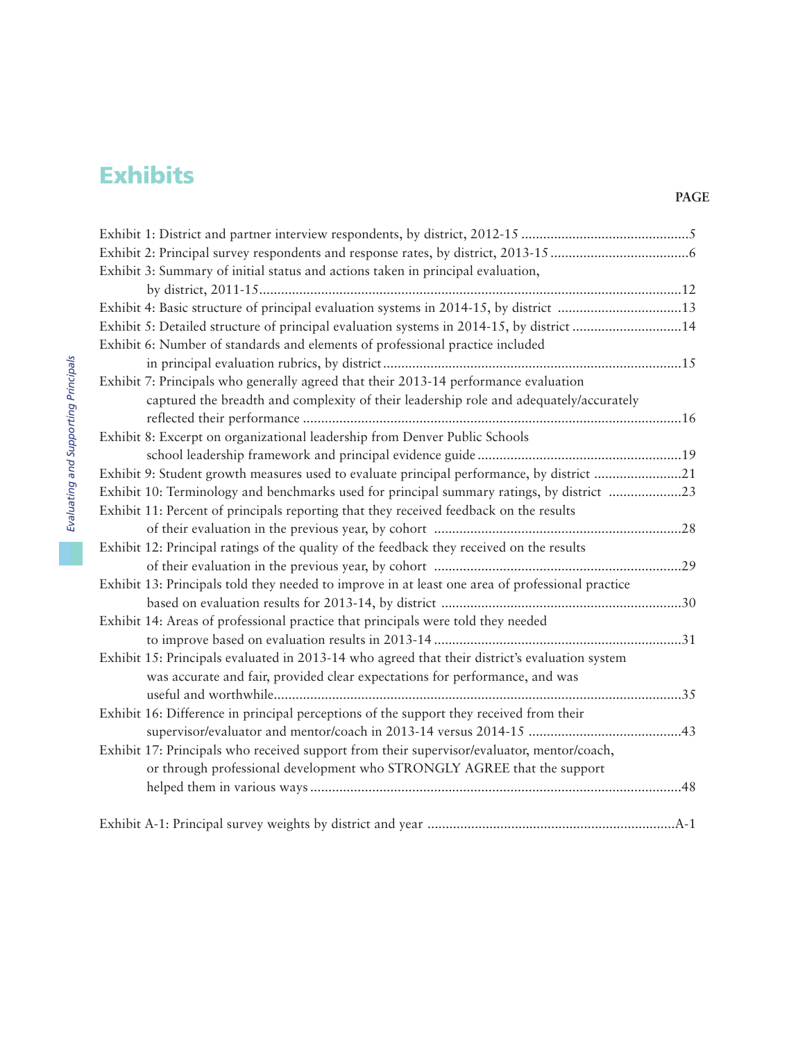# Exhibits

| | PAGE |
|---|---|
| Exhibit 1: District and partner interview respondents, by district, 2012-15 | 5 |
| Exhibit 2: Principal survey respondents and response rates, by district, 2013-15 | 6 |
| Exhibit 3: Summary of initial status and actions taken in principal evaluation, by district, 2011-15 | 12 |
| Exhibit 4: Basic structure of principal evaluation systems in 2014-15, by district | 13 |
| Exhibit 5: Detailed structure of principal evaluation systems in 2014-15, by district | 14 |
| Exhibit 6: Number of standards and elements of professional practice included in principal evaluation rubrics, by district | 15 |
| Exhibit 7: Principals who generally agreed that their 2013-14 performance evaluation captured the breadth and complexity of their leadership role and adequately/accurately reflected their performance | 16 |
| Exhibit 8: Excerpt on organizational leadership from Denver Public Schools school leadership framework and principal evidence guide | 19 |
| Exhibit 9: Student growth measures used to evaluate principal performance, by district | 21 |
| Exhibit 10: Terminology and benchmarks used for principal summary ratings, by district | 23 |
| Exhibit 11: Percent of principals reporting that they received feedback on the results of their evaluation in the previous year, by cohort | 28 |
| Exhibit 12: Principal ratings of the quality of the feedback they received on the results of their evaluation in the previous year, by cohort | 29 |
| Exhibit 13: Principals told they needed to improve in at least one area of professional practice based on evaluation results for 2013-14, by district | 30 |
| Exhibit 14: Areas of professional practice that principals were told they needed to improve based on evaluation results in 2013-14 | 31 |
| Exhibit 15: Principals evaluated in 2013-14 who agreed that their district's evaluation system was accurate and fair, provided clear expectations for performance, and was useful and worthwhile | 35 |
| Exhibit 16: Difference in principal perceptions of the support they received from their supervisor/evaluator and mentor/coach in 2013-14 versus 2014-15 | 43 |
| Exhibit 17: Principals who received support from their supervisor/evaluator, mentor/coach, or through professional development who STRONGLY AGREE that the support helped them in various ways | 48 |
| Exhibit A-1: Principal survey weights by district and year | A-1 |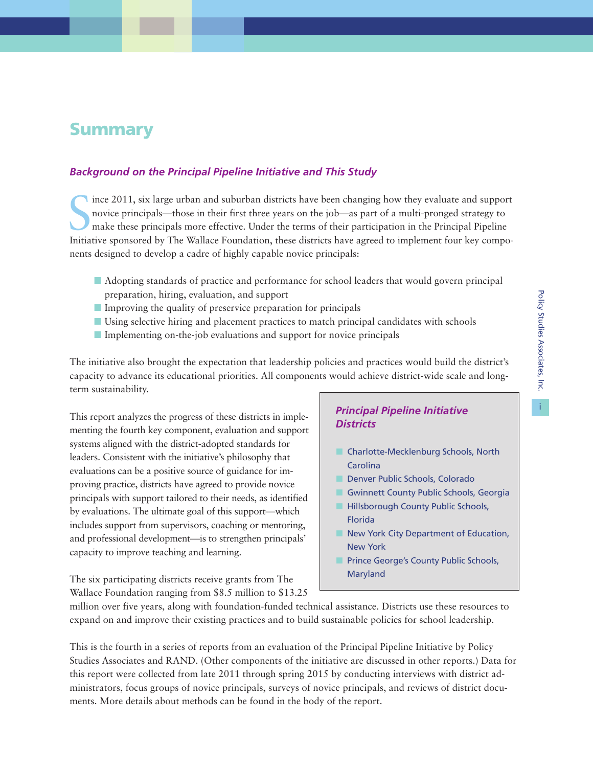# Summary

### *Background on the Principal Pipeline Initiative and This Study*

Since 2011, six large urban and suburban districts have been changing how they evaluate and support novice principals—those in their first three years on the job—as part of a multi-pronged strategy to make these principals more effective. Under the terms of their participation in the Principal Pipeline Initiative sponsored by The Wallace Foundation, these districts have agreed to implement four key components designed to develop a cadre of highly capable novice principals:

- Adopting standards of practice and performance for school leaders that would govern principal preparation, hiring, evaluation, and support
- Improving the quality of preservice preparation for principals
- Using selective hiring and placement practices to match principal candidates with schools
- Implementing on-the-job evaluations and support for novice principals

The initiative also brought the expectation that leadership policies and practices would build the district's capacity to advance its educational priorities. All components would achieve district-wide scale and long-term sustainability.

This report analyzes the progress of these districts in implementing the fourth key component, evaluation and support systems aligned with the district-adopted standards for leaders. Consistent with the initiative's philosophy that evaluations can be a positive source of guidance for improving practice, districts have agreed to provide novice principals with support tailored to their needs, as identified by evaluations. The ultimate goal of this support—which includes support from supervisors, coaching or mentoring, and professional development—is to strengthen principals' capacity to improve teaching and learning.

The six participating districts receive grants from The Wallace Foundation ranging from $8.5 million to $13.25 million over five years, along with foundation-funded technical assistance. Districts use these resources to expand on and improve their existing practices and to build sustainable policies for school leadership.

> ***Principal Pipeline Initiative Districts***
>
> - Charlotte-Mecklenburg Schools, North Carolina
> - Denver Public Schools, Colorado
> - Gwinnett County Public Schools, Georgia
> - Hillsborough County Public Schools, Florida
> - New York City Department of Education, New York
> - Prince George's County Public Schools, Maryland

This is the fourth in a series of reports from an evaluation of the Principal Pipeline Initiative by Policy Studies Associates and RAND. (Other components of the initiative are discussed in other reports.) Data for this report were collected from late 2011 through spring 2015 by conducting interviews with district administrators, focus groups of novice principals, surveys of novice principals, and reviews of district documents. More details about methods can be found in the body of the report.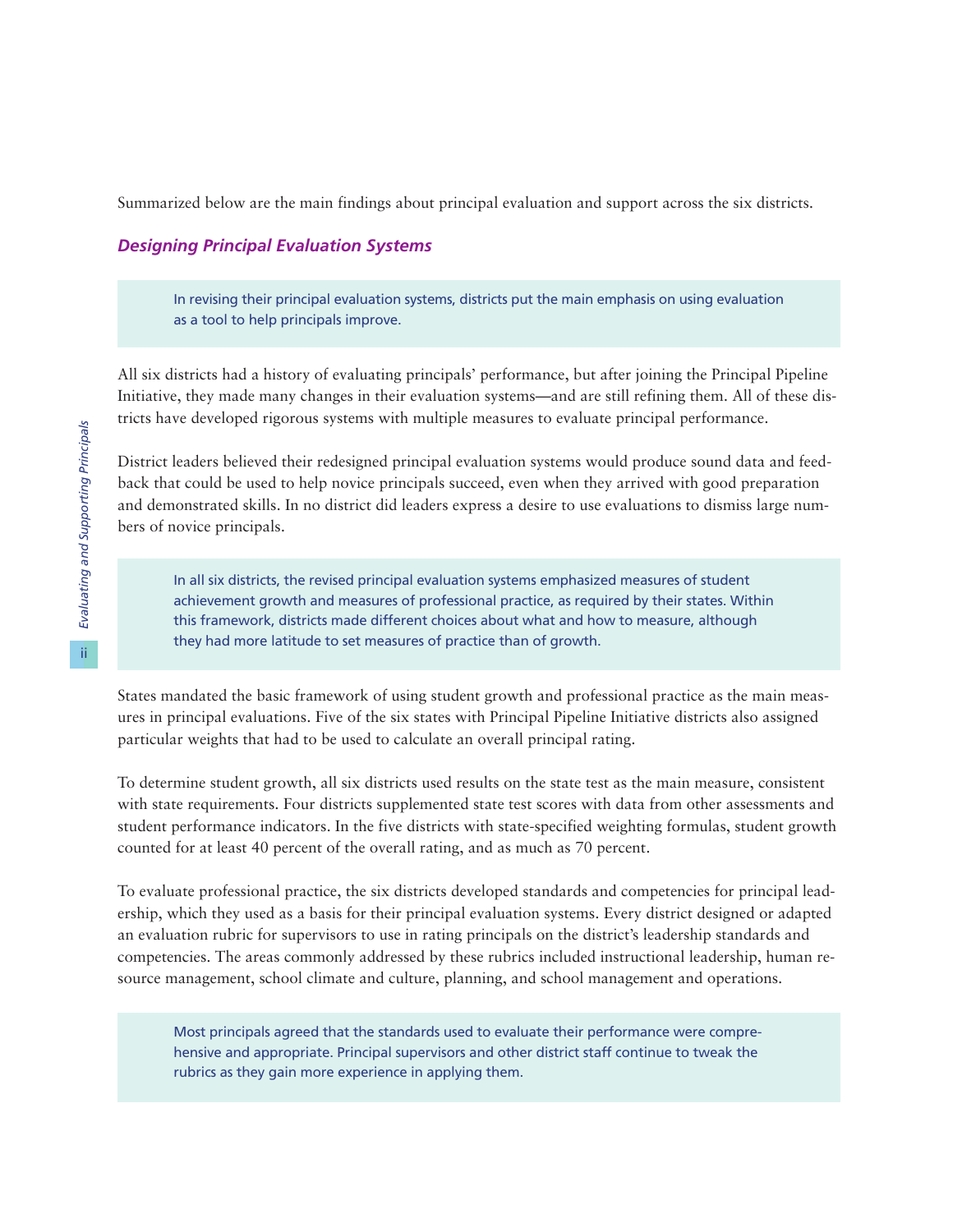Summarized below are the main findings about principal evaluation and support across the six districts.

### *Designing Principal Evaluation Systems*

> In revising their principal evaluation systems, districts put the main emphasis on using evaluation as a tool to help principals improve.

All six districts had a history of evaluating principals' performance, but after joining the Principal Pipeline Initiative, they made many changes in their evaluation systems—and are still refining them. All of these districts have developed rigorous systems with multiple measures to evaluate principal performance.

District leaders believed their redesigned principal evaluation systems would produce sound data and feedback that could be used to help novice principals succeed, even when they arrived with good preparation and demonstrated skills. In no district did leaders express a desire to use evaluations to dismiss large numbers of novice principals.

> In all six districts, the revised principal evaluation systems emphasized measures of student achievement growth and measures of professional practice, as required by their states. Within this framework, districts made different choices about what and how to measure, although they had more latitude to set measures of practice than of growth.

States mandated the basic framework of using student growth and professional practice as the main measures in principal evaluations. Five of the six states with Principal Pipeline Initiative districts also assigned particular weights that had to be used to calculate an overall principal rating.

To determine student growth, all six districts used results on the state test as the main measure, consistent with state requirements. Four districts supplemented state test scores with data from other assessments and student performance indicators. In the five districts with state-specified weighting formulas, student growth counted for at least 40 percent of the overall rating, and as much as 70 percent.

To evaluate professional practice, the six districts developed standards and competencies for principal leadership, which they used as a basis for their principal evaluation systems. Every district designed or adapted an evaluation rubric for supervisors to use in rating principals on the district's leadership standards and competencies. The areas commonly addressed by these rubrics included instructional leadership, human resource management, school climate and culture, planning, and school management and operations.

> Most principals agreed that the standards used to evaluate their performance were comprehensive and appropriate. Principal supervisors and other district staff continue to tweak the rubrics as they gain more experience in applying them.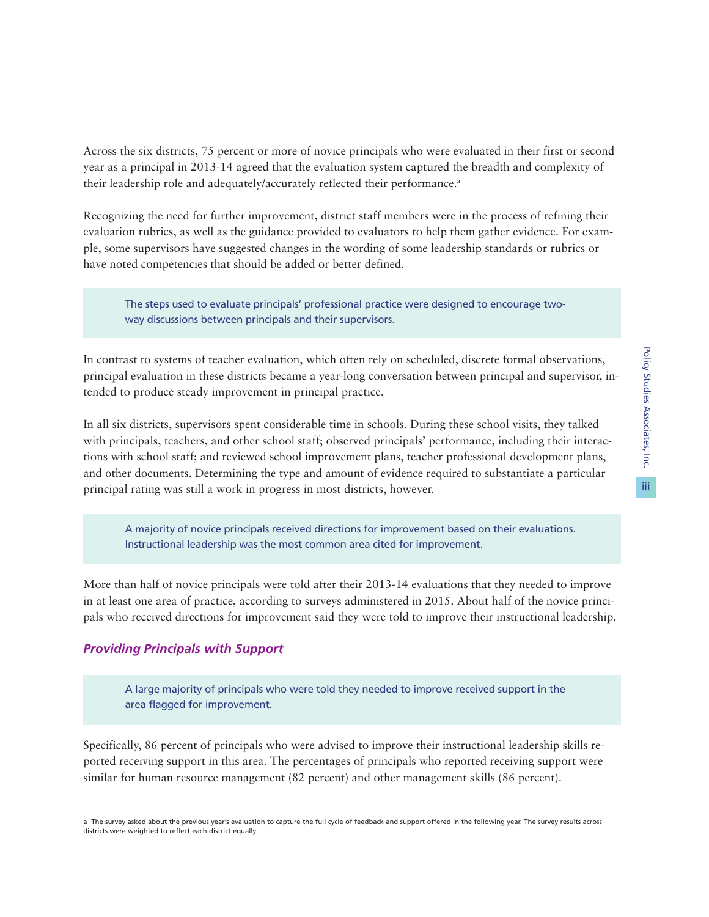Across the six districts, 75 percent or more of novice principals who were evaluated in their first or second year as a principal in 2013-14 agreed that the evaluation system captured the breadth and complexity of their leadership role and adequately/accurately reflected their performance.[a]

Recognizing the need for further improvement, district staff members were in the process of refining their evaluation rubrics, as well as the guidance provided to evaluators to help them gather evidence. For example, some supervisors have suggested changes in the wording of some leadership standards or rubrics or have noted competencies that should be added or better defined.

> The steps used to evaluate principals' professional practice were designed to encourage two-way discussions between principals and their supervisors.

In contrast to systems of teacher evaluation, which often rely on scheduled, discrete formal observations, principal evaluation in these districts became a year-long conversation between principal and supervisor, intended to produce steady improvement in principal practice.

In all six districts, supervisors spent considerable time in schools. During these school visits, they talked with principals, teachers, and other school staff; observed principals' performance, including their interactions with school staff; and reviewed school improvement plans, teacher professional development plans, and other documents. Determining the type and amount of evidence required to substantiate a particular principal rating was still a work in progress in most districts, however.

> A majority of novice principals received directions for improvement based on their evaluations. Instructional leadership was the most common area cited for improvement.

More than half of novice principals were told after their 2013-14 evaluations that they needed to improve in at least one area of practice, according to surveys administered in 2015. About half of the novice principals who received directions for improvement said they were told to improve their instructional leadership.

### *Providing Principals with Support*

> A large majority of principals who were told they needed to improve received support in the area flagged for improvement.

Specifically, 86 percent of principals who were advised to improve their instructional leadership skills reported receiving support in this area. The percentages of principals who reported receiving support were similar for human resource management (82 percent) and other management skills (86 percent).

---

[a] The survey asked about the previous year's evaluation to capture the full cycle of feedback and support offered in the following year. The survey results across districts were weighted to reflect each district equally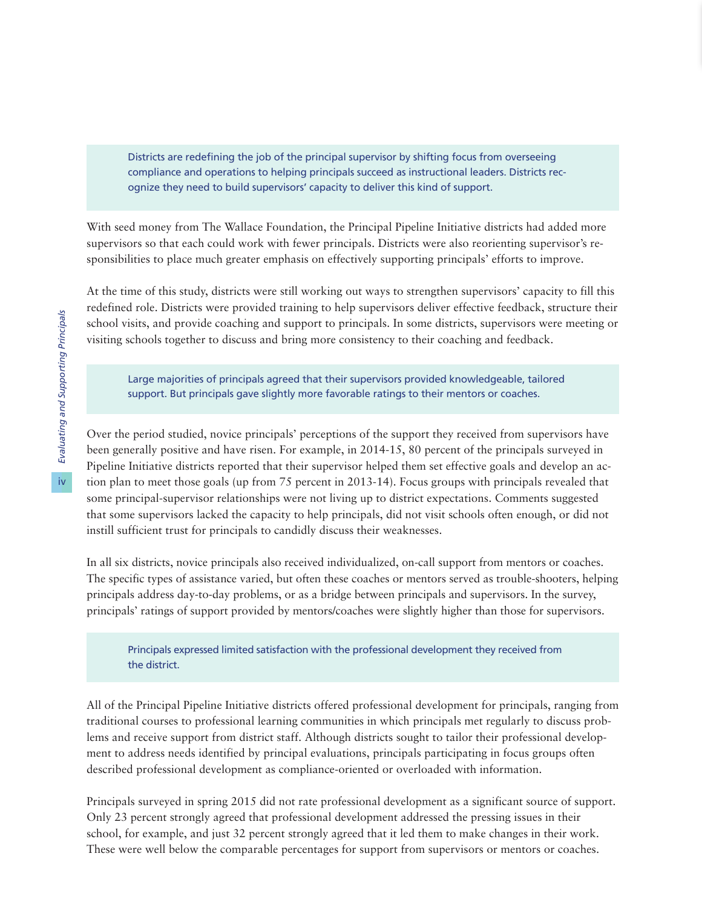> Districts are redefining the job of the principal supervisor by shifting focus from overseeing compliance and operations to helping principals succeed as instructional leaders. Districts recognize they need to build supervisors' capacity to deliver this kind of support.

With seed money from The Wallace Foundation, the Principal Pipeline Initiative districts had added more supervisors so that each could work with fewer principals. Districts were also reorienting supervisor's responsibilities to place much greater emphasis on effectively supporting principals' efforts to improve.

At the time of this study, districts were still working out ways to strengthen supervisors' capacity to fill this redefined role. Districts were provided training to help supervisors deliver effective feedback, structure their school visits, and provide coaching and support to principals. In some districts, supervisors were meeting or visiting schools together to discuss and bring more consistency to their coaching and feedback.

> Large majorities of principals agreed that their supervisors provided knowledgeable, tailored support. But principals gave slightly more favorable ratings to their mentors or coaches.

Over the period studied, novice principals' perceptions of the support they received from supervisors have been generally positive and have risen. For example, in 2014-15, 80 percent of the principals surveyed in Pipeline Initiative districts reported that their supervisor helped them set effective goals and develop an action plan to meet those goals (up from 75 percent in 2013-14). Focus groups with principals revealed that some principal-supervisor relationships were not living up to district expectations. Comments suggested that some supervisors lacked the capacity to help principals, did not visit schools often enough, or did not instill sufficient trust for principals to candidly discuss their weaknesses.

In all six districts, novice principals also received individualized, on-call support from mentors or coaches. The specific types of assistance varied, but often these coaches or mentors served as trouble-shooters, helping principals address day-to-day problems, or as a bridge between principals and supervisors. In the survey, principals' ratings of support provided by mentors/coaches were slightly higher than those for supervisors.

> Principals expressed limited satisfaction with the professional development they received from the district.

All of the Principal Pipeline Initiative districts offered professional development for principals, ranging from traditional courses to professional learning communities in which principals met regularly to discuss problems and receive support from district staff. Although districts sought to tailor their professional development to address needs identified by principal evaluations, principals participating in focus groups often described professional development as compliance-oriented or overloaded with information.

Principals surveyed in spring 2015 did not rate professional development as a significant source of support. Only 23 percent strongly agreed that professional development addressed the pressing issues in their school, for example, and just 32 percent strongly agreed that it led them to make changes in their work. These were well below the comparable percentages for support from supervisors or mentors or coaches.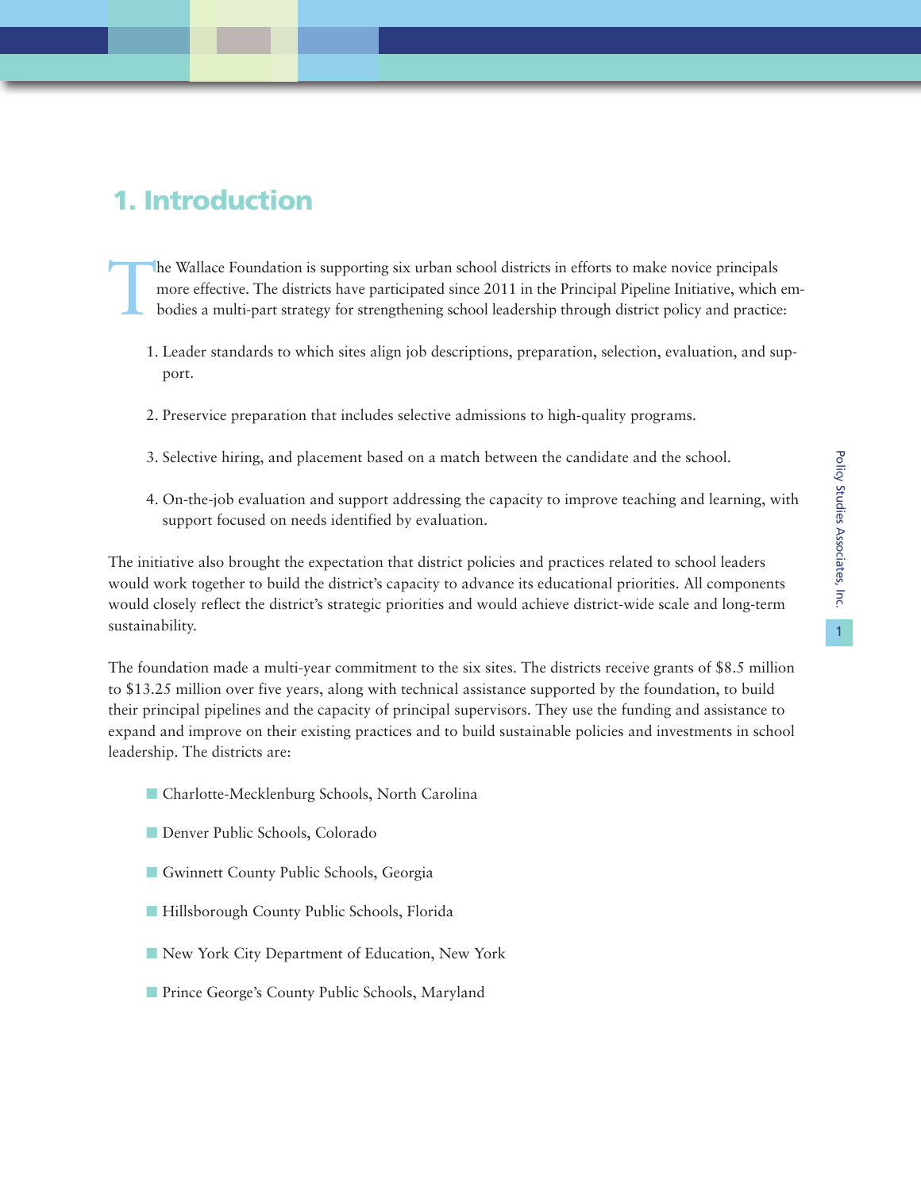## 1. Introduction

The Wallace Foundation is supporting six urban school districts in efforts to make novice principals more effective. The districts have participated since 2011 in the Principal Pipeline Initiative, which embodies a multi-part strategy for strengthening school leadership through district policy and practice:

1. Leader standards to which sites align job descriptions, preparation, selection, evaluation, and support.
2. Preservice preparation that includes selective admissions to high-quality programs.
3. Selective hiring, and placement based on a match between the candidate and the school.
4. On-the-job evaluation and support addressing the capacity to improve teaching and learning, with support focused on needs identified by evaluation.

The initiative also brought the expectation that district policies and practices related to school leaders would work together to build the district's capacity to advance its educational priorities. All components would closely reflect the district's strategic priorities and would achieve district-wide scale and long-term sustainability.

The foundation made a multi-year commitment to the six sites. The districts receive grants of $8.5 million to $13.25 million over five years, along with technical assistance supported by the foundation, to build their principal pipelines and the capacity of principal supervisors. They use the funding and assistance to expand and improve on their existing practices and to build sustainable policies and investments in school leadership. The districts are:

- Charlotte-Mecklenburg Schools, North Carolina
- Denver Public Schools, Colorado
- Gwinnett County Public Schools, Georgia
- Hillsborough County Public Schools, Florida
- New York City Department of Education, New York
- Prince George's County Public Schools, Maryland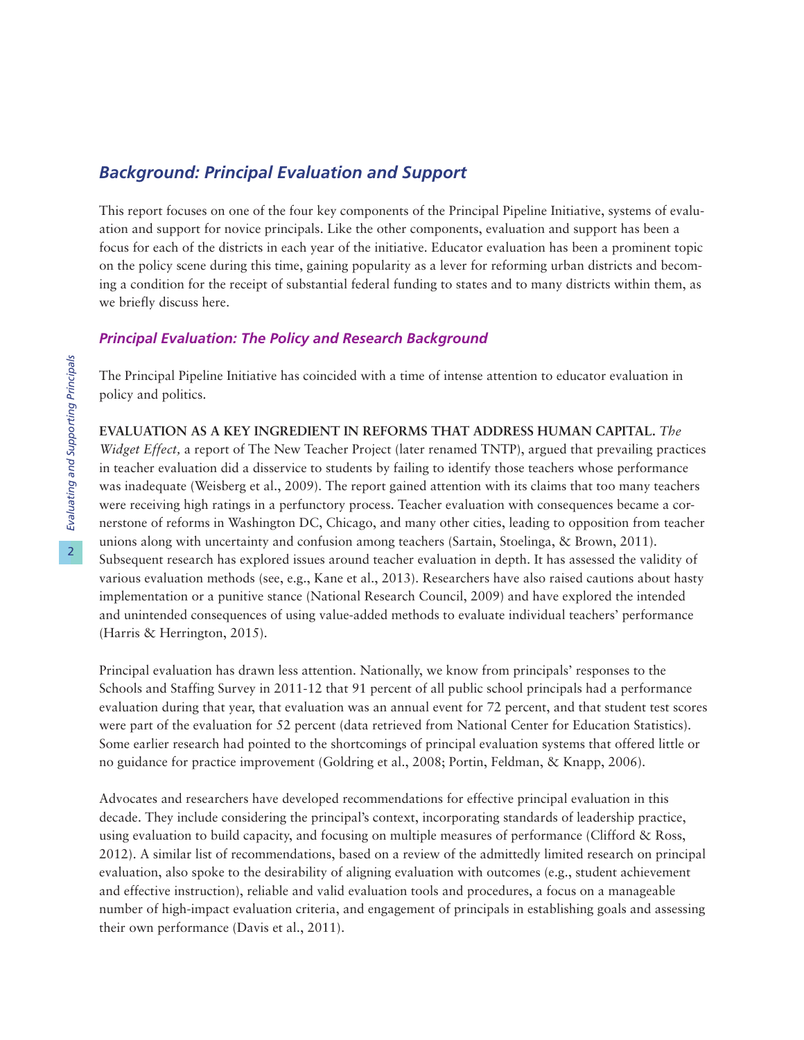## *Background: Principal Evaluation and Support*

This report focuses on one of the four key components of the Principal Pipeline Initiative, systems of evaluation and support for novice principals. Like the other components, evaluation and support has been a focus for each of the districts in each year of the initiative. Educator evaluation has been a prominent topic on the policy scene during this time, gaining popularity as a lever for reforming urban districts and becoming a condition for the receipt of substantial federal funding to states and to many districts within them, as we briefly discuss here.

### *Principal Evaluation: The Policy and Research Background*

The Principal Pipeline Initiative has coincided with a time of intense attention to educator evaluation in policy and politics.

**EVALUATION AS A KEY INGREDIENT IN REFORMS THAT ADDRESS HUMAN CAPITAL.** *The Widget Effect,* a report of The New Teacher Project (later renamed TNTP), argued that prevailing practices in teacher evaluation did a disservice to students by failing to identify those teachers whose performance was inadequate (Weisberg et al., 2009). The report gained attention with its claims that too many teachers were receiving high ratings in a perfunctory process. Teacher evaluation with consequences became a cornerstone of reforms in Washington DC, Chicago, and many other cities, leading to opposition from teacher unions along with uncertainty and confusion among teachers (Sartain, Stoelinga, & Brown, 2011). Subsequent research has explored issues around teacher evaluation in depth. It has assessed the validity of various evaluation methods (see, e.g., Kane et al., 2013). Researchers have also raised cautions about hasty implementation or a punitive stance (National Research Council, 2009) and have explored the intended and unintended consequences of using value-added methods to evaluate individual teachers' performance (Harris & Herrington, 2015).

Principal evaluation has drawn less attention. Nationally, we know from principals' responses to the Schools and Staffing Survey in 2011-12 that 91 percent of all public school principals had a performance evaluation during that year, that evaluation was an annual event for 72 percent, and that student test scores were part of the evaluation for 52 percent (data retrieved from National Center for Education Statistics). Some earlier research had pointed to the shortcomings of principal evaluation systems that offered little or no guidance for practice improvement (Goldring et al., 2008; Portin, Feldman, & Knapp, 2006).

Advocates and researchers have developed recommendations for effective principal evaluation in this decade. They include considering the principal's context, incorporating standards of leadership practice, using evaluation to build capacity, and focusing on multiple measures of performance (Clifford & Ross, 2012). A similar list of recommendations, based on a review of the admittedly limited research on principal evaluation, also spoke to the desirability of aligning evaluation with outcomes (e.g., student achievement and effective instruction), reliable and valid evaluation tools and procedures, a focus on a manageable number of high-impact evaluation criteria, and engagement of principals in establishing goals and assessing their own performance (Davis et al., 2011).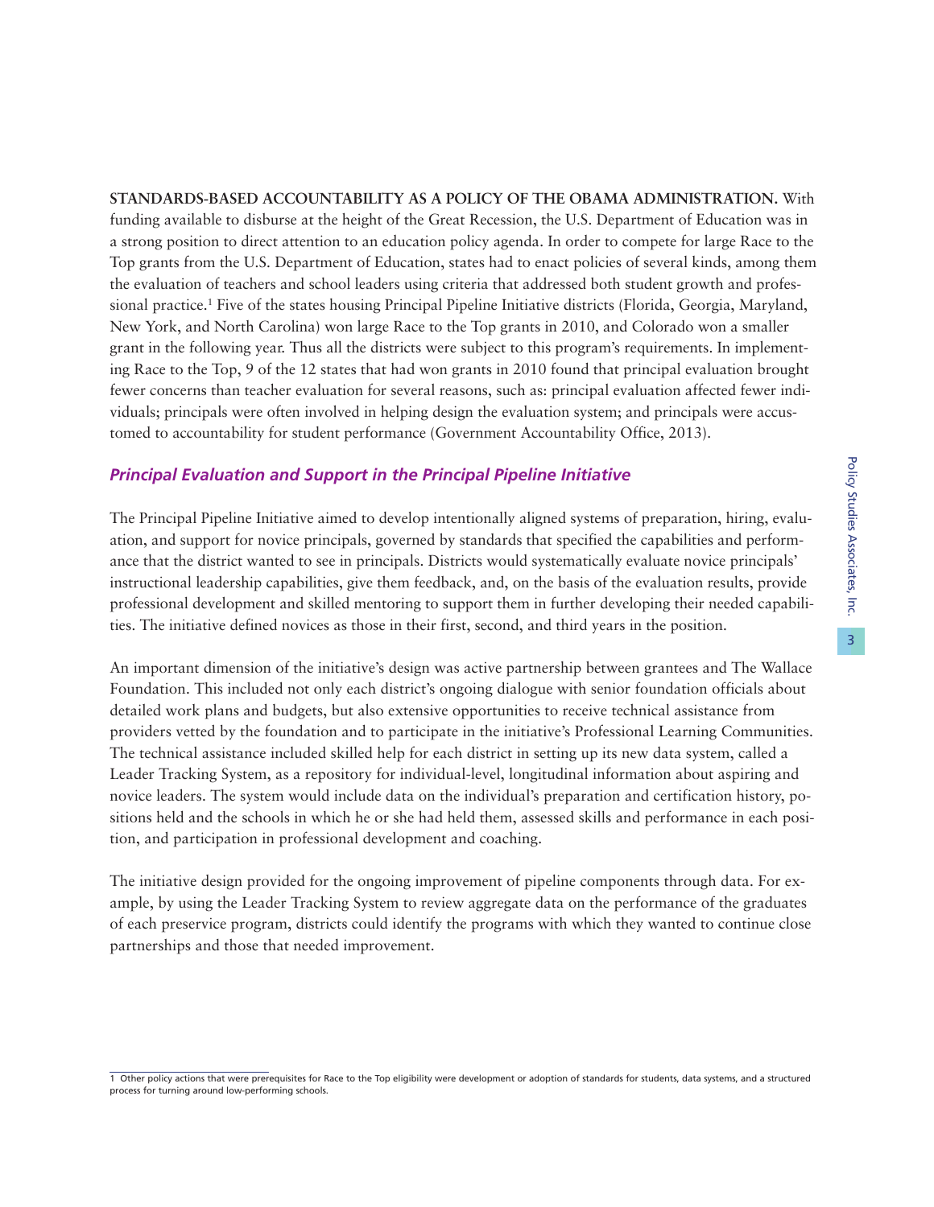**STANDARDS-BASED ACCOUNTABILITY AS A POLICY OF THE OBAMA ADMINISTRATION.** With funding available to disburse at the height of the Great Recession, the U.S. Department of Education was in a strong position to direct attention to an education policy agenda. In order to compete for large Race to the Top grants from the U.S. Department of Education, states had to enact policies of several kinds, among them the evaluation of teachers and school leaders using criteria that addressed both student growth and professional practice.[1] Five of the states housing Principal Pipeline Initiative districts (Florida, Georgia, Maryland, New York, and North Carolina) won large Race to the Top grants in 2010, and Colorado won a smaller grant in the following year. Thus all the districts were subject to this program's requirements. In implementing Race to the Top, 9 of the 12 states that had won grants in 2010 found that principal evaluation brought fewer concerns than teacher evaluation for several reasons, such as: principal evaluation affected fewer individuals; principals were often involved in helping design the evaluation system; and principals were accustomed to accountability for student performance (Government Accountability Office, 2013).

### *Principal Evaluation and Support in the Principal Pipeline Initiative*

The Principal Pipeline Initiative aimed to develop intentionally aligned systems of preparation, hiring, evaluation, and support for novice principals, governed by standards that specified the capabilities and performance that the district wanted to see in principals. Districts would systematically evaluate novice principals' instructional leadership capabilities, give them feedback, and, on the basis of the evaluation results, provide professional development and skilled mentoring to support them in further developing their needed capabilities. The initiative defined novices as those in their first, second, and third years in the position.

An important dimension of the initiative's design was active partnership between grantees and The Wallace Foundation. This included not only each district's ongoing dialogue with senior foundation officials about detailed work plans and budgets, but also extensive opportunities to receive technical assistance from providers vetted by the foundation and to participate in the initiative's Professional Learning Communities. The technical assistance included skilled help for each district in setting up its new data system, called a Leader Tracking System, as a repository for individual-level, longitudinal information about aspiring and novice leaders. The system would include data on the individual's preparation and certification history, positions held and the schools in which he or she had held them, assessed skills and performance in each position, and participation in professional development and coaching.

The initiative design provided for the ongoing improvement of pipeline components through data. For example, by using the Leader Tracking System to review aggregate data on the performance of the graduates of each preservice program, districts could identify the programs with which they wanted to continue close partnerships and those that needed improvement.

---

[1] Other policy actions that were prerequisites for Race to the Top eligibility were development or adoption of standards for students, data systems, and a structured process for turning around low-performing schools.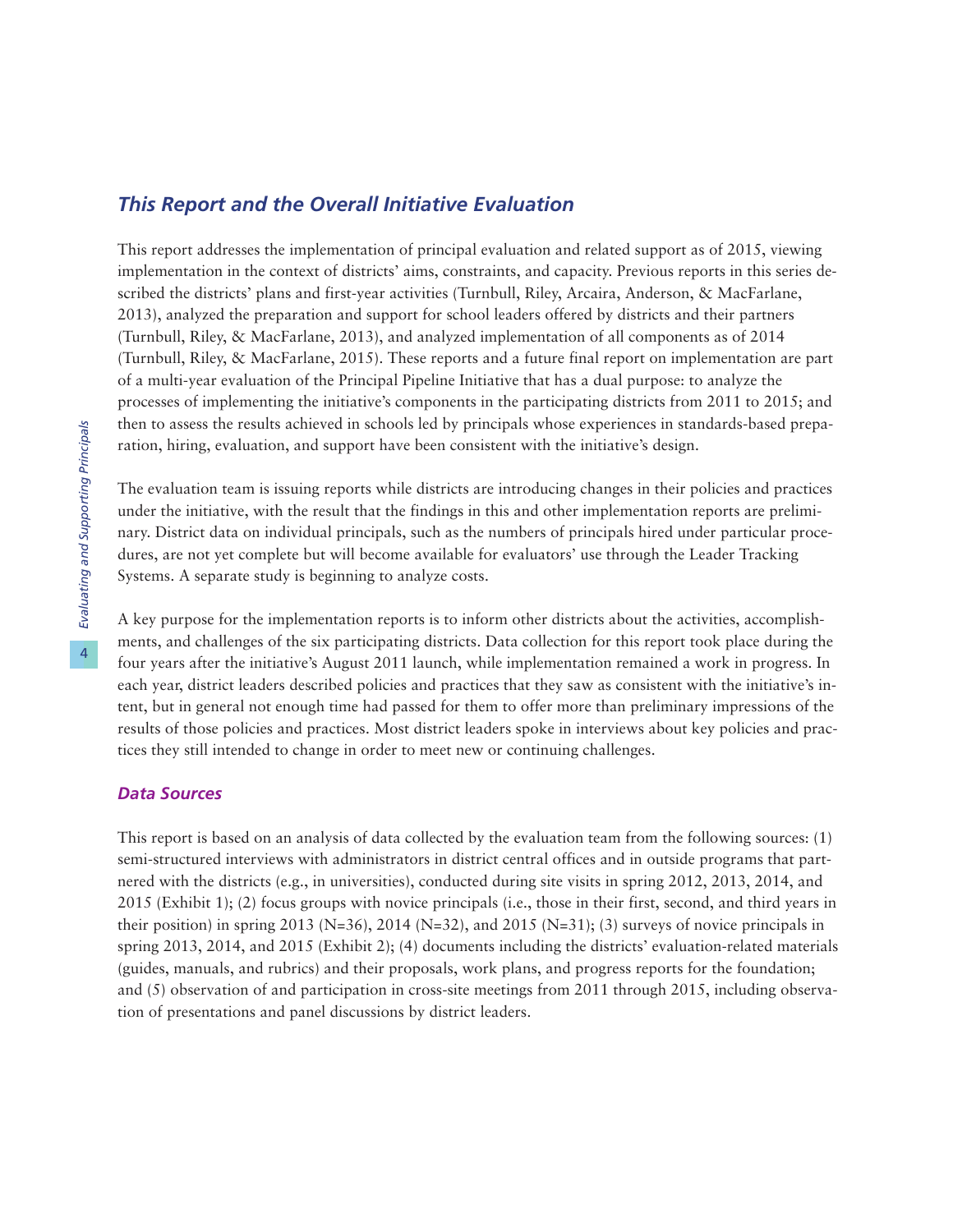## This Report and the Overall Initiative Evaluation

This report addresses the implementation of principal evaluation and related support as of 2015, viewing implementation in the context of districts' aims, constraints, and capacity. Previous reports in this series described the districts' plans and first-year activities (Turnbull, Riley, Arcaira, Anderson, & MacFarlane, 2013), analyzed the preparation and support for school leaders offered by districts and their partners (Turnbull, Riley, & MacFarlane, 2013), and analyzed implementation of all components as of 2014 (Turnbull, Riley, & MacFarlane, 2015). These reports and a future final report on implementation are part of a multi-year evaluation of the Principal Pipeline Initiative that has a dual purpose: to analyze the processes of implementing the initiative's components in the participating districts from 2011 to 2015; and then to assess the results achieved in schools led by principals whose experiences in standards-based preparation, hiring, evaluation, and support have been consistent with the initiative's design.

The evaluation team is issuing reports while districts are introducing changes in their policies and practices under the initiative, with the result that the findings in this and other implementation reports are preliminary. District data on individual principals, such as the numbers of principals hired under particular procedures, are not yet complete but will become available for evaluators' use through the Leader Tracking Systems. A separate study is beginning to analyze costs.

A key purpose for the implementation reports is to inform other districts about the activities, accomplishments, and challenges of the six participating districts. Data collection for this report took place during the four years after the initiative's August 2011 launch, while implementation remained a work in progress. In each year, district leaders described policies and practices that they saw as consistent with the initiative's intent, but in general not enough time had passed for them to offer more than preliminary impressions of the results of those policies and practices. Most district leaders spoke in interviews about key policies and practices they still intended to change in order to meet new or continuing challenges.

### Data Sources

This report is based on an analysis of data collected by the evaluation team from the following sources: (1) semi-structured interviews with administrators in district central offices and in outside programs that partnered with the districts (e.g., in universities), conducted during site visits in spring 2012, 2013, 2014, and 2015 (Exhibit 1); (2) focus groups with novice principals (i.e., those in their first, second, and third years in their position) in spring 2013 (N=36), 2014 (N=32), and 2015 (N=31); (3) surveys of novice principals in spring 2013, 2014, and 2015 (Exhibit 2); (4) documents including the districts' evaluation-related materials (guides, manuals, and rubrics) and their proposals, work plans, and progress reports for the foundation; and (5) observation of and participation in cross-site meetings from 2011 through 2015, including observation of presentations and panel discussions by district leaders.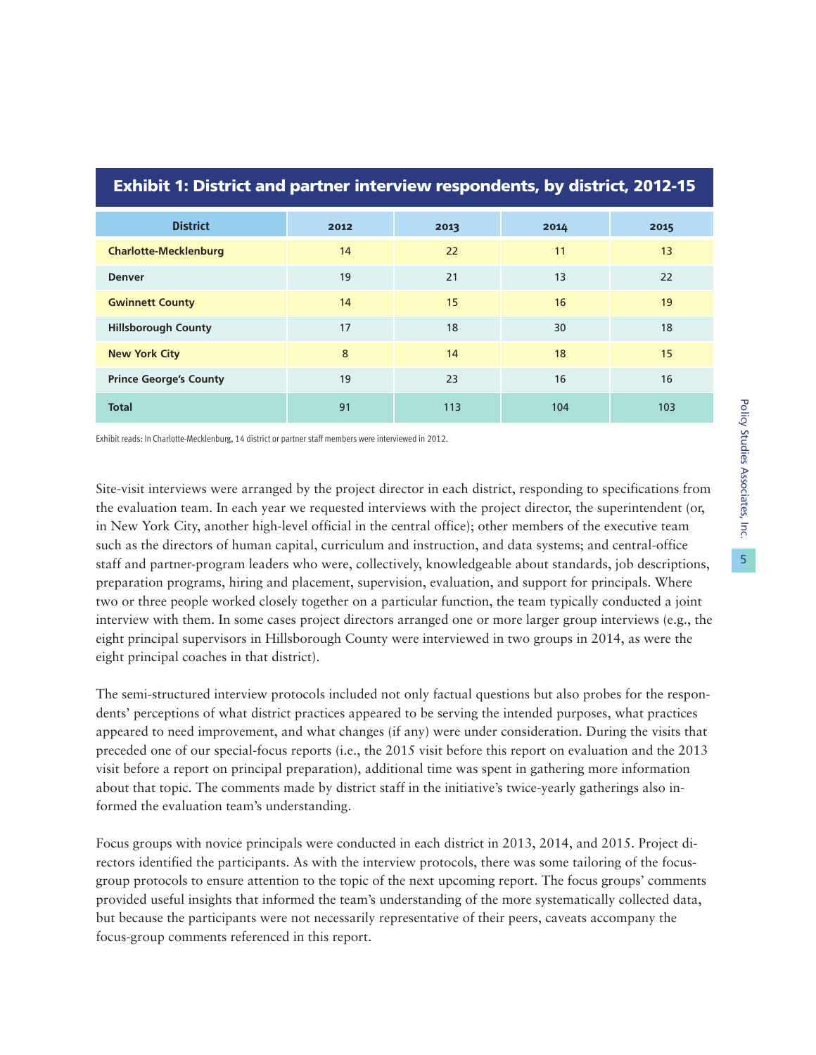### Exhibit 1: District and partner interview respondents, by district, 2012-15

| District | 2012 | 2013 | 2014 | 2015 |
|---|---|---|---|---|
| **Charlotte-Mecklenburg** | 14 | 22 | 11 | 13 |
| **Denver** | 19 | 21 | 13 | 22 |
| **Gwinnett County** | 14 | 15 | 16 | 19 |
| **Hillsborough County** | 17 | 18 | 30 | 18 |
| **New York City** | 8 | 14 | 18 | 15 |
| **Prince George's County** | 19 | 23 | 16 | 16 |
| **Total** | 91 | 113 | 104 | 103 |

Exhibit reads: In Charlotte-Mecklenburg, 14 district or partner staff members were interviewed in 2012.

Site-visit interviews were arranged by the project director in each district, responding to specifications from the evaluation team. In each year we requested interviews with the project director, the superintendent (or, in New York City, another high-level official in the central office); other members of the executive team such as the directors of human capital, curriculum and instruction, and data systems; and central-office staff and partner-program leaders who were, collectively, knowledgeable about standards, job descriptions, preparation programs, hiring and placement, supervision, evaluation, and support for principals. Where two or three people worked closely together on a particular function, the team typically conducted a joint interview with them. In some cases project directors arranged one or more larger group interviews (e.g., the eight principal supervisors in Hillsborough County were interviewed in two groups in 2014, as were the eight principal coaches in that district).

The semi-structured interview protocols included not only factual questions but also probes for the respondents' perceptions of what district practices appeared to be serving the intended purposes, what practices appeared to need improvement, and what changes (if any) were under consideration. During the visits that preceded one of our special-focus reports (i.e., the 2015 visit before this report on evaluation and the 2013 visit before a report on principal preparation), additional time was spent in gathering more information about that topic. The comments made by district staff in the initiative's twice-yearly gatherings also informed the evaluation team's understanding.

Focus groups with novice principals were conducted in each district in 2013, 2014, and 2015. Project directors identified the participants. As with the interview protocols, there was some tailoring of the focus-group protocols to ensure attention to the topic of the next upcoming report. The focus groups' comments provided useful insights that informed the team's understanding of the more systematically collected data, but because the participants were not necessarily representative of their peers, caveats accompany the focus-group comments referenced in this report.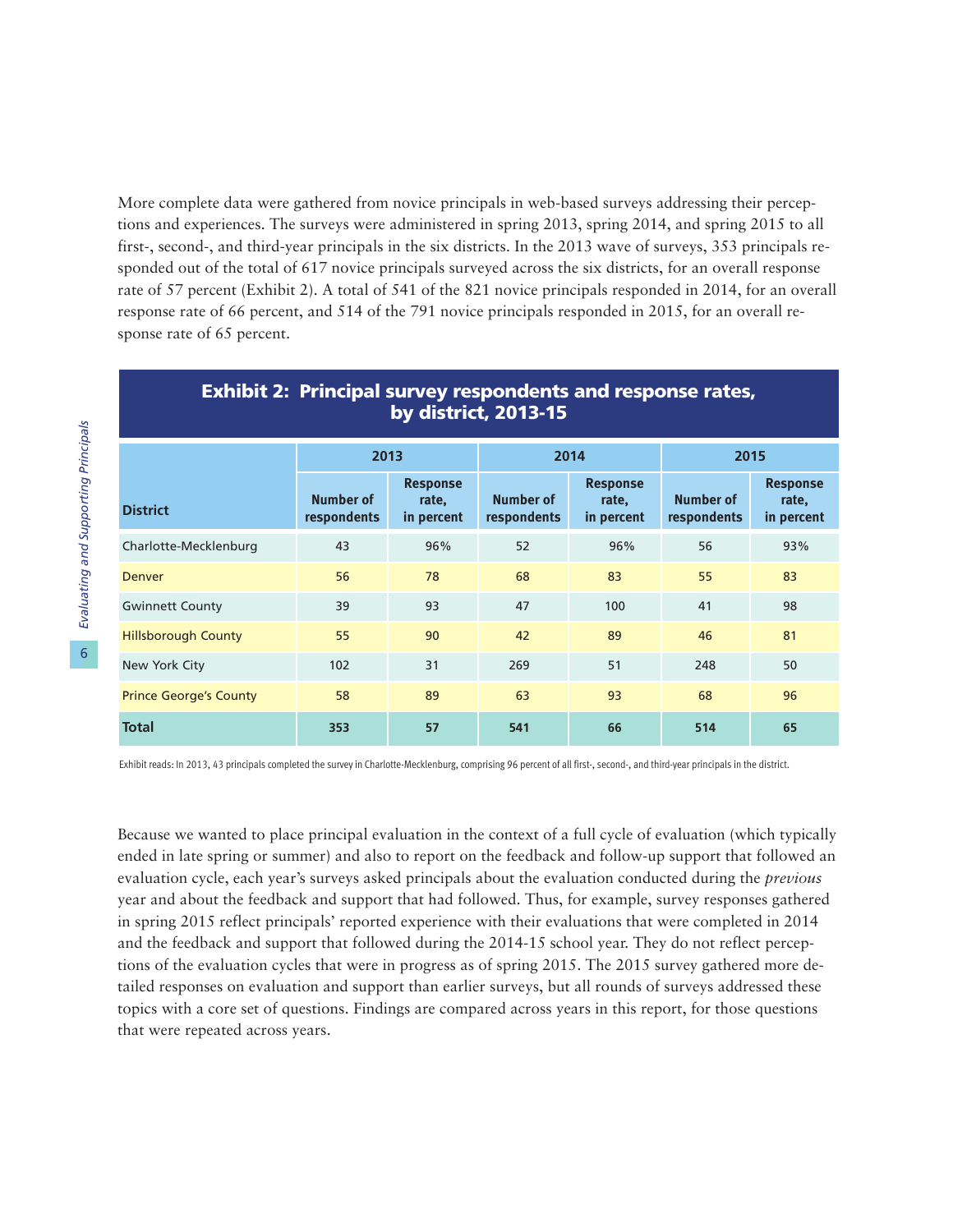More complete data were gathered from novice principals in web-based surveys addressing their perceptions and experiences. The surveys were administered in spring 2013, spring 2014, and spring 2015 to all first-, second-, and third-year principals in the six districts. In the 2013 wave of surveys, 353 principals responded out of the total of 617 novice principals surveyed across the six districts, for an overall response rate of 57 percent (Exhibit 2). A total of 541 of the 821 novice principals responded in 2014, for an overall response rate of 66 percent, and 514 of the 791 novice principals responded in 2015, for an overall response rate of 65 percent.

**Exhibit 2: Principal survey respondents and response rates, by district, 2013-15**

| District | 2013 | | 2014 | | 2015 | |
|---|---|---|---|---|---|---|
| | Number of respondents | Response rate, in percent | Number of respondents | Response rate, in percent | Number of respondents | Response rate, in percent |
| Charlotte-Mecklenburg | 43 | 96% | 52 | 96% | 56 | 93% |
| Denver | 56 | 78 | 68 | 83 | 55 | 83 |
| Gwinnett County | 39 | 93 | 47 | 100 | 41 | 98 |
| Hillsborough County | 55 | 90 | 42 | 89 | 46 | 81 |
| New York City | 102 | 31 | 269 | 51 | 248 | 50 |
| Prince George's County | 58 | 89 | 63 | 93 | 68 | 96 |
| **Total** | **353** | **57** | **541** | **66** | **514** | **65** |

Exhibit reads: In 2013, 43 principals completed the survey in Charlotte-Mecklenburg, comprising 96 percent of all first-, second-, and third-year principals in the district.

Because we wanted to place principal evaluation in the context of a full cycle of evaluation (which typically ended in late spring or summer) and also to report on the feedback and follow-up support that followed an evaluation cycle, each year's surveys asked principals about the evaluation conducted during the *previous* year and about the feedback and support that had followed. Thus, for example, survey responses gathered in spring 2015 reflect principals' reported experience with their evaluations that were completed in 2014 and the feedback and support that followed during the 2014-15 school year. They do not reflect perceptions of the evaluation cycles that were in progress as of spring 2015. The 2015 survey gathered more detailed responses on evaluation and support than earlier surveys, but all rounds of surveys addressed these topics with a core set of questions. Findings are compared across years in this report, for those questions that were repeated across years.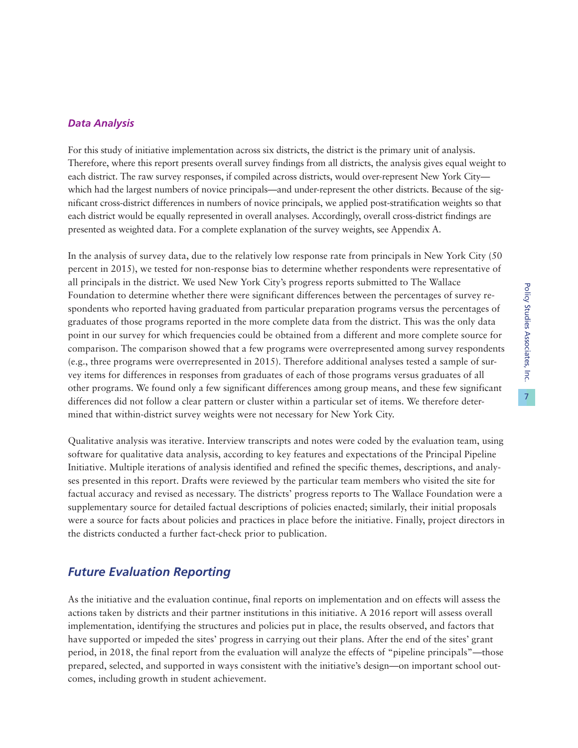### *Data Analysis*

For this study of initiative implementation across six districts, the district is the primary unit of analysis. Therefore, where this report presents overall survey findings from all districts, the analysis gives equal weight to each district. The raw survey responses, if compiled across districts, would over-represent New York City—which had the largest numbers of novice principals—and under-represent the other districts. Because of the significant cross-district differences in numbers of novice principals, we applied post-stratification weights so that each district would be equally represented in overall analyses. Accordingly, overall cross-district findings are presented as weighted data. For a complete explanation of the survey weights, see Appendix A.

In the analysis of survey data, due to the relatively low response rate from principals in New York City (50 percent in 2015), we tested for non-response bias to determine whether respondents were representative of all principals in the district. We used New York City's progress reports submitted to The Wallace Foundation to determine whether there were significant differences between the percentages of survey respondents who reported having graduated from particular preparation programs versus the percentages of graduates of those programs reported in the more complete data from the district. This was the only data point in our survey for which frequencies could be obtained from a different and more complete source for comparison. The comparison showed that a few programs were overrepresented among survey respondents (e.g., three programs were overrepresented in 2015). Therefore additional analyses tested a sample of survey items for differences in responses from graduates of each of those programs versus graduates of all other programs. We found only a few significant differences among group means, and these few significant differences did not follow a clear pattern or cluster within a particular set of items. We therefore determined that within-district survey weights were not necessary for New York City.

Qualitative analysis was iterative. Interview transcripts and notes were coded by the evaluation team, using software for qualitative data analysis, according to key features and expectations of the Principal Pipeline Initiative. Multiple iterations of analysis identified and refined the specific themes, descriptions, and analyses presented in this report. Drafts were reviewed by the particular team members who visited the site for factual accuracy and revised as necessary. The districts' progress reports to The Wallace Foundation were a supplementary source for detailed factual descriptions of policies enacted; similarly, their initial proposals were a source for facts about policies and practices in place before the initiative. Finally, project directors in the districts conducted a further fact-check prior to publication.

## *Future Evaluation Reporting*

As the initiative and the evaluation continue, final reports on implementation and on effects will assess the actions taken by districts and their partner institutions in this initiative. A 2016 report will assess overall implementation, identifying the structures and policies put in place, the results observed, and factors that have supported or impeded the sites' progress in carrying out their plans. After the end of the sites' grant period, in 2018, the final report from the evaluation will analyze the effects of "pipeline principals"—those prepared, selected, and supported in ways consistent with the initiative's design—on important school outcomes, including growth in student achievement.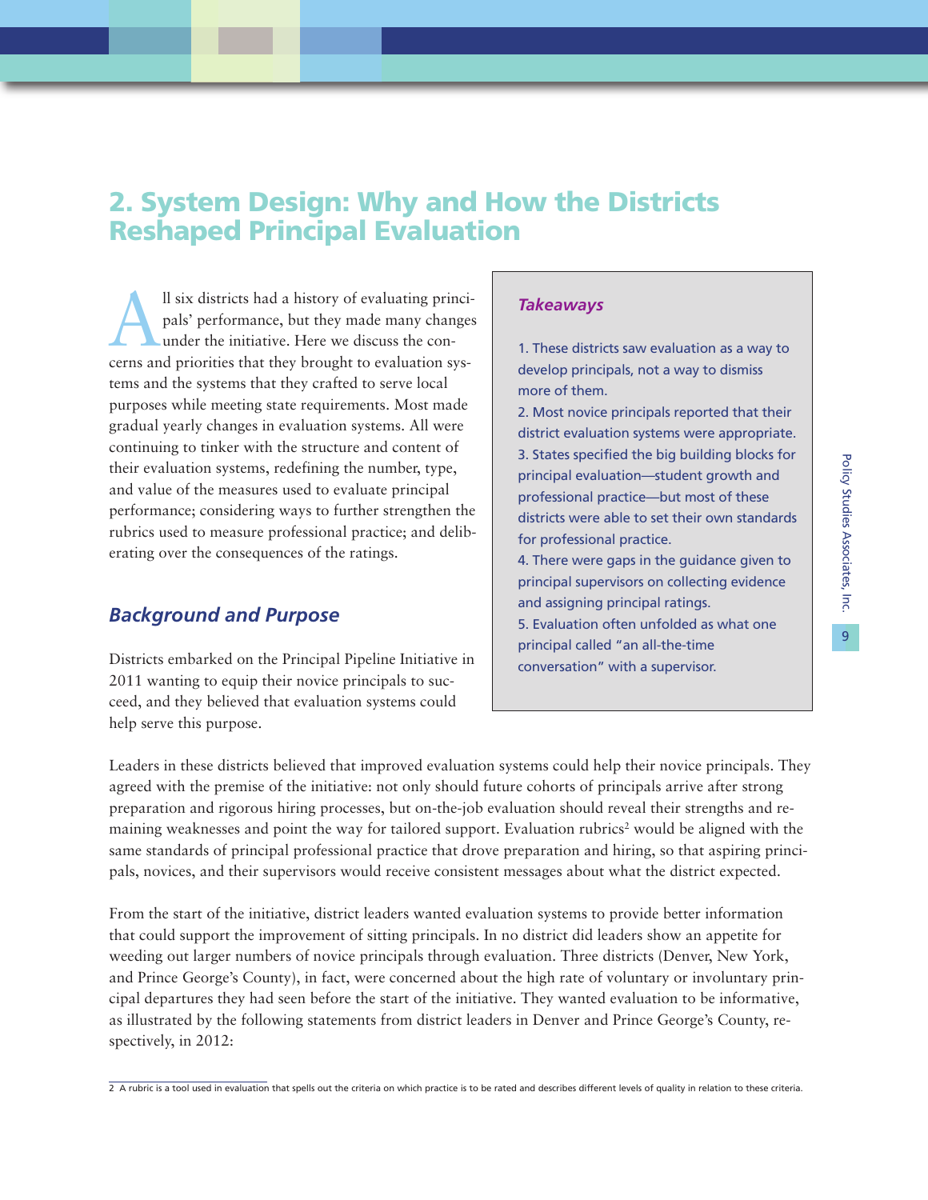## 2. System Design: Why and How the Districts Reshaped Principal Evaluation

All six districts had a history of evaluating principals' performance, but they made many changes under the initiative. Here we discuss the concerns and priorities that they brought to evaluation systems and the systems that they crafted to serve local purposes while meeting state requirements. Most made gradual yearly changes in evaluation systems. All were continuing to tinker with the structure and content of their evaluation systems, redefining the number, type, and value of the measures used to evaluate principal performance; considering ways to further strengthen the rubrics used to measure professional practice; and deliberating over the consequences of the ratings.

> ***Takeaways***
>
> 1. These districts saw evaluation as a way to develop principals, not a way to dismiss more of them.
> 2. Most novice principals reported that their district evaluation systems were appropriate.
> 3. States specified the big building blocks for principal evaluation—student growth and professional practice—but most of these districts were able to set their own standards for professional practice.
> 4. There were gaps in the guidance given to principal supervisors on collecting evidence and assigning principal ratings.
> 5. Evaluation often unfolded as what one principal called "an all-the-time conversation" with a supervisor.

### *Background and Purpose*

Districts embarked on the Principal Pipeline Initiative in 2011 wanting to equip their novice principals to succeed, and they believed that evaluation systems could help serve this purpose.

Leaders in these districts believed that improved evaluation systems could help their novice principals. They agreed with the premise of the initiative: not only should future cohorts of principals arrive after strong preparation and rigorous hiring processes, but on-the-job evaluation should reveal their strengths and remaining weaknesses and point the way for tailored support. Evaluation rubrics[2] would be aligned with the same standards of principal professional practice that drove preparation and hiring, so that aspiring principals, novices, and their supervisors would receive consistent messages about what the district expected.

From the start of the initiative, district leaders wanted evaluation systems to provide better information that could support the improvement of sitting principals. In no district did leaders show an appetite for weeding out larger numbers of novice principals through evaluation. Three districts (Denver, New York, and Prince George's County), in fact, were concerned about the high rate of voluntary or involuntary principal departures they had seen before the start of the initiative. They wanted evaluation to be informative, as illustrated by the following statements from district leaders in Denver and Prince George's County, respectively, in 2012:

---

2 A rubric is a tool used in evaluation that spells out the criteria on which practice is to be rated and describes different levels of quality in relation to these criteria.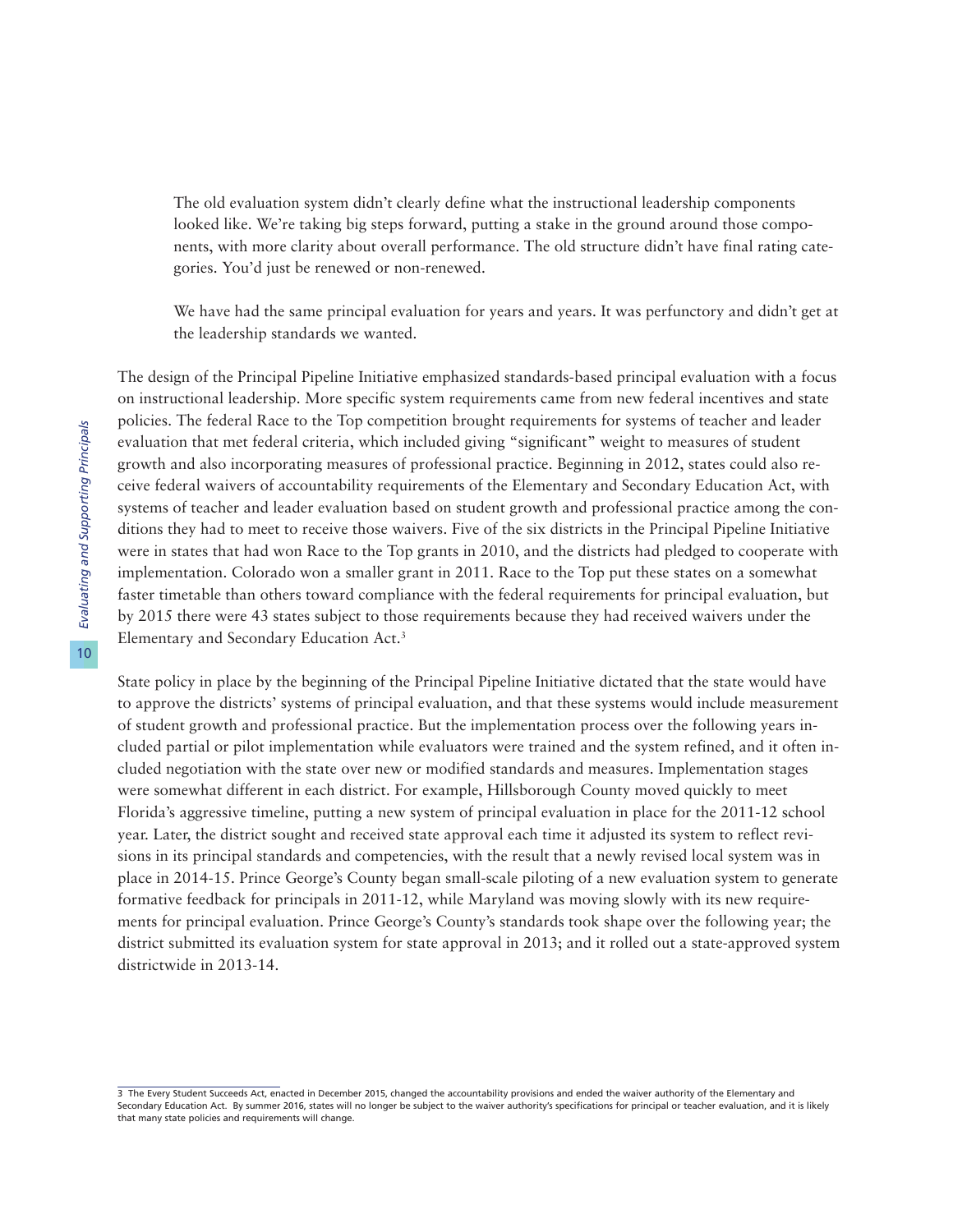> The old evaluation system didn't clearly define what the instructional leadership components looked like. We're taking big steps forward, putting a stake in the ground around those components, with more clarity about overall performance. The old structure didn't have final rating categories. You'd just be renewed or non-renewed.

> We have had the same principal evaluation for years and years. It was perfunctory and didn't get at the leadership standards we wanted.

The design of the Principal Pipeline Initiative emphasized standards-based principal evaluation with a focus on instructional leadership. More specific system requirements came from new federal incentives and state policies. The federal Race to the Top competition brought requirements for systems of teacher and leader evaluation that met federal criteria, which included giving "significant" weight to measures of student growth and also incorporating measures of professional practice. Beginning in 2012, states could also receive federal waivers of accountability requirements of the Elementary and Secondary Education Act, with systems of teacher and leader evaluation based on student growth and professional practice among the conditions they had to meet to receive those waivers. Five of the six districts in the Principal Pipeline Initiative were in states that had won Race to the Top grants in 2010, and the districts had pledged to cooperate with implementation. Colorado won a smaller grant in 2011. Race to the Top put these states on a somewhat faster timetable than others toward compliance with the federal requirements for principal evaluation, but by 2015 there were 43 states subject to those requirements because they had received waivers under the Elementary and Secondary Education Act.[3]

State policy in place by the beginning of the Principal Pipeline Initiative dictated that the state would have to approve the districts' systems of principal evaluation, and that these systems would include measurement of student growth and professional practice. But the implementation process over the following years included partial or pilot implementation while evaluators were trained and the system refined, and it often included negotiation with the state over new or modified standards and measures. Implementation stages were somewhat different in each district. For example, Hillsborough County moved quickly to meet Florida's aggressive timeline, putting a new system of principal evaluation in place for the 2011-12 school year. Later, the district sought and received state approval each time it adjusted its system to reflect revisions in its principal standards and competencies, with the result that a newly revised local system was in place in 2014-15. Prince George's County began small-scale piloting of a new evaluation system to generate formative feedback for principals in 2011-12, while Maryland was moving slowly with its new requirements for principal evaluation. Prince George's County's standards took shape over the following year; the district submitted its evaluation system for state approval in 2013; and it rolled out a state-approved system districtwide in 2013-14.

---

3 The Every Student Succeeds Act, enacted in December 2015, changed the accountability provisions and ended the waiver authority of the Elementary and Secondary Education Act. By summer 2016, states will no longer be subject to the waiver authority's specifications for principal or teacher evaluation, and it is likely that many state policies and requirements will change.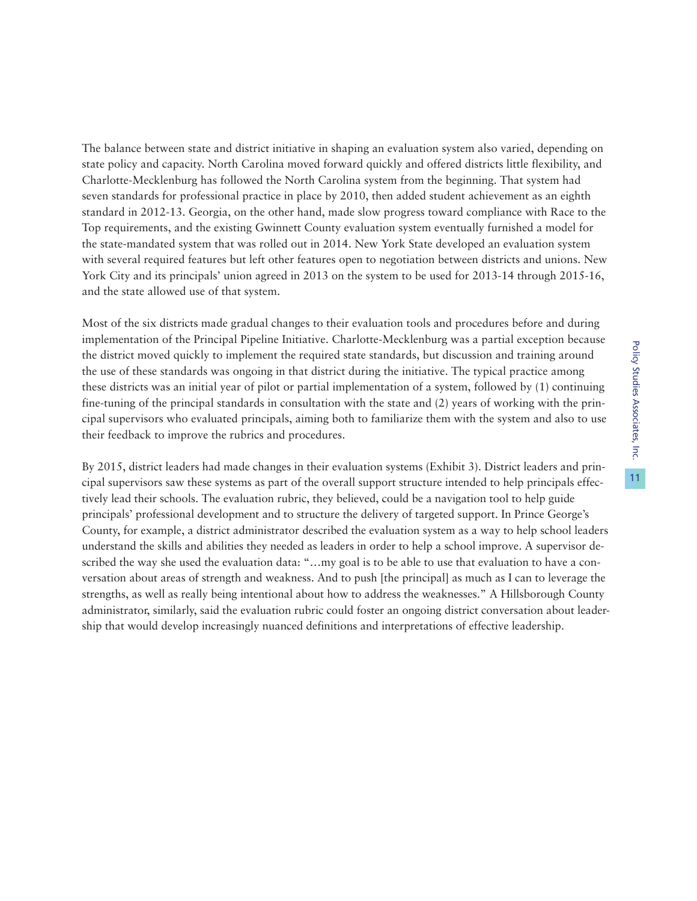The balance between state and district initiative in shaping an evaluation system also varied, depending on state policy and capacity. North Carolina moved forward quickly and offered districts little flexibility, and Charlotte-Mecklenburg has followed the North Carolina system from the beginning. That system had seven standards for professional practice in place by 2010, then added student achievement as an eighth standard in 2012-13. Georgia, on the other hand, made slow progress toward compliance with Race to the Top requirements, and the existing Gwinnett County evaluation system eventually furnished a model for the state-mandated system that was rolled out in 2014. New York State developed an evaluation system with several required features but left other features open to negotiation between districts and unions. New York City and its principals' union agreed in 2013 on the system to be used for 2013-14 through 2015-16, and the state allowed use of that system.

Most of the six districts made gradual changes to their evaluation tools and procedures before and during implementation of the Principal Pipeline Initiative. Charlotte-Mecklenburg was a partial exception because the district moved quickly to implement the required state standards, but discussion and training around the use of these standards was ongoing in that district during the initiative. The typical practice among these districts was an initial year of pilot or partial implementation of a system, followed by (1) continuing fine-tuning of the principal standards in consultation with the state and (2) years of working with the principal supervisors who evaluated principals, aiming both to familiarize them with the system and also to use their feedback to improve the rubrics and procedures.

By 2015, district leaders had made changes in their evaluation systems (Exhibit 3). District leaders and principal supervisors saw these systems as part of the overall support structure intended to help principals effectively lead their schools. The evaluation rubric, they believed, could be a navigation tool to help guide principals' professional development and to structure the delivery of targeted support. In Prince George's County, for example, a district administrator described the evaluation system as a way to help school leaders understand the skills and abilities they needed as leaders in order to help a school improve. A supervisor described the way she used the evaluation data: "…my goal is to be able to use that evaluation to have a conversation about areas of strength and weakness. And to push [the principal] as much as I can to leverage the strengths, as well as really being intentional about how to address the weaknesses." A Hillsborough County administrator, similarly, said the evaluation rubric could foster an ongoing district conversation about leadership that would develop increasingly nuanced definitions and interpretations of effective leadership.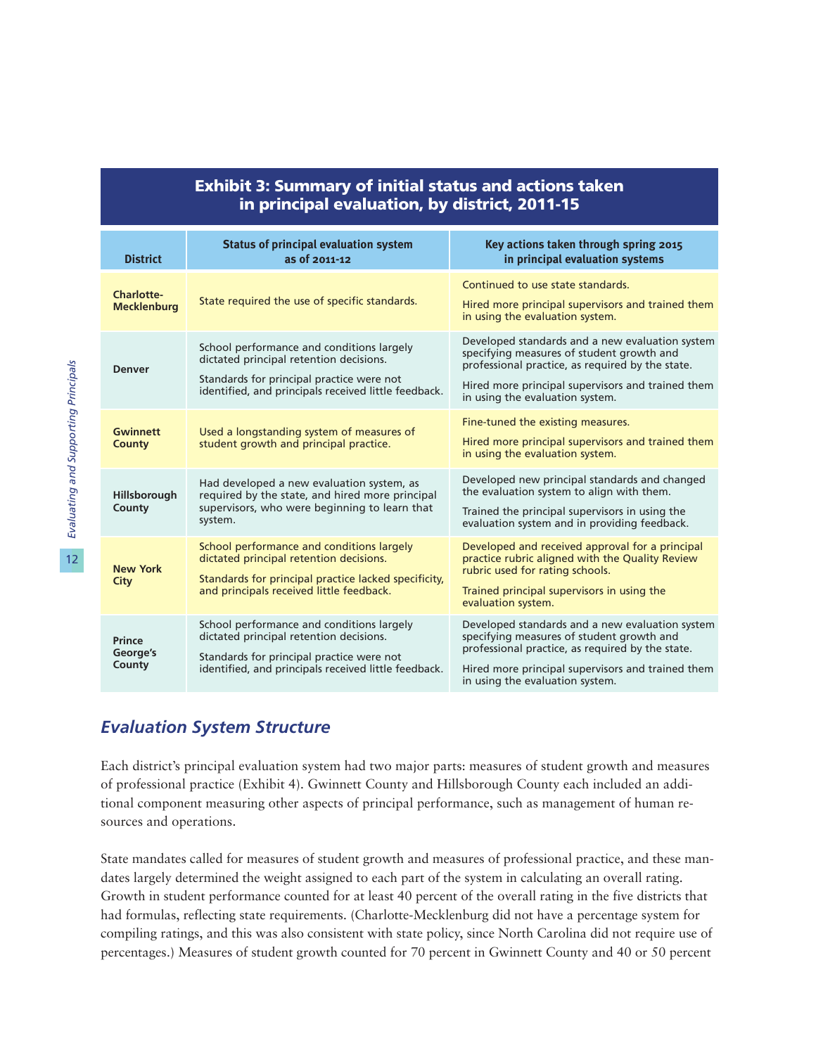**Exhibit 3: Summary of initial status and actions taken in principal evaluation, by district, 2011-15**

| District | Status of principal evaluation system as of 2011-12 | Key actions taken through spring 2015 in principal evaluation systems |
| --- | --- | --- |
| Charlotte-Mecklenburg | State required the use of specific standards. | Continued to use state standards.<br><br>Hired more principal supervisors and trained them in using the evaluation system. |
| Denver | School performance and conditions largely dictated principal retention decisions.<br><br>Standards for principal practice were not identified, and principals received little feedback. | Developed standards and a new evaluation system specifying measures of student growth and professional practice, as required by the state.<br><br>Hired more principal supervisors and trained them in using the evaluation system. |
| Gwinnett County | Used a longstanding system of measures of student growth and principal practice. | Fine-tuned the existing measures.<br><br>Hired more principal supervisors and trained them in using the evaluation system. |
| Hillsborough County | Had developed a new evaluation system, as required by the state, and hired more principal supervisors, who were beginning to learn that system. | Developed new principal standards and changed the evaluation system to align with them.<br><br>Trained the principal supervisors in using the evaluation system and in providing feedback. |
| New York City | School performance and conditions largely dictated principal retention decisions.<br><br>Standards for principal practice lacked specificity, and principals received little feedback. | Developed and received approval for a principal practice rubric aligned with the Quality Review rubric used for rating schools.<br><br>Trained principal supervisors in using the evaluation system. |
| Prince George's County | School performance and conditions largely dictated principal retention decisions.<br><br>Standards for principal practice were not identified, and principals received little feedback. | Developed standards and a new evaluation system specifying measures of student growth and professional practice, as required by the state.<br><br>Hired more principal supervisors and trained them in using the evaluation system. |

## *Evaluation System Structure*

Each district's principal evaluation system had two major parts: measures of student growth and measures of professional practice (Exhibit 4). Gwinnett County and Hillsborough County each included an additional component measuring other aspects of principal performance, such as management of human resources and operations.

State mandates called for measures of student growth and measures of professional practice, and these mandates largely determined the weight assigned to each part of the system in calculating an overall rating. Growth in student performance counted for at least 40 percent of the overall rating in the five districts that had formulas, reflecting state requirements. (Charlotte-Mecklenburg did not have a percentage system for compiling ratings, and this was also consistent with state policy, since North Carolina did not require use of percentages.) Measures of student growth counted for 70 percent in Gwinnett County and 40 or 50 percent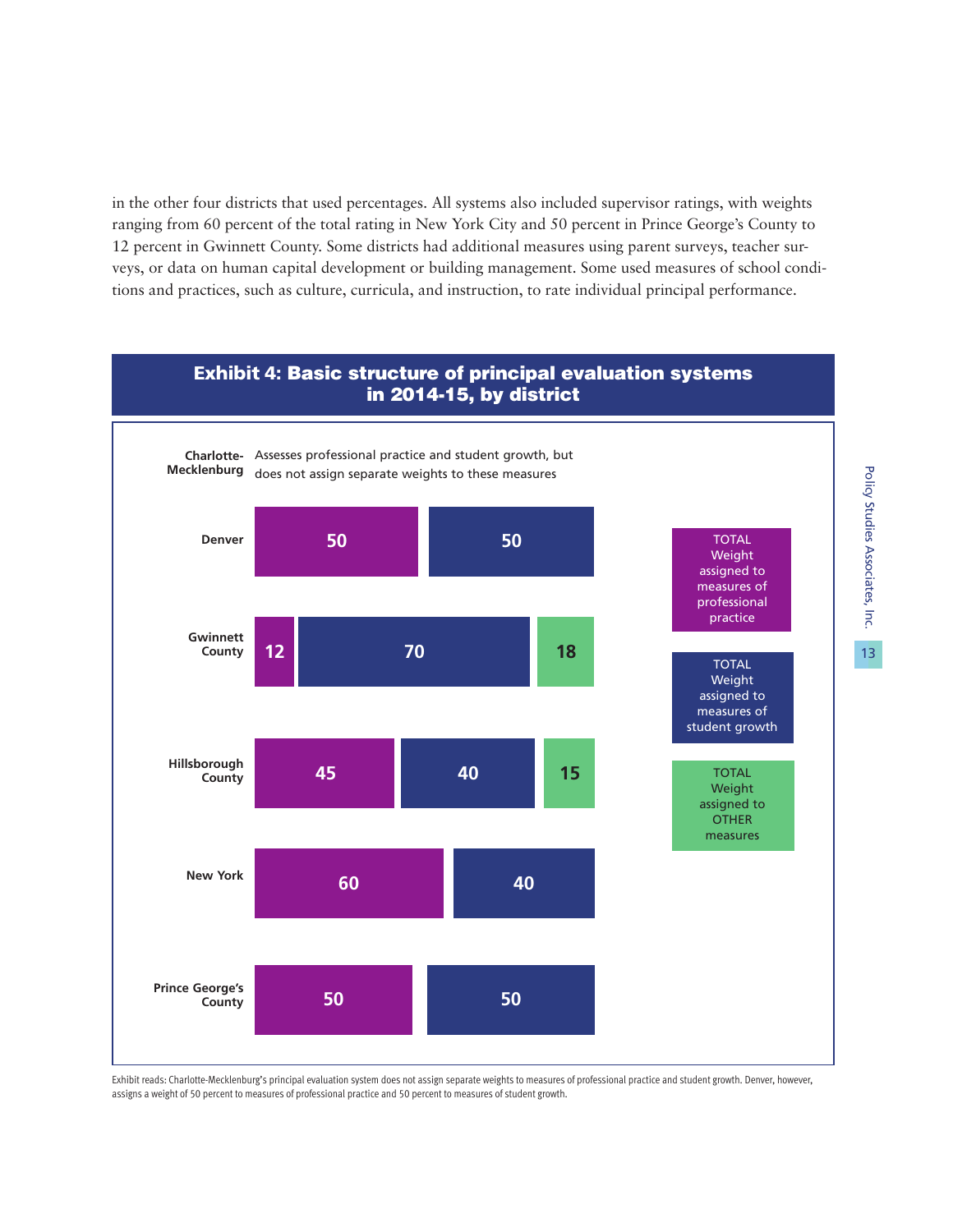in the other four districts that used percentages. All systems also included supervisor ratings, with weights ranging from 60 percent of the total rating in New York City and 50 percent in Prince George's County to 12 percent in Gwinnett County. Some districts had additional measures using parent surveys, teacher surveys, or data on human capital development or building management. Some used measures of school conditions and practices, such as culture, curricula, and instruction, to rate individual principal performance.

## Exhibit 4: Basic structure of principal evaluation systems in 2014-15, by district

| District | TOTAL Weight assigned to measures of professional practice | TOTAL Weight assigned to measures of student growth | TOTAL Weight assigned to OTHER measures |
|---|---|---|---|
| Charlotte-Mecklenburg | Assesses professional practice and student growth, but does not assign separate weights to these measures | | |
| Denver | 50 | 50 | |
| Gwinnett County | 12 | 70 | 18 |
| Hillsborough County | 45 | 40 | 15 |
| New York | 60 | 40 | |
| Prince George's County | 50 | 50 | |

Exhibit reads: Charlotte-Mecklenburg's principal evaluation system does not assign separate weights to measures of professional practice and student growth. Denver, however, assigns a weight of 50 percent to measures of professional practice and 50 percent to measures of student growth.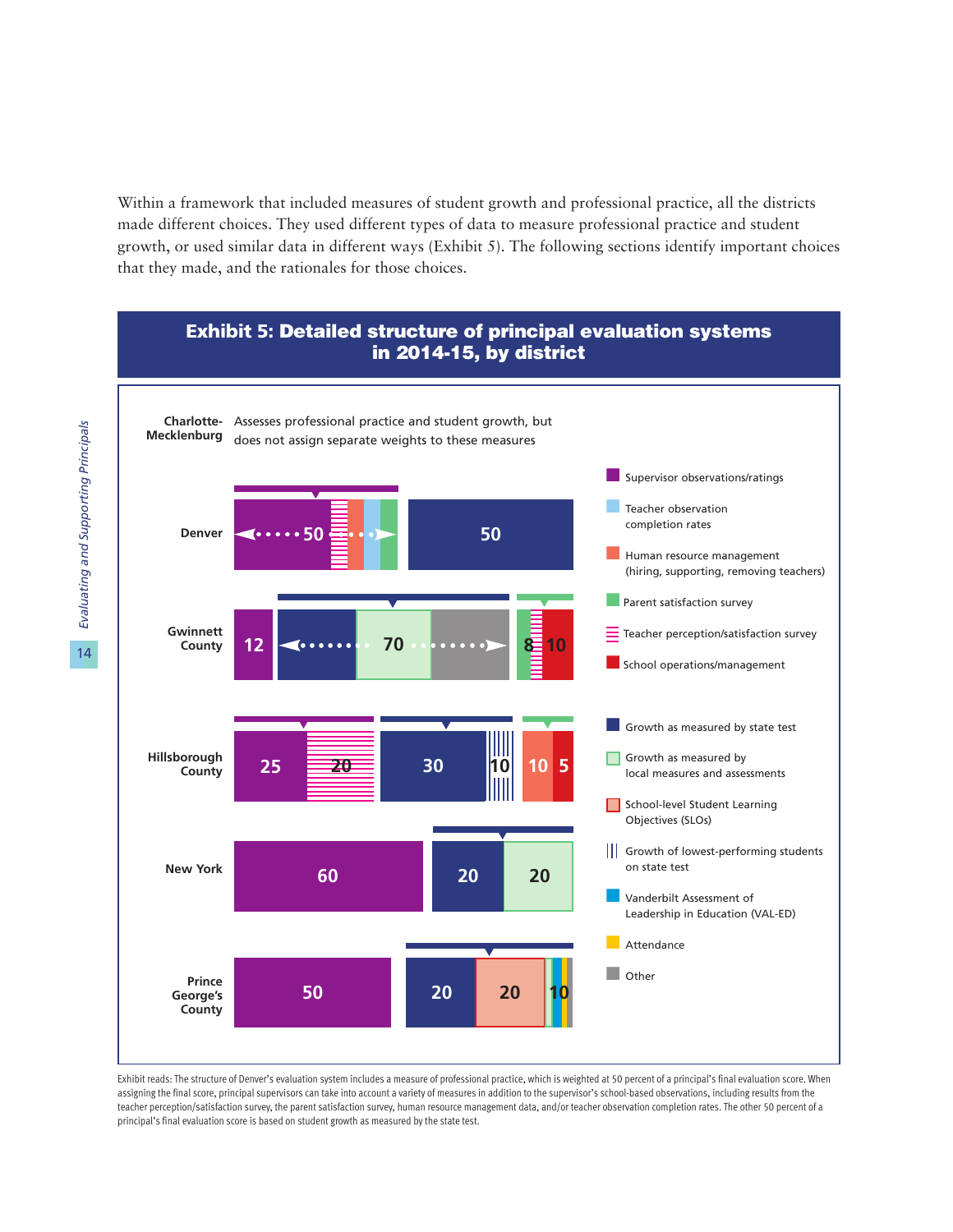Within a framework that included measures of student growth and professional practice, all the districts made different choices. They used different types of data to measure professional practice and student growth, or used similar data in different ways (Exhibit 5). The following sections identify important choices that they made, and the rationales for those choices.

## Exhibit 5: Detailed structure of principal evaluation systems in 2014-15, by district

**Charlotte-Mecklenburg** — Assesses professional practice and student growth, but does not assign separate weights to these measures

**Denver** — 50 | 50

**Gwinnett County** — 12 | 70 | 8 | 10

**Hillsborough County** — 25 | 20 | 30 | 10 | 10 | 5

**New York** — 60 | 20 | 20

**Prince George's County** — 50 | 20 | 20 | 10

Legend:

- Supervisor observations/ratings
- Teacher observation completion rates
- Human resource management (hiring, supporting, removing teachers)
- Parent satisfaction survey
- Teacher perception/satisfaction survey
- School operations/management
- Growth as measured by state test
- Growth as measured by local measures and assessments
- School-level Student Learning Objectives (SLOs)
- Growth of lowest-performing students on state test
- Vanderbilt Assessment of Leadership in Education (VAL-ED)
- Attendance
- Other

Exhibit reads: The structure of Denver's evaluation system includes a measure of professional practice, which is weighted at 50 percent of a principal's final evaluation score. When assigning the final score, principal supervisors can take into account a variety of measures in addition to the supervisor's school-based observations, including results from the teacher perception/satisfaction survey, the parent satisfaction survey, human resource management data, and/or teacher observation completion rates. The other 50 percent of a principal's final evaluation score is based on student growth as measured by the state test.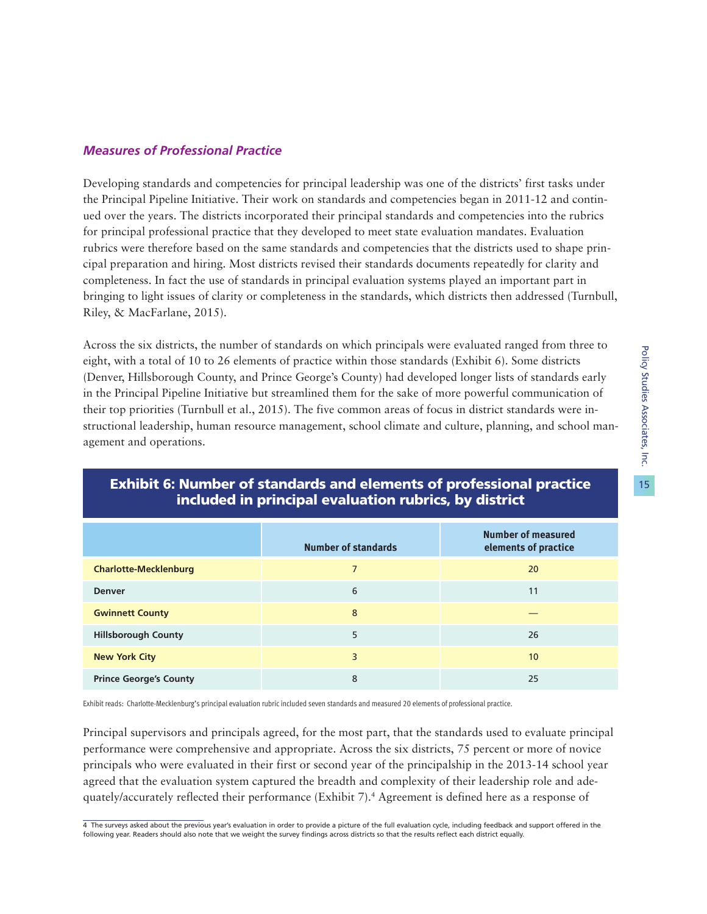### *Measures of Professional Practice*

Developing standards and competencies for principal leadership was one of the districts' first tasks under the Principal Pipeline Initiative. Their work on standards and competencies began in 2011-12 and continued over the years. The districts incorporated their principal standards and competencies into the rubrics for principal professional practice that they developed to meet state evaluation mandates. Evaluation rubrics were therefore based on the same standards and competencies that the districts used to shape principal preparation and hiring. Most districts revised their standards documents repeatedly for clarity and completeness. In fact the use of standards in principal evaluation systems played an important part in bringing to light issues of clarity or completeness in the standards, which districts then addressed (Turnbull, Riley, & MacFarlane, 2015).

Across the six districts, the number of standards on which principals were evaluated ranged from three to eight, with a total of 10 to 26 elements of practice within those standards (Exhibit 6). Some districts (Denver, Hillsborough County, and Prince George's County) had developed longer lists of standards early in the Principal Pipeline Initiative but streamlined them for the sake of more powerful communication of their top priorities (Turnbull et al., 2015). The five common areas of focus in district standards were instructional leadership, human resource management, school climate and culture, planning, and school management and operations.

**Exhibit 6: Number of standards and elements of professional practice included in principal evaluation rubrics, by district**

| | Number of standards | Number of measured elements of practice |
|---|---|---|
| **Charlotte-Mecklenburg** | 7 | 20 |
| **Denver** | 6 | 11 |
| **Gwinnett County** | 8 | — |
| **Hillsborough County** | 5 | 26 |
| **New York City** | 3 | 10 |
| **Prince George's County** | 8 | 25 |

Exhibit reads: Charlotte-Mecklenburg's principal evaluation rubric included seven standards and measured 20 elements of professional practice.

Principal supervisors and principals agreed, for the most part, that the standards used to evaluate principal performance were comprehensive and appropriate. Across the six districts, 75 percent or more of novice principals who were evaluated in their first or second year of the principalship in the 2013-14 school year agreed that the evaluation system captured the breadth and complexity of their leadership role and adequately/accurately reflected their performance (Exhibit 7).[4] Agreement is defined here as a response of

4 The surveys asked about the previous year's evaluation in order to provide a picture of the full evaluation cycle, including feedback and support offered in the following year. Readers should also note that we weight the survey findings across districts so that the results reflect each district equally.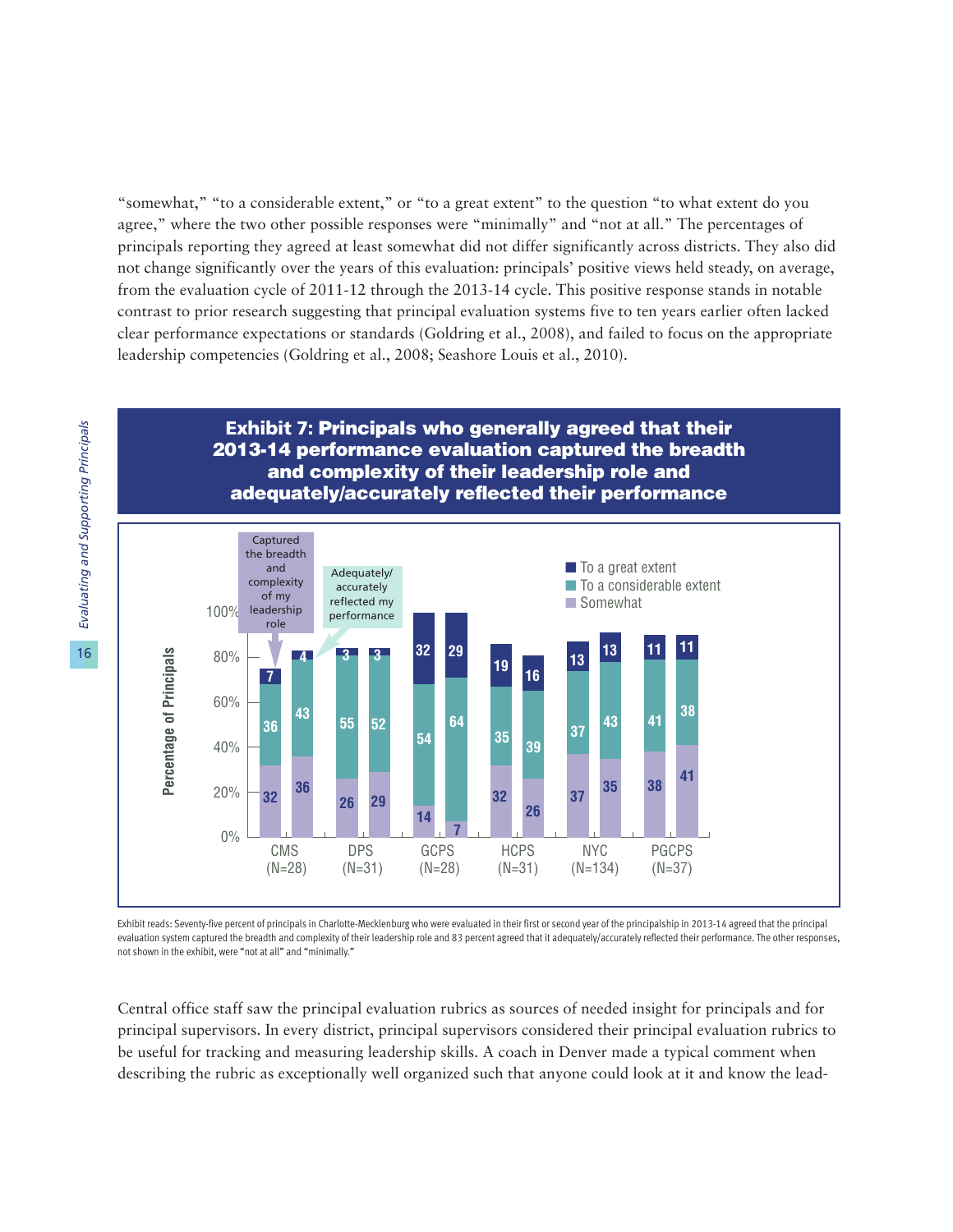"somewhat," "to a considerable extent," or "to a great extent" to the question "to what extent do you agree," where the two other possible responses were "minimally" and "not at all." The percentages of principals reporting they agreed at least somewhat did not differ significantly across districts. They also did not change significantly over the years of this evaluation: principals' positive views held steady, on average, from the evaluation cycle of 2011-12 through the 2013-14 cycle. This positive response stands in notable contrast to prior research suggesting that principal evaluation systems five to ten years earlier often lacked clear performance expectations or standards (Goldring et al., 2008), and failed to focus on the appropriate leadership competencies (Goldring et al., 2008; Seashore Louis et al., 2010).

**Exhibit 7: Principals who generally agreed that their 2013-14 performance evaluation captured the breadth and complexity of their leadership role and adequately/accurately reflected their performance**

Percentage of Principals

| District | Measure | Somewhat | To a considerable extent | To a great extent |
|---|---|---|---|---|
| CMS (N=28) | Captured the breadth and complexity of my leadership role | 32 | 36 | 7 |
| CMS (N=28) | Adequately/accurately reflected my performance | 36 | 43 | 4 |
| DPS (N=31) | Captured the breadth and complexity of my leadership role | 26 | 55 | 3 |
| DPS (N=31) | Adequately/accurately reflected my performance | 29 | 52 | 3 |
| GCPS (N=28) | Captured the breadth and complexity of my leadership role | 14 | 54 | 32 |
| GCPS (N=28) | Adequately/accurately reflected my performance | 7 | 64 | 29 |
| HCPS (N=31) | Captured the breadth and complexity of my leadership role | 32 | 35 | 19 |
| HCPS (N=31) | Adequately/accurately reflected my performance | 26 | 39 | 16 |
| NYC (N=134) | Captured the breadth and complexity of my leadership role | 37 | 37 | 13 |
| NYC (N=134) | Adequately/accurately reflected my performance | 35 | 43 | 13 |
| PGCPS (N=37) | Captured the breadth and complexity of my leadership role | 38 | 41 | 11 |
| PGCPS (N=37) | Adequately/accurately reflected my performance | 41 | 38 | 11 |

Exhibit reads: Seventy-five percent of principals in Charlotte-Mecklenburg who were evaluated in their first or second year of the principalship in 2013-14 agreed that the principal evaluation system captured the breadth and complexity of their leadership role and 83 percent agreed that it adequately/accurately reflected their performance. The other responses, not shown in the exhibit, were "not at all" and "minimally."

Central office staff saw the principal evaluation rubrics as sources of needed insight for principals and for principal supervisors. In every district, principal supervisors considered their principal evaluation rubrics to be useful for tracking and measuring leadership skills. A coach in Denver made a typical comment when describing the rubric as exceptionally well organized such that anyone could look at it and know the lead-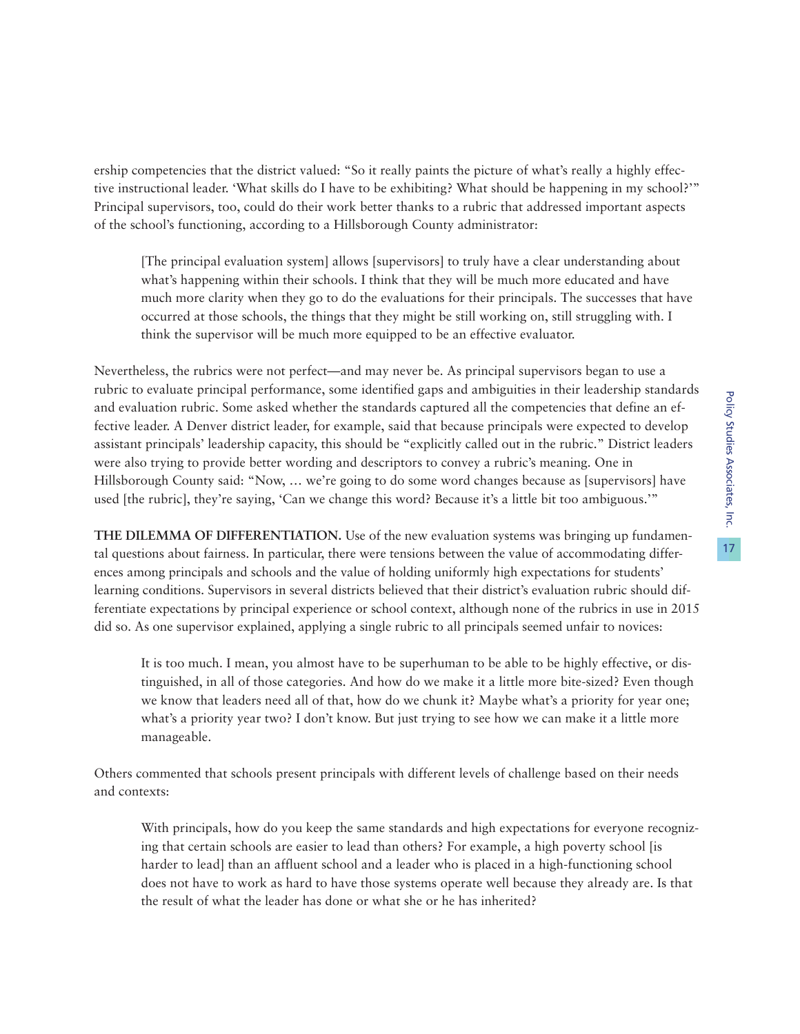ership competencies that the district valued: "So it really paints the picture of what's really a highly effective instructional leader. 'What skills do I have to be exhibiting? What should be happening in my school?'" Principal supervisors, too, could do their work better thanks to a rubric that addressed important aspects of the school's functioning, according to a Hillsborough County administrator:

> [The principal evaluation system] allows [supervisors] to truly have a clear understanding about what's happening within their schools. I think that they will be much more educated and have much more clarity when they go to do the evaluations for their principals. The successes that have occurred at those schools, the things that they might be still working on, still struggling with. I think the supervisor will be much more equipped to be an effective evaluator.

Nevertheless, the rubrics were not perfect—and may never be. As principal supervisors began to use a rubric to evaluate principal performance, some identified gaps and ambiguities in their leadership standards and evaluation rubric. Some asked whether the standards captured all the competencies that define an effective leader. A Denver district leader, for example, said that because principals were expected to develop assistant principals' leadership capacity, this should be "explicitly called out in the rubric." District leaders were also trying to provide better wording and descriptors to convey a rubric's meaning. One in Hillsborough County said: "Now, … we're going to do some word changes because as [supervisors] have used [the rubric], they're saying, 'Can we change this word? Because it's a little bit too ambiguous.'"

**THE DILEMMA OF DIFFERENTIATION.** Use of the new evaluation systems was bringing up fundamental questions about fairness. In particular, there were tensions between the value of accommodating differences among principals and schools and the value of holding uniformly high expectations for students' learning conditions. Supervisors in several districts believed that their district's evaluation rubric should differentiate expectations by principal experience or school context, although none of the rubrics in use in 2015 did so. As one supervisor explained, applying a single rubric to all principals seemed unfair to novices:

> It is too much. I mean, you almost have to be superhuman to be able to be highly effective, or distinguished, in all of those categories. And how do we make it a little more bite-sized? Even though we know that leaders need all of that, how do we chunk it? Maybe what's a priority for year one; what's a priority year two? I don't know. But just trying to see how we can make it a little more manageable.

Others commented that schools present principals with different levels of challenge based on their needs and contexts:

> With principals, how do you keep the same standards and high expectations for everyone recognizing that certain schools are easier to lead than others? For example, a high poverty school [is harder to lead] than an affluent school and a leader who is placed in a high-functioning school does not have to work as hard to have those systems operate well because they already are. Is that the result of what the leader has done or what she or he has inherited?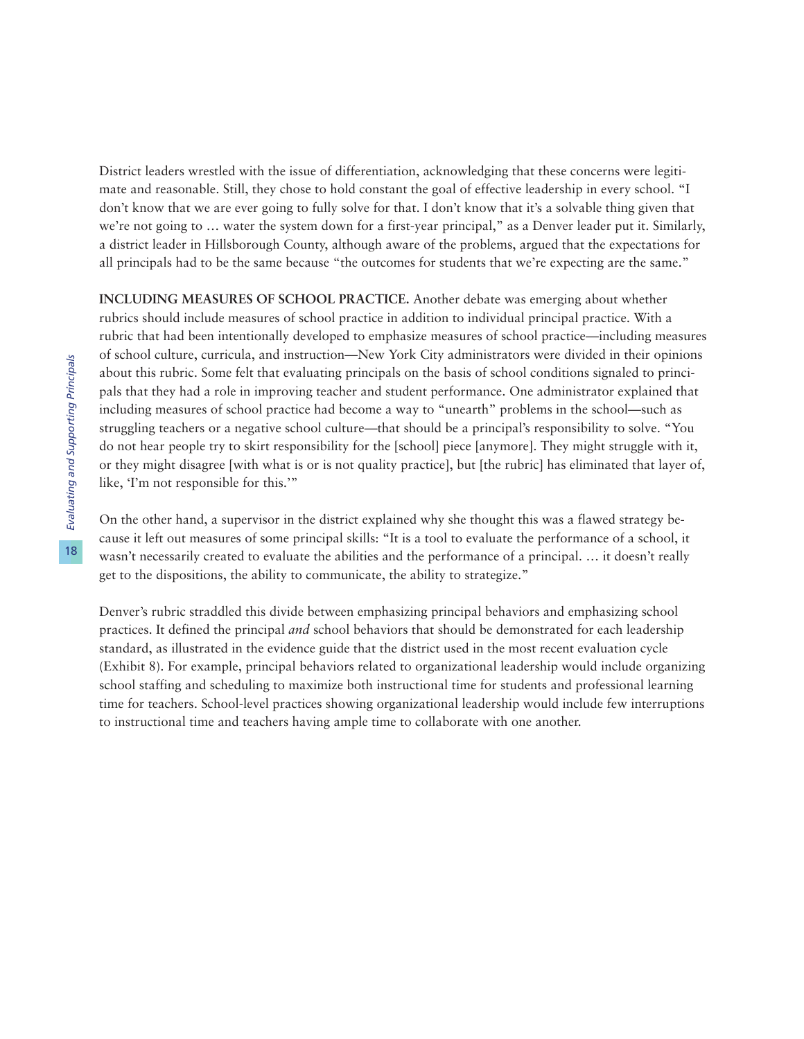District leaders wrestled with the issue of differentiation, acknowledging that these concerns were legitimate and reasonable. Still, they chose to hold constant the goal of effective leadership in every school. "I don't know that we are ever going to fully solve for that. I don't know that it's a solvable thing given that we're not going to … water the system down for a first-year principal," as a Denver leader put it. Similarly, a district leader in Hillsborough County, although aware of the problems, argued that the expectations for all principals had to be the same because "the outcomes for students that we're expecting are the same."

**INCLUDING MEASURES OF SCHOOL PRACTICE.** Another debate was emerging about whether rubrics should include measures of school practice in addition to individual principal practice. With a rubric that had been intentionally developed to emphasize measures of school practice—including measures of school culture, curricula, and instruction—New York City administrators were divided in their opinions about this rubric. Some felt that evaluating principals on the basis of school conditions signaled to principals that they had a role in improving teacher and student performance. One administrator explained that including measures of school practice had become a way to "unearth" problems in the school—such as struggling teachers or a negative school culture—that should be a principal's responsibility to solve. "You do not hear people try to skirt responsibility for the [school] piece [anymore]. They might struggle with it, or they might disagree [with what is or is not quality practice], but [the rubric] has eliminated that layer of, like, 'I'm not responsible for this.'"

On the other hand, a supervisor in the district explained why she thought this was a flawed strategy because it left out measures of some principal skills: "It is a tool to evaluate the performance of a school, it wasn't necessarily created to evaluate the abilities and the performance of a principal. … it doesn't really get to the dispositions, the ability to communicate, the ability to strategize."

Denver's rubric straddled this divide between emphasizing principal behaviors and emphasizing school practices. It defined the principal *and* school behaviors that should be demonstrated for each leadership standard, as illustrated in the evidence guide that the district used in the most recent evaluation cycle (Exhibit 8). For example, principal behaviors related to organizational leadership would include organizing school staffing and scheduling to maximize both instructional time for students and professional learning time for teachers. School-level practices showing organizational leadership would include few interruptions to instructional time and teachers having ample time to collaborate with one another.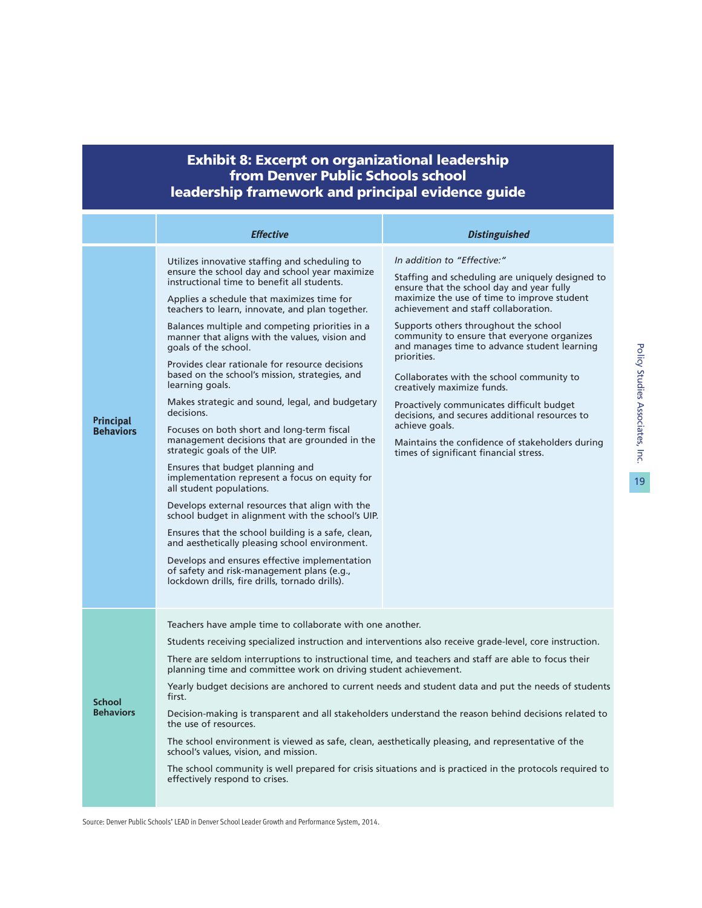## Exhibit 8: Excerpt on organizational leadership from Denver Public Schools school leadership framework and principal evidence guide

| | *Effective* | *Distinguished* |
|---|---|---|
| **Principal Behaviors** | Utilizes innovative staffing and scheduling to ensure the school day and school year maximize instructional time to benefit all students.<br><br>Applies a schedule that maximizes time for teachers to learn, innovate, and plan together.<br><br>Balances multiple and competing priorities in a manner that aligns with the values, vision and goals of the school.<br><br>Provides clear rationale for resource decisions based on the school's mission, strategies, and learning goals.<br><br>Makes strategic and sound, legal, and budgetary decisions.<br><br>Focuses on both short and long-term fiscal management decisions that are grounded in the strategic goals of the UIP.<br><br>Ensures that budget planning and implementation represent a focus on equity for all student populations.<br><br>Develops external resources that align with the school budget in alignment with the school's UIP.<br><br>Ensures that the school building is a safe, clean, and aesthetically pleasing school environment.<br><br>Develops and ensures effective implementation of safety and risk-management plans (e.g., lockdown drills, fire drills, tornado drills). | *In addition to "Effective:"*<br><br>Staffing and scheduling are uniquely designed to ensure that the school day and year fully maximize the use of time to improve student achievement and staff collaboration.<br><br>Supports others throughout the school community to ensure that everyone organizes and manages time to advance student learning priorities.<br><br>Collaborates with the school community to creatively maximize funds.<br><br>Proactively communicates difficult budget decisions, and secures additional resources to achieve goals.<br><br>Maintains the confidence of stakeholders during times of significant financial stress. |
| **School Behaviors** | Teachers have ample time to collaborate with one another.<br><br>Students receiving specialized instruction and interventions also receive grade-level, core instruction.<br><br>There are seldom interruptions to instructional time, and teachers and staff are able to focus their planning time and committee work on driving student achievement.<br><br>Yearly budget decisions are anchored to current needs and student data and put the needs of students first.<br><br>Decision-making is transparent and all stakeholders understand the reason behind decisions related to the use of resources.<br><br>The school environment is viewed as safe, clean, aesthetically pleasing, and representative of the school's values, vision, and mission.<br><br>The school community is well prepared for crisis situations and is practiced in the protocols required to effectively respond to crises. | |

Source: Denver Public Schools' LEAD in Denver School Leader Growth and Performance System, 2014.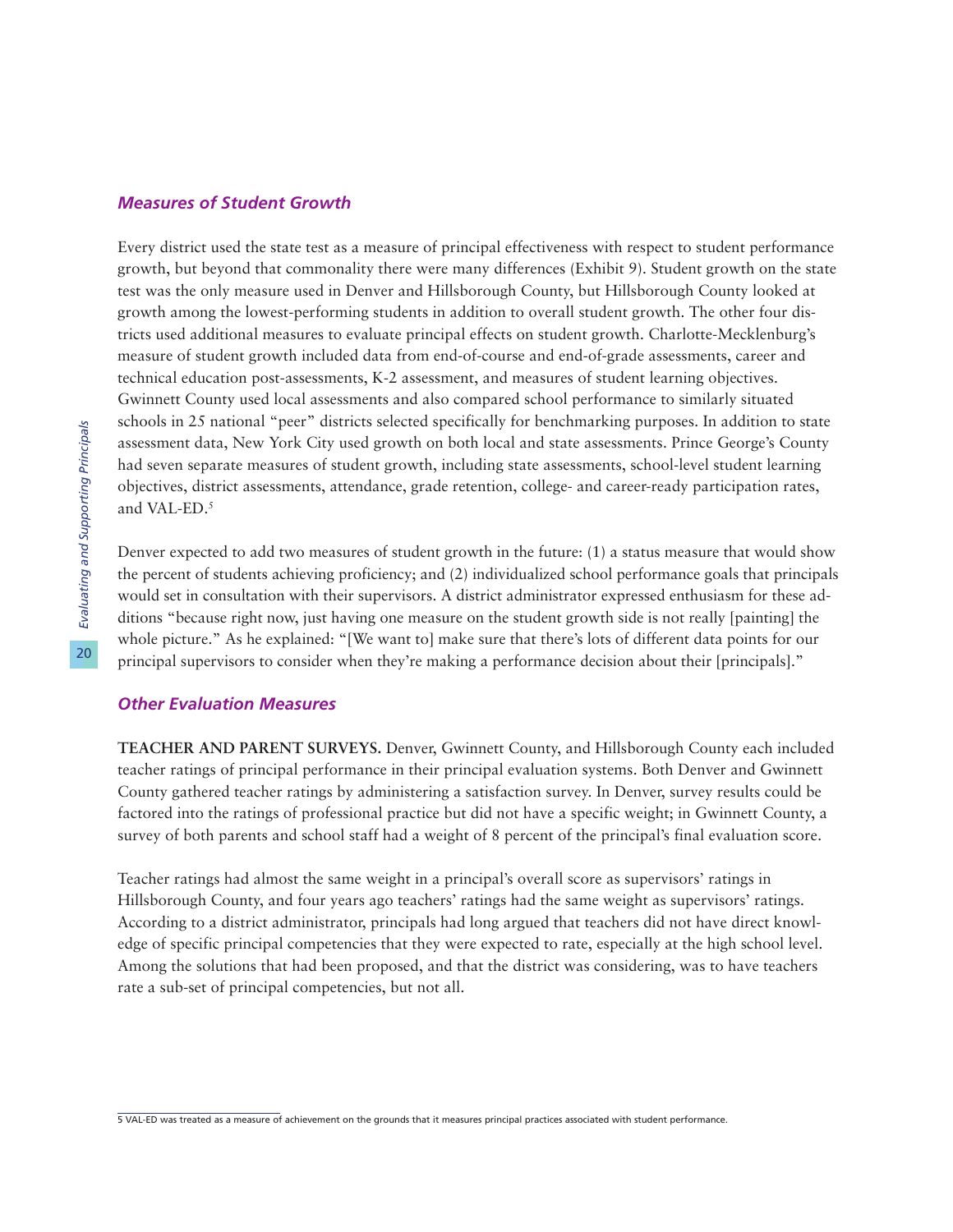### *Measures of Student Growth*

Every district used the state test as a measure of principal effectiveness with respect to student performance growth, but beyond that commonality there were many differences (Exhibit 9). Student growth on the state test was the only measure used in Denver and Hillsborough County, but Hillsborough County looked at growth among the lowest-performing students in addition to overall student growth. The other four districts used additional measures to evaluate principal effects on student growth. Charlotte-Mecklenburg's measure of student growth included data from end-of-course and end-of-grade assessments, career and technical education post-assessments, K-2 assessment, and measures of student learning objectives. Gwinnett County used local assessments and also compared school performance to similarly situated schools in 25 national "peer" districts selected specifically for benchmarking purposes. In addition to state assessment data, New York City used growth on both local and state assessments. Prince George's County had seven separate measures of student growth, including state assessments, school-level student learning objectives, district assessments, attendance, grade retention, college- and career-ready participation rates, and VAL-ED.[5]

Denver expected to add two measures of student growth in the future: (1) a status measure that would show the percent of students achieving proficiency; and (2) individualized school performance goals that principals would set in consultation with their supervisors. A district administrator expressed enthusiasm for these additions "because right now, just having one measure on the student growth side is not really [painting] the whole picture." As he explained: "[We want to] make sure that there's lots of different data points for our principal supervisors to consider when they're making a performance decision about their [principals]."

### *Other Evaluation Measures*

**TEACHER AND PARENT SURVEYS.** Denver, Gwinnett County, and Hillsborough County each included teacher ratings of principal performance in their principal evaluation systems. Both Denver and Gwinnett County gathered teacher ratings by administering a satisfaction survey. In Denver, survey results could be factored into the ratings of professional practice but did not have a specific weight; in Gwinnett County, a survey of both parents and school staff had a weight of 8 percent of the principal's final evaluation score.

Teacher ratings had almost the same weight in a principal's overall score as supervisors' ratings in Hillsborough County, and four years ago teachers' ratings had the same weight as supervisors' ratings. According to a district administrator, principals had long argued that teachers did not have direct knowledge of specific principal competencies that they were expected to rate, especially at the high school level. Among the solutions that had been proposed, and that the district was considering, was to have teachers rate a sub-set of principal competencies, but not all.

---

5 VAL-ED was treated as a measure of achievement on the grounds that it measures principal practices associated with student performance.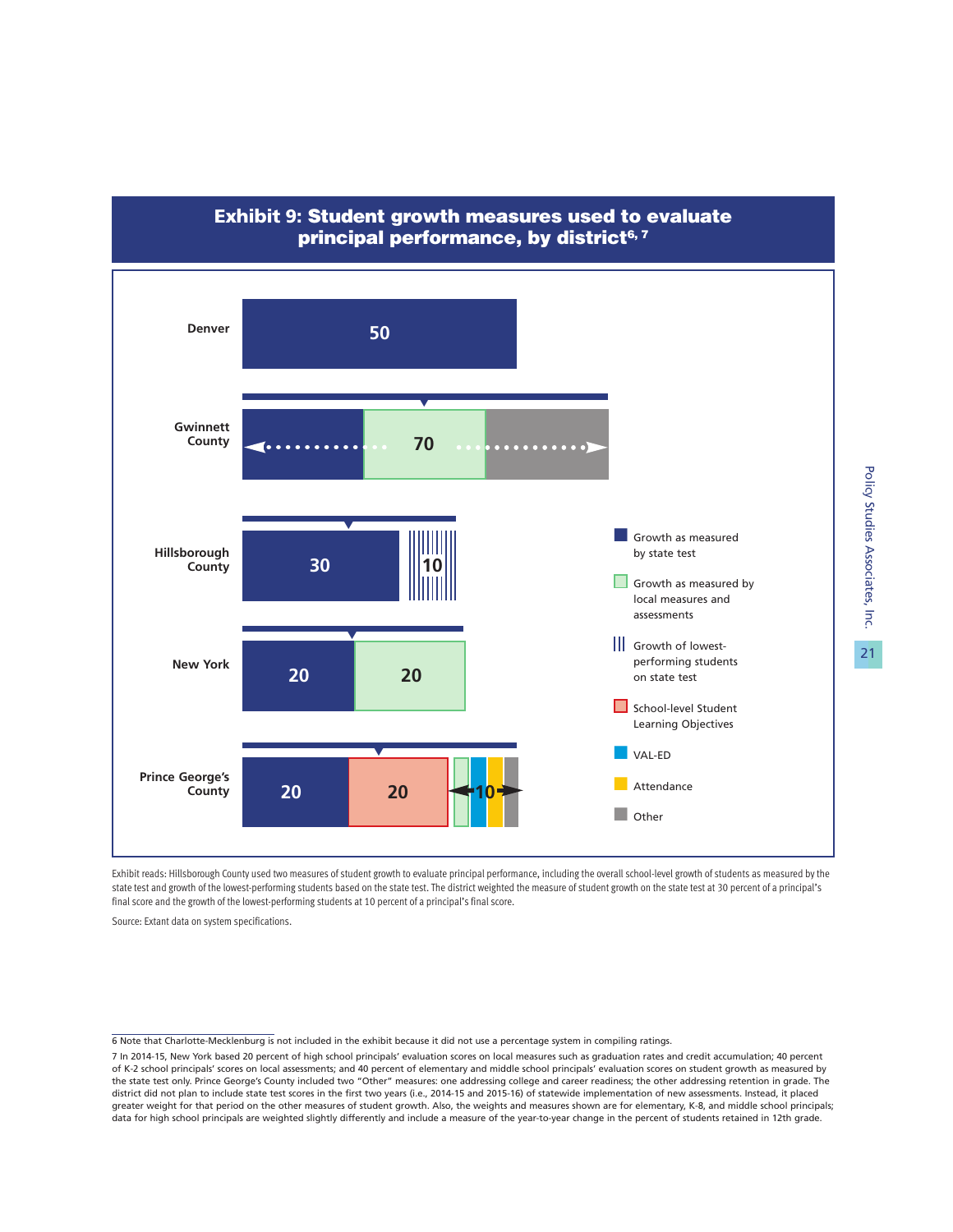## Exhibit 9: Student growth measures used to evaluate principal performance, by district[6, 7]

| District | Growth as measured by state test | Growth as measured by local measures and assessments | Growth of lowest-performing students on state test | School-level Student Learning Objectives | VAL-ED / Attendance / Other |
|---|---|---|---|---|---|
| Denver | 50 | | | | |
| Gwinnett County | 70 (combined across state test, local measures and assessments, and Other) | | | | |
| Hillsborough County | 30 | | 10 | | |
| New York | 20 | 20 | | | |
| Prince George's County | 20 | | | 20 | 10 (combined across local measures and assessments, VAL-ED, Attendance, and Other) |

Exhibit reads: Hillsborough County used two measures of student growth to evaluate principal performance, including the overall school-level growth of students as measured by the state test and growth of the lowest-performing students based on the state test. The district weighted the measure of student growth on the state test at 30 percent of a principal's final score and the growth of the lowest-performing students at 10 percent of a principal's final score.

Source: Extant data on system specifications.

6 Note that Charlotte-Mecklenburg is not included in the exhibit because it did not use a percentage system in compiling ratings.

7 In 2014-15, New York based 20 percent of high school principals' evaluation scores on local measures such as graduation rates and credit accumulation; 40 percent of K-2 school principals' scores on local assessments; and 40 percent of elementary and middle school principals' evaluation scores on student growth as measured by the state test only. Prince George's County included two "Other" measures: one addressing college and career readiness; the other addressing retention in grade. The district did not plan to include state test scores in the first two years (i.e., 2014-15 and 2015-16) of statewide implementation of new assessments. Instead, it placed greater weight for that period on the other measures of student growth. Also, the weights and measures shown are for elementary, K-8, and middle school principals; data for high school principals are weighted slightly differently and include a measure of the year-to-year change in the percent of students retained in 12th grade.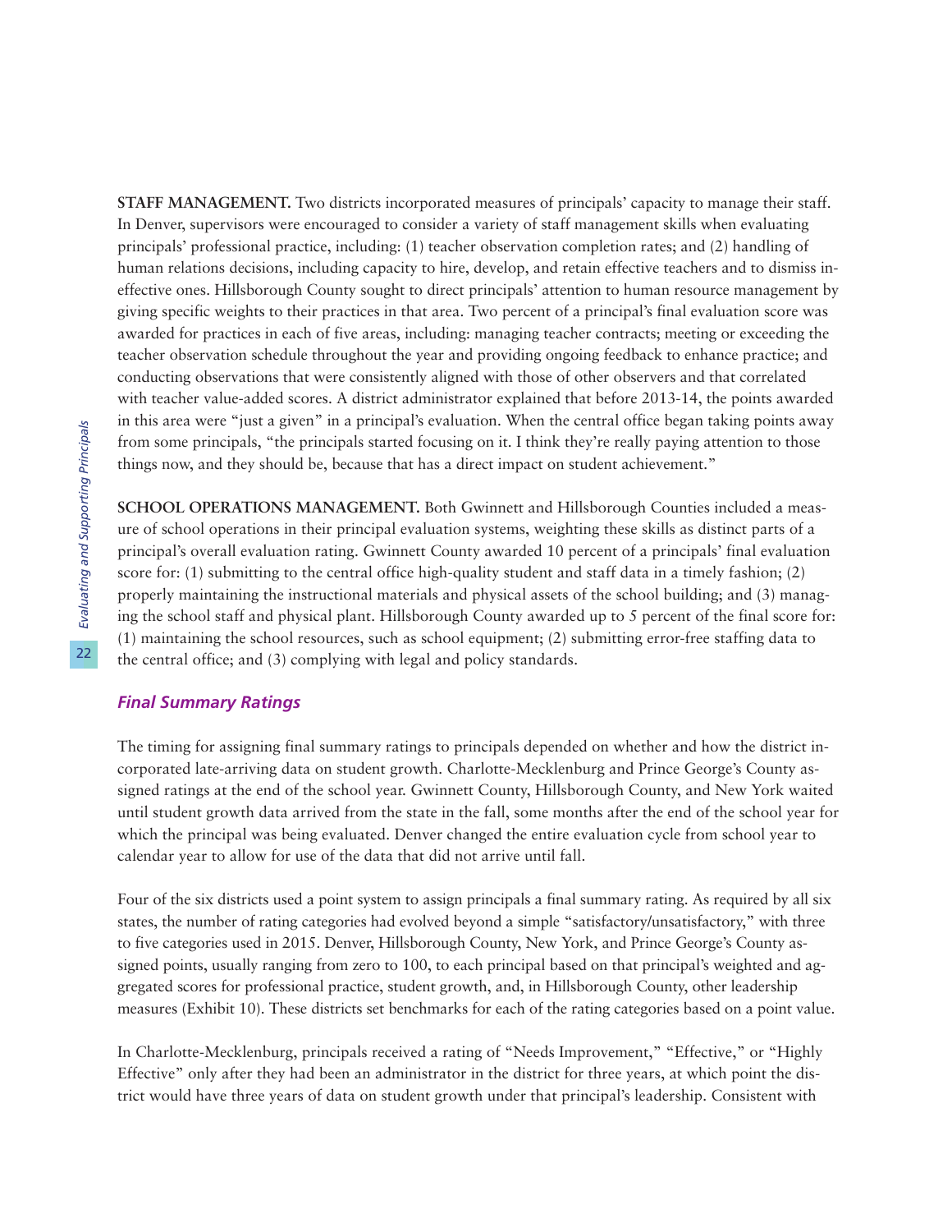**STAFF MANAGEMENT.** Two districts incorporated measures of principals' capacity to manage their staff. In Denver, supervisors were encouraged to consider a variety of staff management skills when evaluating principals' professional practice, including: (1) teacher observation completion rates; and (2) handling of human relations decisions, including capacity to hire, develop, and retain effective teachers and to dismiss ineffective ones. Hillsborough County sought to direct principals' attention to human resource management by giving specific weights to their practices in that area. Two percent of a principal's final evaluation score was awarded for practices in each of five areas, including: managing teacher contracts; meeting or exceeding the teacher observation schedule throughout the year and providing ongoing feedback to enhance practice; and conducting observations that were consistently aligned with those of other observers and that correlated with teacher value-added scores. A district administrator explained that before 2013-14, the points awarded in this area were "just a given" in a principal's evaluation. When the central office began taking points away from some principals, "the principals started focusing on it. I think they're really paying attention to those things now, and they should be, because that has a direct impact on student achievement."

**SCHOOL OPERATIONS MANAGEMENT.** Both Gwinnett and Hillsborough Counties included a measure of school operations in their principal evaluation systems, weighting these skills as distinct parts of a principal's overall evaluation rating. Gwinnett County awarded 10 percent of a principals' final evaluation score for: (1) submitting to the central office high-quality student and staff data in a timely fashion; (2) properly maintaining the instructional materials and physical assets of the school building; and (3) managing the school staff and physical plant. Hillsborough County awarded up to 5 percent of the final score for: (1) maintaining the school resources, such as school equipment; (2) submitting error-free staffing data to the central office; and (3) complying with legal and policy standards.

### *Final Summary Ratings*

The timing for assigning final summary ratings to principals depended on whether and how the district incorporated late-arriving data on student growth. Charlotte-Mecklenburg and Prince George's County assigned ratings at the end of the school year. Gwinnett County, Hillsborough County, and New York waited until student growth data arrived from the state in the fall, some months after the end of the school year for which the principal was being evaluated. Denver changed the entire evaluation cycle from school year to calendar year to allow for use of the data that did not arrive until fall.

Four of the six districts used a point system to assign principals a final summary rating. As required by all six states, the number of rating categories had evolved beyond a simple "satisfactory/unsatisfactory," with three to five categories used in 2015. Denver, Hillsborough County, New York, and Prince George's County assigned points, usually ranging from zero to 100, to each principal based on that principal's weighted and aggregated scores for professional practice, student growth, and, in Hillsborough County, other leadership measures (Exhibit 10). These districts set benchmarks for each of the rating categories based on a point value.

In Charlotte-Mecklenburg, principals received a rating of "Needs Improvement," "Effective," or "Highly Effective" only after they had been an administrator in the district for three years, at which point the district would have three years of data on student growth under that principal's leadership. Consistent with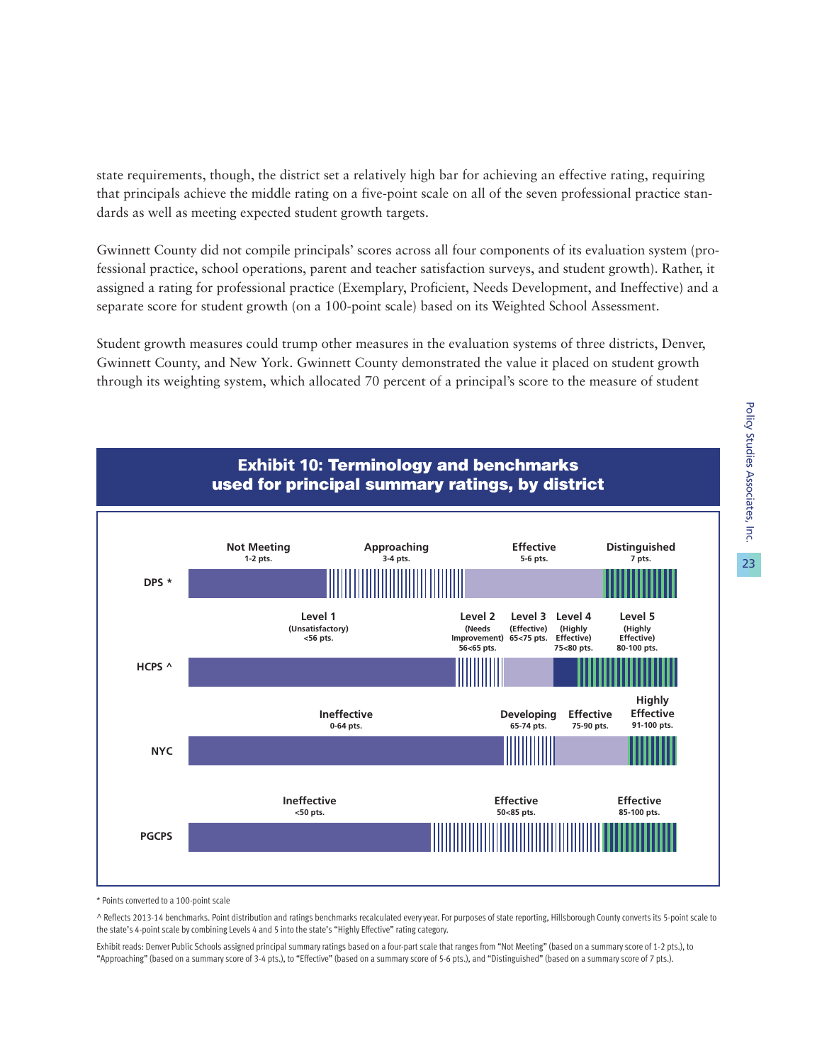state requirements, though, the district set a relatively high bar for achieving an effective rating, requiring that principals achieve the middle rating on a five-point scale on all of the seven professional practice standards as well as meeting expected student growth targets.

Gwinnett County did not compile principals' scores across all four components of its evaluation system (professional practice, school operations, parent and teacher satisfaction surveys, and student growth). Rather, it assigned a rating for professional practice (Exemplary, Proficient, Needs Development, and Ineffective) and a separate score for student growth (on a 100-point scale) based on its Weighted School Assessment.

Student growth measures could trump other measures in the evaluation systems of three districts, Denver, Gwinnett County, and New York. Gwinnett County demonstrated the value it placed on student growth through its weighting system, which allocated 70 percent of a principal's score to the measure of student

## Exhibit 10: Terminology and benchmarks used for principal summary ratings, by district

| District | Ratings and benchmarks |
|---|---|
| DPS * | Not Meeting (1-2 pts.); Approaching (3-4 pts.); Effective (5-6 pts.); Distinguished (7 pts.) |
| HCPS ^ | Level 1 (Unsatisfactory) <56 pts.; Level 2 (Needs Improvement) 56<65 pts.; Level 3 (Effective) 65<75 pts.; Level 4 (Highly Effective) 75<80 pts.; Level 5 (Highly Effective) 80-100 pts. |
| NYC | Ineffective (0-64 pts.); Developing (65-74 pts.); Effective (75-90 pts.); Highly Effective (91-100 pts.) |
| PGCPS | Ineffective (<50 pts.); Effective (50<85 pts.); Effective (85-100 pts.) |

\* Points converted to a 100-point scale

^ Reflects 2013-14 benchmarks. Point distribution and ratings benchmarks recalculated every year. For purposes of state reporting, Hillsborough County converts its 5-point scale to the state's 4-point scale by combining Levels 4 and 5 into the state's "Highly Effective" rating category.

Exhibit reads: Denver Public Schools assigned principal summary ratings based on a four-part scale that ranges from "Not Meeting" (based on a summary score of 1-2 pts.), to "Approaching" (based on a summary score of 3-4 pts.), to "Effective" (based on a summary score of 5-6 pts.), and "Distinguished" (based on a summary score of 7 pts.).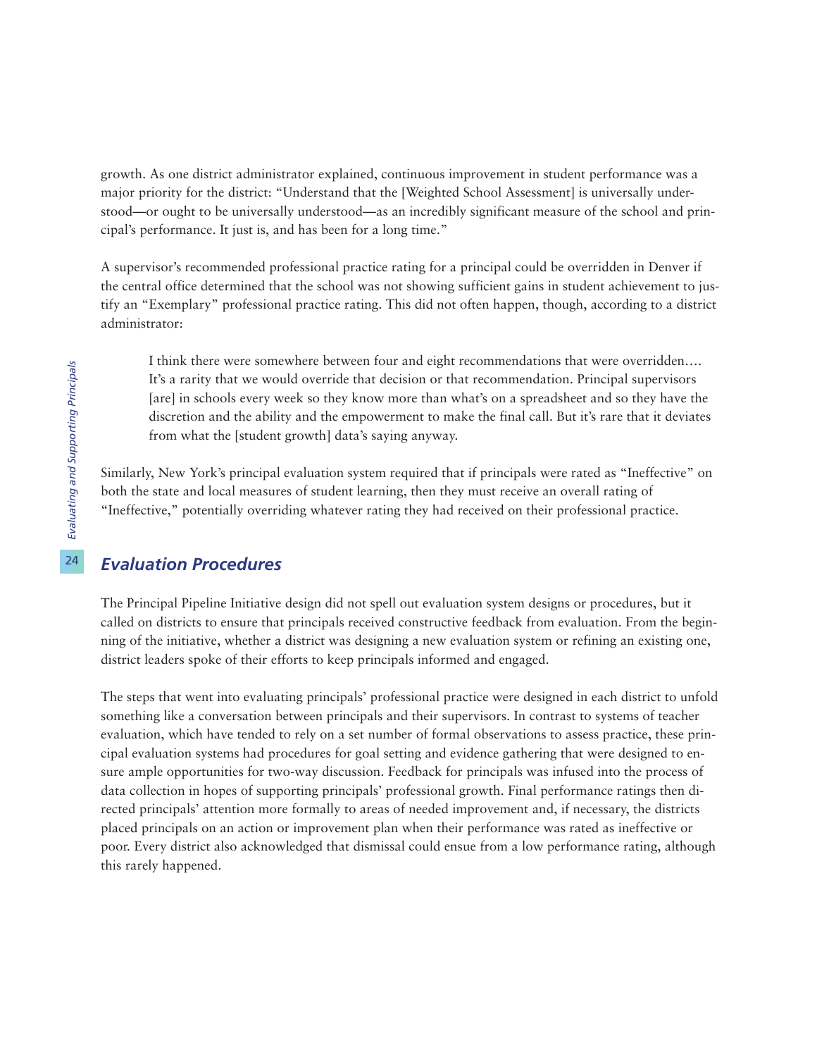growth. As one district administrator explained, continuous improvement in student performance was a major priority for the district: "Understand that the [Weighted School Assessment] is universally understood—or ought to be universally understood—as an incredibly significant measure of the school and principal's performance. It just is, and has been for a long time."

A supervisor's recommended professional practice rating for a principal could be overridden in Denver if the central office determined that the school was not showing sufficient gains in student achievement to justify an "Exemplary" professional practice rating. This did not often happen, though, according to a district administrator:

> I think there were somewhere between four and eight recommendations that were overridden.... It's a rarity that we would override that decision or that recommendation. Principal supervisors [are] in schools every week so they know more than what's on a spreadsheet and so they have the discretion and the ability and the empowerment to make the final call. But it's rare that it deviates from what the [student growth] data's saying anyway.

Similarly, New York's principal evaluation system required that if principals were rated as "Ineffective" on both the state and local measures of student learning, then they must receive an overall rating of "Ineffective," potentially overriding whatever rating they had received on their professional practice.

## *Evaluation Procedures*

The Principal Pipeline Initiative design did not spell out evaluation system designs or procedures, but it called on districts to ensure that principals received constructive feedback from evaluation. From the beginning of the initiative, whether a district was designing a new evaluation system or refining an existing one, district leaders spoke of their efforts to keep principals informed and engaged.

The steps that went into evaluating principals' professional practice were designed in each district to unfold something like a conversation between principals and their supervisors. In contrast to systems of teacher evaluation, which have tended to rely on a set number of formal observations to assess practice, these principal evaluation systems had procedures for goal setting and evidence gathering that were designed to ensure ample opportunities for two-way discussion. Feedback for principals was infused into the process of data collection in hopes of supporting principals' professional growth. Final performance ratings then directed principals' attention more formally to areas of needed improvement and, if necessary, the districts placed principals on an action or improvement plan when their performance was rated as ineffective or poor. Every district also acknowledged that dismissal could ensue from a low performance rating, although this rarely happened.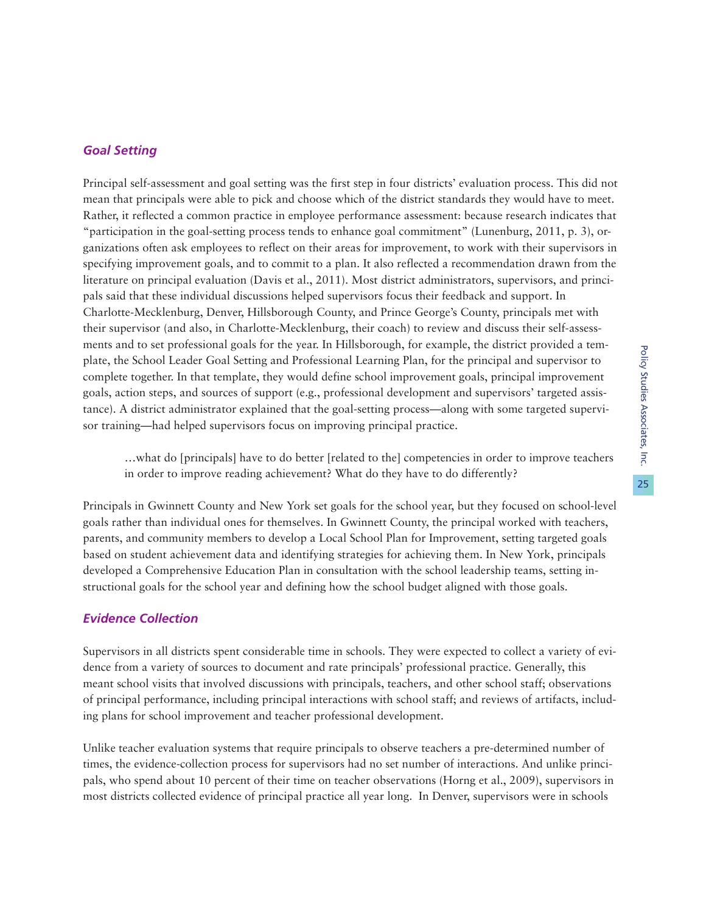### *Goal Setting*

Principal self-assessment and goal setting was the first step in four districts' evaluation process. This did not mean that principals were able to pick and choose which of the district standards they would have to meet. Rather, it reflected a common practice in employee performance assessment: because research indicates that "participation in the goal-setting process tends to enhance goal commitment" (Lunenburg, 2011, p. 3), organizations often ask employees to reflect on their areas for improvement, to work with their supervisors in specifying improvement goals, and to commit to a plan. It also reflected a recommendation drawn from the literature on principal evaluation (Davis et al., 2011). Most district administrators, supervisors, and principals said that these individual discussions helped supervisors focus their feedback and support. In Charlotte-Mecklenburg, Denver, Hillsborough County, and Prince George's County, principals met with their supervisor (and also, in Charlotte-Mecklenburg, their coach) to review and discuss their self-assessments and to set professional goals for the year. In Hillsborough, for example, the district provided a template, the School Leader Goal Setting and Professional Learning Plan, for the principal and supervisor to complete together. In that template, they would define school improvement goals, principal improvement goals, action steps, and sources of support (e.g., professional development and supervisors' targeted assistance). A district administrator explained that the goal-setting process—along with some targeted supervisor training—had helped supervisors focus on improving principal practice.

> …what do [principals] have to do better [related to the] competencies in order to improve teachers in order to improve reading achievement? What do they have to do differently?

Principals in Gwinnett County and New York set goals for the school year, but they focused on school-level goals rather than individual ones for themselves. In Gwinnett County, the principal worked with teachers, parents, and community members to develop a Local School Plan for Improvement, setting targeted goals based on student achievement data and identifying strategies for achieving them. In New York, principals developed a Comprehensive Education Plan in consultation with the school leadership teams, setting instructional goals for the school year and defining how the school budget aligned with those goals.

### *Evidence Collection*

Supervisors in all districts spent considerable time in schools. They were expected to collect a variety of evidence from a variety of sources to document and rate principals' professional practice. Generally, this meant school visits that involved discussions with principals, teachers, and other school staff; observations of principal performance, including principal interactions with school staff; and reviews of artifacts, including plans for school improvement and teacher professional development.

Unlike teacher evaluation systems that require principals to observe teachers a pre-determined number of times, the evidence-collection process for supervisors had no set number of interactions. And unlike principals, who spend about 10 percent of their time on teacher observations (Horng et al., 2009), supervisors in most districts collected evidence of principal practice all year long. In Denver, supervisors were in schools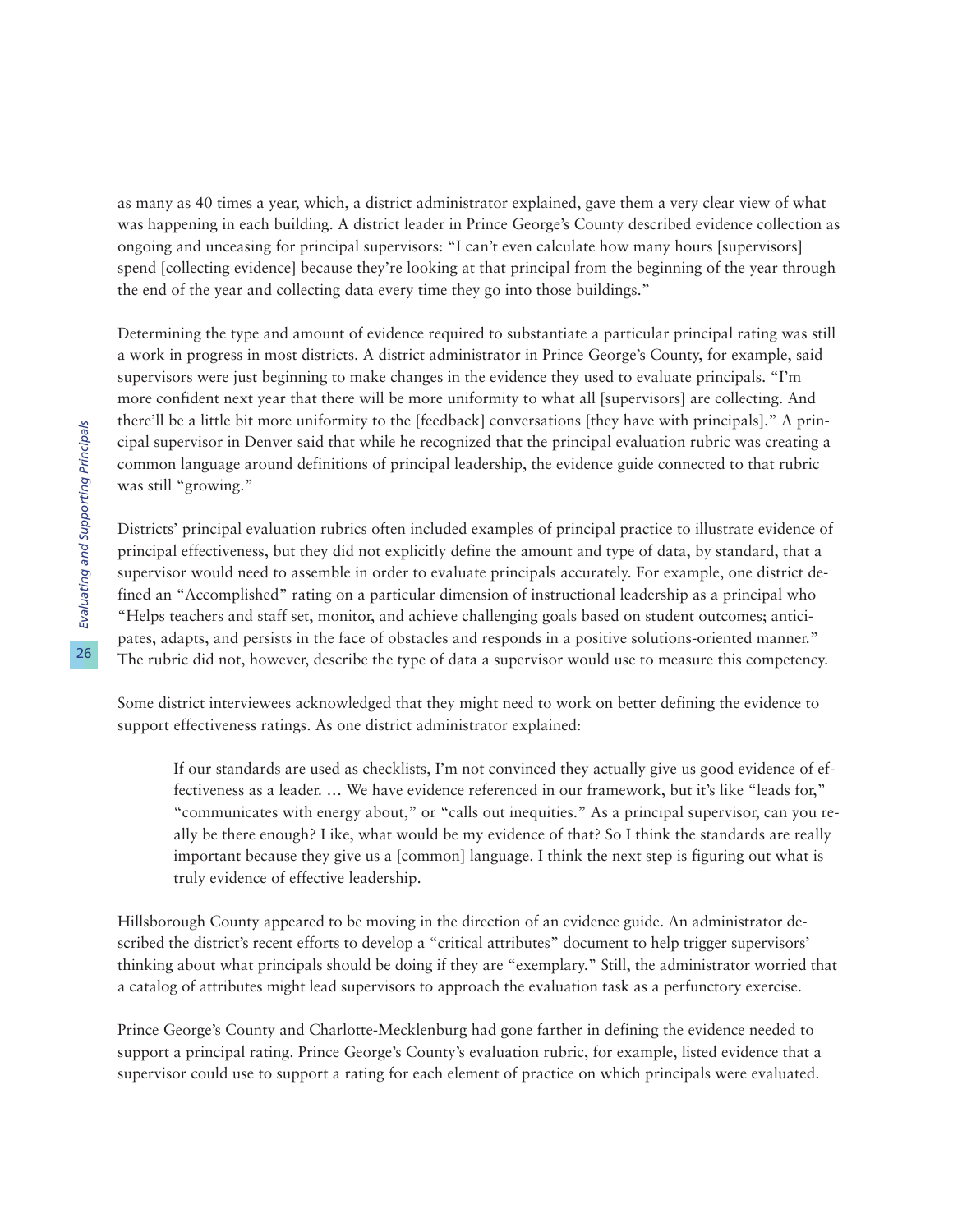as many as 40 times a year, which, a district administrator explained, gave them a very clear view of what was happening in each building. A district leader in Prince George's County described evidence collection as ongoing and unceasing for principal supervisors: "I can't even calculate how many hours [supervisors] spend [collecting evidence] because they're looking at that principal from the beginning of the year through the end of the year and collecting data every time they go into those buildings."

Determining the type and amount of evidence required to substantiate a particular principal rating was still a work in progress in most districts. A district administrator in Prince George's County, for example, said supervisors were just beginning to make changes in the evidence they used to evaluate principals. "I'm more confident next year that there will be more uniformity to what all [supervisors] are collecting. And there'll be a little bit more uniformity to the [feedback] conversations [they have with principals]." A principal supervisor in Denver said that while he recognized that the principal evaluation rubric was creating a common language around definitions of principal leadership, the evidence guide connected to that rubric was still "growing."

Districts' principal evaluation rubrics often included examples of principal practice to illustrate evidence of principal effectiveness, but they did not explicitly define the amount and type of data, by standard, that a supervisor would need to assemble in order to evaluate principals accurately. For example, one district defined an "Accomplished" rating on a particular dimension of instructional leadership as a principal who "Helps teachers and staff set, monitor, and achieve challenging goals based on student outcomes; anticipates, adapts, and persists in the face of obstacles and responds in a positive solutions-oriented manner." The rubric did not, however, describe the type of data a supervisor would use to measure this competency.

Some district interviewees acknowledged that they might need to work on better defining the evidence to support effectiveness ratings. As one district administrator explained:

> If our standards are used as checklists, I'm not convinced they actually give us good evidence of effectiveness as a leader. … We have evidence referenced in our framework, but it's like "leads for," "communicates with energy about," or "calls out inequities." As a principal supervisor, can you really be there enough? Like, what would be my evidence of that? So I think the standards are really important because they give us a [common] language. I think the next step is figuring out what is truly evidence of effective leadership.

Hillsborough County appeared to be moving in the direction of an evidence guide. An administrator described the district's recent efforts to develop a "critical attributes" document to help trigger supervisors' thinking about what principals should be doing if they are "exemplary." Still, the administrator worried that a catalog of attributes might lead supervisors to approach the evaluation task as a perfunctory exercise.

Prince George's County and Charlotte-Mecklenburg had gone farther in defining the evidence needed to support a principal rating. Prince George's County's evaluation rubric, for example, listed evidence that a supervisor could use to support a rating for each element of practice on which principals were evaluated.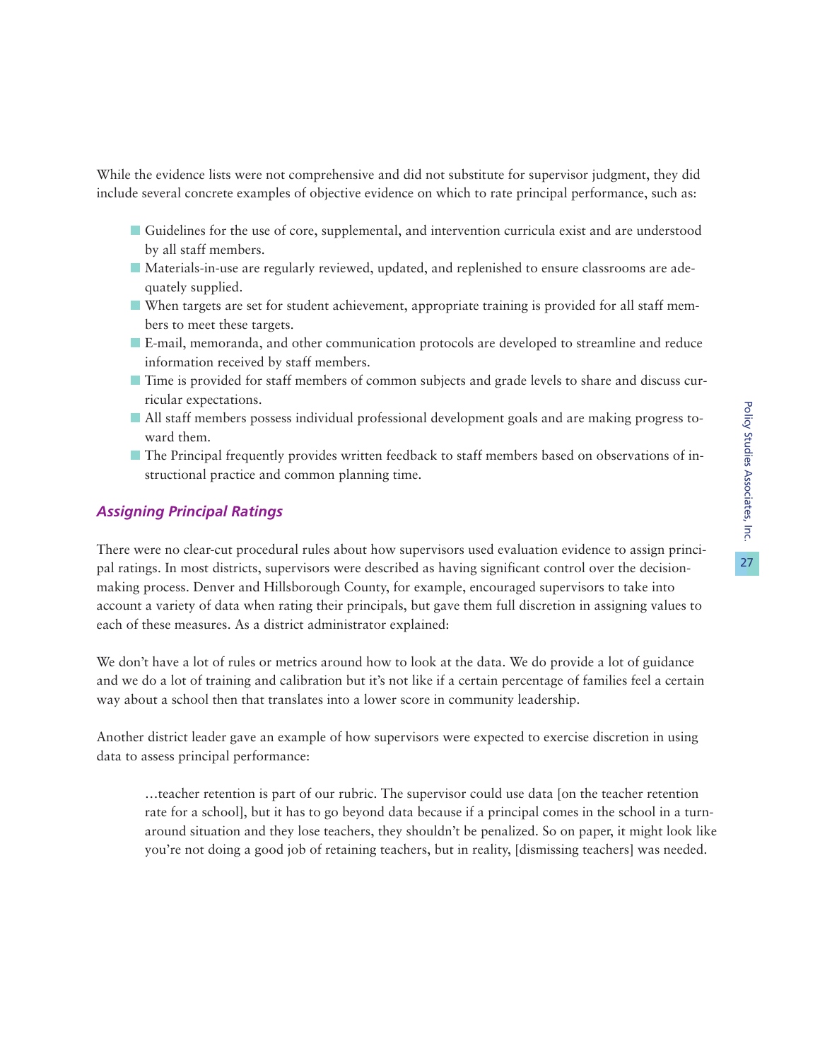While the evidence lists were not comprehensive and did not substitute for supervisor judgment, they did include several concrete examples of objective evidence on which to rate principal performance, such as:

- Guidelines for the use of core, supplemental, and intervention curricula exist and are understood by all staff members.
- Materials-in-use are regularly reviewed, updated, and replenished to ensure classrooms are adequately supplied.
- When targets are set for student achievement, appropriate training is provided for all staff members to meet these targets.
- E-mail, memoranda, and other communication protocols are developed to streamline and reduce information received by staff members.
- Time is provided for staff members of common subjects and grade levels to share and discuss curricular expectations.
- All staff members possess individual professional development goals and are making progress toward them.
- The Principal frequently provides written feedback to staff members based on observations of instructional practice and common planning time.

### *Assigning Principal Ratings*

There were no clear-cut procedural rules about how supervisors used evaluation evidence to assign principal ratings. In most districts, supervisors were described as having significant control over the decision-making process. Denver and Hillsborough County, for example, encouraged supervisors to take into account a variety of data when rating their principals, but gave them full discretion in assigning values to each of these measures. As a district administrator explained:

We don't have a lot of rules or metrics around how to look at the data. We do provide a lot of guidance and we do a lot of training and calibration but it's not like if a certain percentage of families feel a certain way about a school then that translates into a lower score in community leadership.

Another district leader gave an example of how supervisors were expected to exercise discretion in using data to assess principal performance:

> …teacher retention is part of our rubric. The supervisor could use data [on the teacher retention rate for a school], but it has to go beyond data because if a principal comes in the school in a turnaround situation and they lose teachers, they shouldn't be penalized. So on paper, it might look like you're not doing a good job of retaining teachers, but in reality, [dismissing teachers] was needed.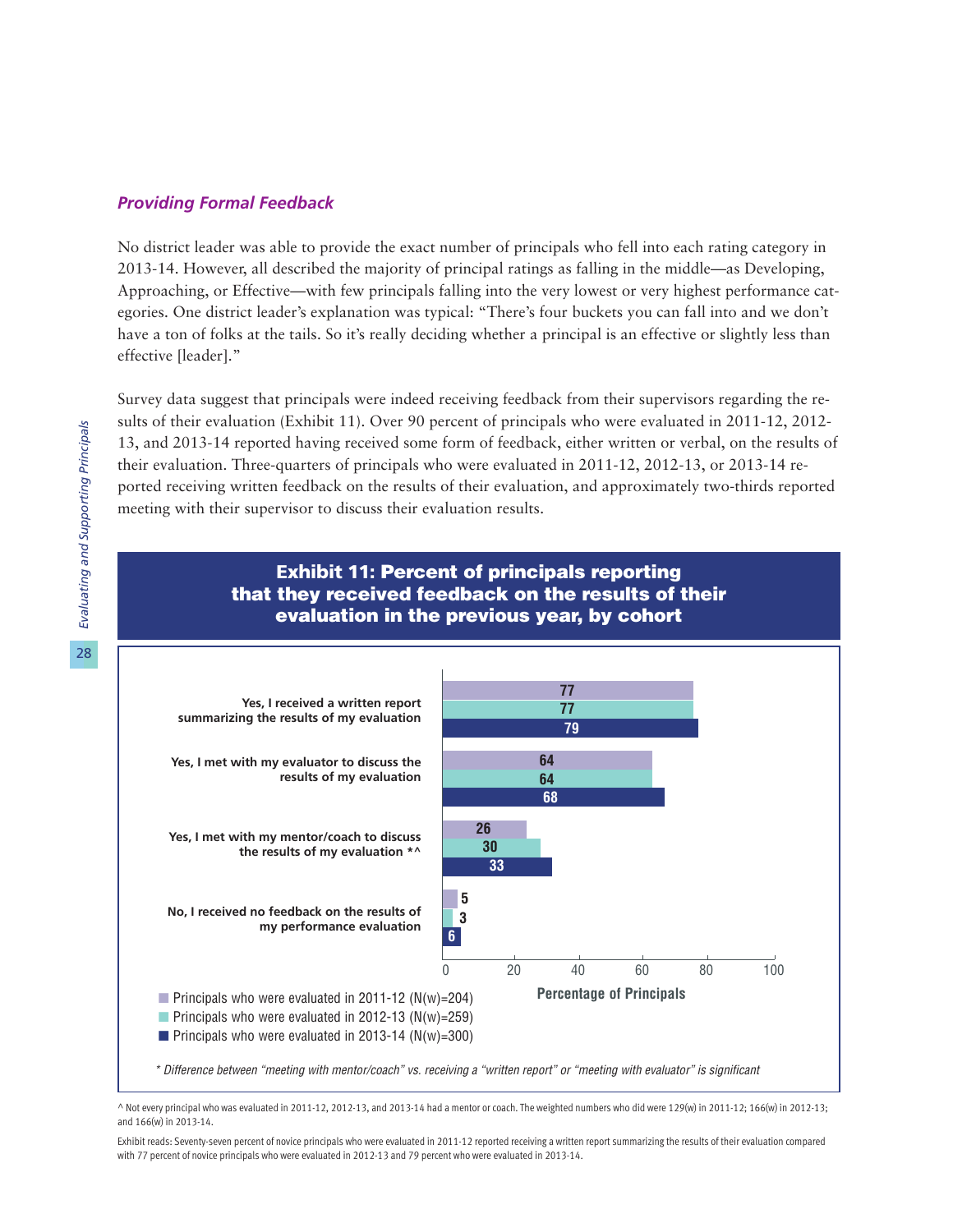### *Providing Formal Feedback*

No district leader was able to provide the exact number of principals who fell into each rating category in 2013-14. However, all described the majority of principal ratings as falling in the middle—as Developing, Approaching, or Effective—with few principals falling into the very lowest or very highest performance categories. One district leader's explanation was typical: "There's four buckets you can fall into and we don't have a ton of folks at the tails. So it's really deciding whether a principal is an effective or slightly less than effective [leader]."

Survey data suggest that principals were indeed receiving feedback from their supervisors regarding the results of their evaluation (Exhibit 11). Over 90 percent of principals who were evaluated in 2011-12, 2012-13, and 2013-14 reported having received some form of feedback, either written or verbal, on the results of their evaluation. Three-quarters of principals who were evaluated in 2011-12, 2012-13, or 2013-14 reported receiving written feedback on the results of their evaluation, and approximately two-thirds reported meeting with their supervisor to discuss their evaluation results.

**Exhibit 11: Percent of principals reporting that they received feedback on the results of their evaluation in the previous year, by cohort**

| | Principals who were evaluated in 2011-12 (N(w)=204) | Principals who were evaluated in 2012-13 (N(w)=259) | Principals who were evaluated in 2013-14 (N(w)=300) |
|---|---|---|---|
| Yes, I received a written report summarizing the results of my evaluation | 77 | 77 | 79 |
| Yes, I met with my evaluator to discuss the results of my evaluation | 64 | 64 | 68 |
| Yes, I met with my mentor/coach to discuss the results of my evaluation *^ | 26 | 30 | 33 |
| No, I received no feedback on the results of my performance evaluation | 5 | 3 | 6 |

Percentage of Principals

*\* Difference between "meeting with mentor/coach" vs. receiving a "written report" or "meeting with evaluator" is significant*

^ Not every principal who was evaluated in 2011-12, 2012-13, and 2013-14 had a mentor or coach. The weighted numbers who did were 129(w) in 2011-12; 166(w) in 2012-13; and 166(w) in 2013-14.

Exhibit reads: Seventy-seven percent of novice principals who were evaluated in 2011-12 reported receiving a written report summarizing the results of their evaluation compared with 77 percent of novice principals who were evaluated in 2012-13 and 79 percent who were evaluated in 2013-14.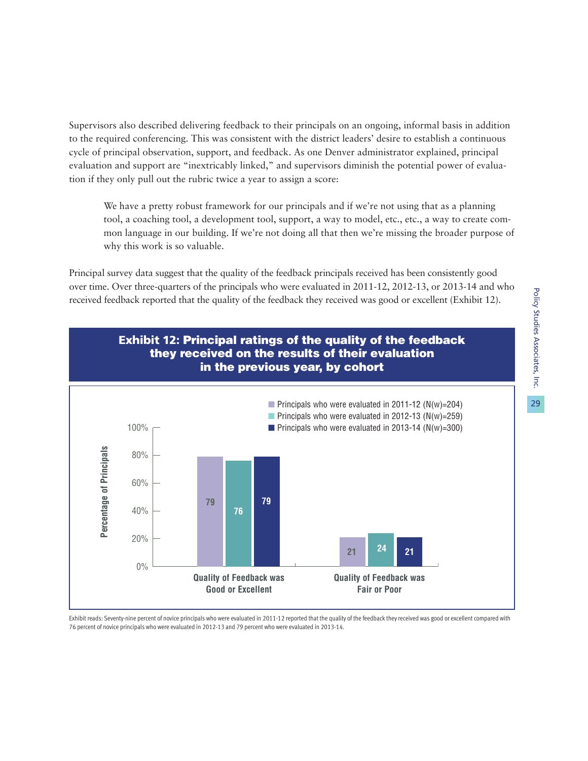Supervisors also described delivering feedback to their principals on an ongoing, informal basis in addition to the required conferencing. This was consistent with the district leaders' desire to establish a continuous cycle of principal observation, support, and feedback. As one Denver administrator explained, principal evaluation and support are "inextricably linked," and supervisors diminish the potential power of evaluation if they only pull out the rubric twice a year to assign a score:

> We have a pretty robust framework for our principals and if we're not using that as a planning tool, a coaching tool, a development tool, support, a way to model, etc., etc., a way to create common language in our building. If we're not doing all that then we're missing the broader purpose of why this work is so valuable.

Principal survey data suggest that the quality of the feedback principals received has been consistently good over time. Over three-quarters of the principals who were evaluated in 2011-12, 2012-13, or 2013-14 and who received feedback reported that the quality of the feedback they received was good or excellent (Exhibit 12).

**Exhibit 12: Principal ratings of the quality of the feedback they received on the results of their evaluation in the previous year, by cohort**

| Percentage of Principals | Principals who were evaluated in 2011-12 (N(w)=204) | Principals who were evaluated in 2012-13 (N(w)=259) | Principals who were evaluated in 2013-14 (N(w)=300) |
|---|---|---|---|
| Quality of Feedback was Good or Excellent | 79 | 76 | 79 |
| Quality of Feedback was Fair or Poor | 21 | 24 | 21 |

Exhibit reads: Seventy-nine percent of novice principals who were evaluated in 2011-12 reported that the quality of the feedback they received was good or excellent compared with 76 percent of novice principals who were evaluated in 2012-13 and 79 percent who were evaluated in 2013-14.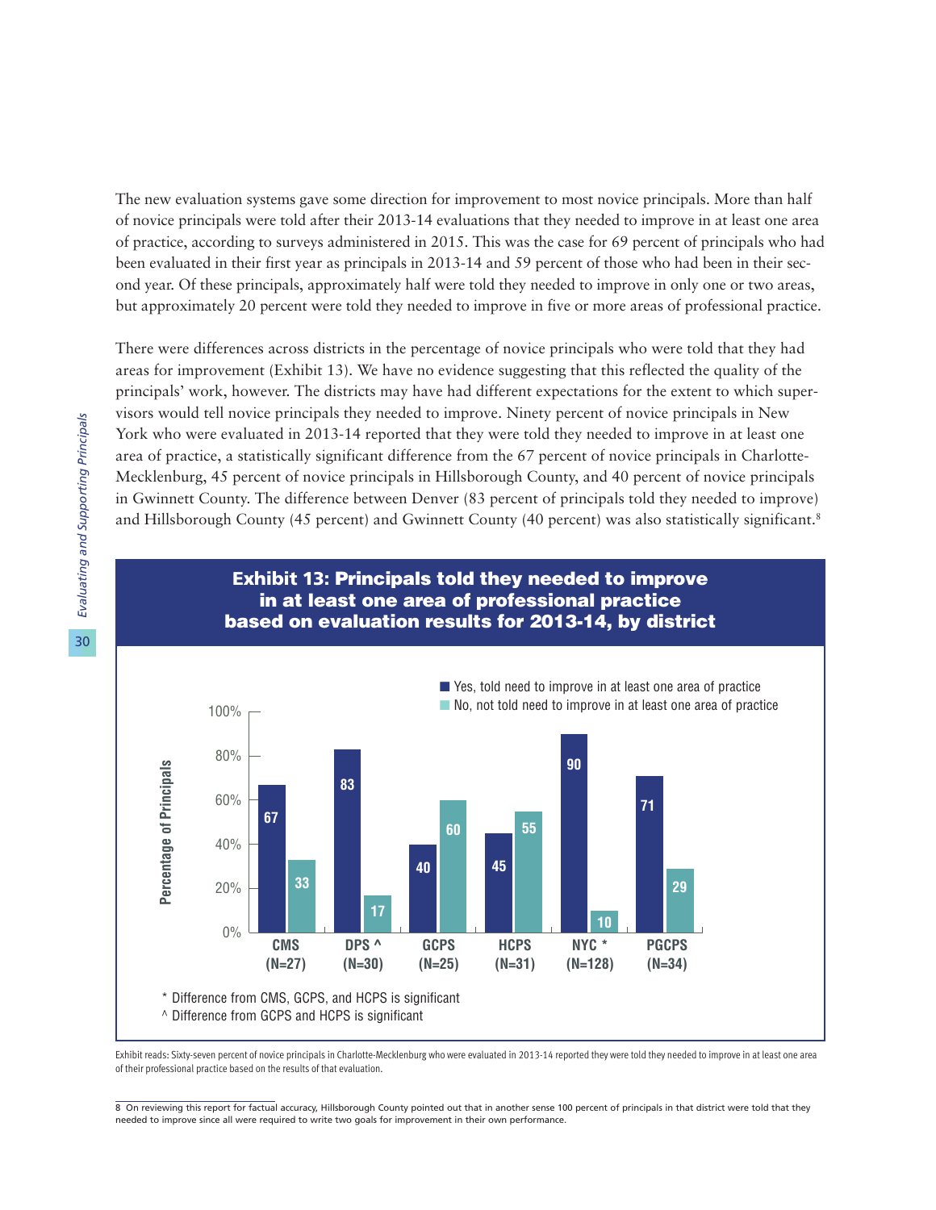The new evaluation systems gave some direction for improvement to most novice principals. More than half of novice principals were told after their 2013-14 evaluations that they needed to improve in at least one area of practice, according to surveys administered in 2015. This was the case for 69 percent of principals who had been evaluated in their first year as principals in 2013-14 and 59 percent of those who had been in their second year. Of these principals, approximately half were told they needed to improve in only one or two areas, but approximately 20 percent were told they needed to improve in five or more areas of professional practice.

There were differences across districts in the percentage of novice principals who were told that they had areas for improvement (Exhibit 13). We have no evidence suggesting that this reflected the quality of the principals' work, however. The districts may have had different expectations for the extent to which supervisors would tell novice principals they needed to improve. Ninety percent of novice principals in New York who were evaluated in 2013-14 reported that they were told they needed to improve in at least one area of practice, a statistically significant difference from the 67 percent of novice principals in Charlotte-Mecklenburg, 45 percent of novice principals in Hillsborough County, and 40 percent of novice principals in Gwinnett County. The difference between Denver (83 percent of principals told they needed to improve) and Hillsborough County (45 percent) and Gwinnett County (40 percent) was also statistically significant.[8]

**Exhibit 13: Principals told they needed to improve in at least one area of professional practice based on evaluation results for 2013-14, by district**

| District | Yes, told need to improve in at least one area of practice | No, not told need to improve in at least one area of practice |
|---|---|---|
| CMS (N=27) | 67 | 33 |
| DPS ^ (N=30) | 83 | 17 |
| GCPS (N=25) | 40 | 60 |
| HCPS (N=31) | 45 | 55 |
| NYC * (N=128) | 90 | 10 |
| PGCPS (N=34) | 71 | 29 |

\* Difference from CMS, GCPS, and HCPS is significant
^ Difference from GCPS and HCPS is significant

Exhibit reads: Sixty-seven percent of novice principals in Charlotte-Mecklenburg who were evaluated in 2013-14 reported they were told they needed to improve in at least one area of their professional practice based on the results of that evaluation.

[8] On reviewing this report for factual accuracy, Hillsborough County pointed out that in another sense 100 percent of principals in that district were told that they needed to improve since all were required to write two goals for improvement in their own performance.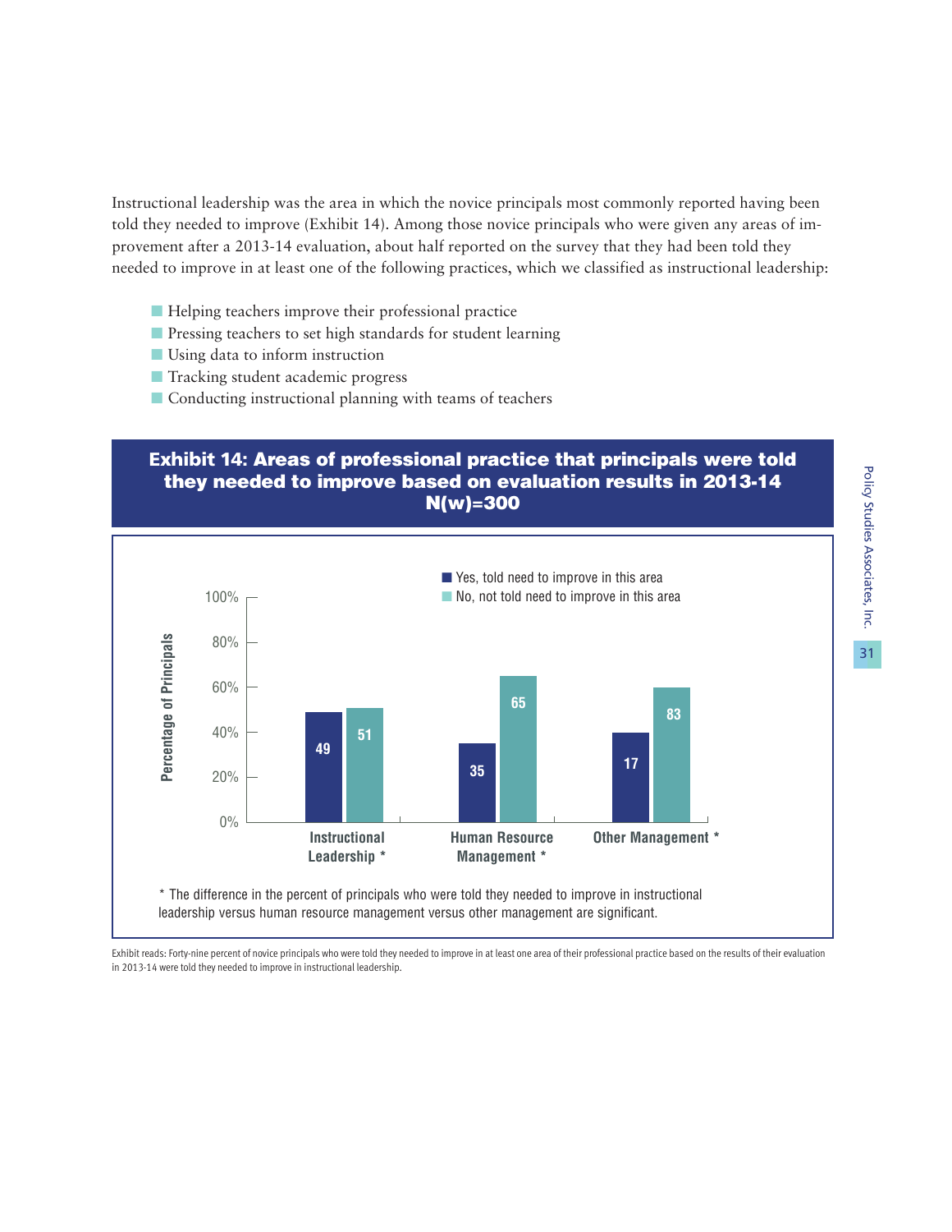Instructional leadership was the area in which the novice principals most commonly reported having been told they needed to improve (Exhibit 14). Among those novice principals who were given any areas of improvement after a 2013-14 evaluation, about half reported on the survey that they had been told they needed to improve in at least one of the following practices, which we classified as instructional leadership:

- Helping teachers improve their professional practice
- Pressing teachers to set high standards for student learning
- Using data to inform instruction
- Tracking student academic progress
- Conducting instructional planning with teams of teachers

**Exhibit 14: Areas of professional practice that principals were told they needed to improve based on evaluation results in 2013-14 N(w)=300**

| Area | Yes, told need to improve in this area | No, not told need to improve in this area |
|---|---|---|
| Instructional Leadership * | 49 | 51 |
| Human Resource Management * | 35 | 65 |
| Other Management * | 17 | 83 |

\* The difference in the percent of principals who were told they needed to improve in instructional leadership versus human resource management versus other management are significant.

Exhibit reads: Forty-nine percent of novice principals who were told they needed to improve in at least one area of their professional practice based on the results of their evaluation in 2013-14 were told they needed to improve in instructional leadership.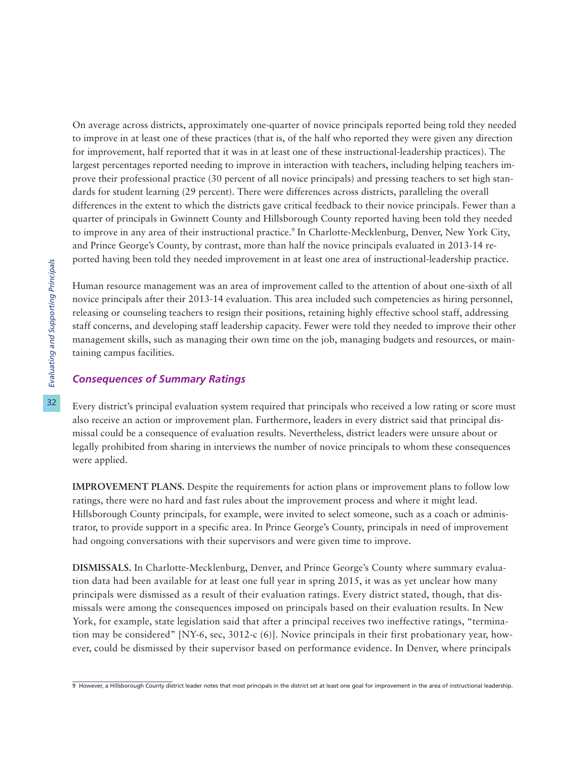On average across districts, approximately one-quarter of novice principals reported being told they needed to improve in at least one of these practices (that is, of the half who reported they were given any direction for improvement, half reported that it was in at least one of these instructional-leadership practices). The largest percentages reported needing to improve in interaction with teachers, including helping teachers improve their professional practice (30 percent of all novice principals) and pressing teachers to set high standards for student learning (29 percent). There were differences across districts, paralleling the overall differences in the extent to which the districts gave critical feedback to their novice principals. Fewer than a quarter of principals in Gwinnett County and Hillsborough County reported having been told they needed to improve in any area of their instructional practice.[9] In Charlotte-Mecklenburg, Denver, New York City, and Prince George's County, by contrast, more than half the novice principals evaluated in 2013-14 reported having been told they needed improvement in at least one area of instructional-leadership practice.

Human resource management was an area of improvement called to the attention of about one-sixth of all novice principals after their 2013-14 evaluation. This area included such competencies as hiring personnel, releasing or counseling teachers to resign their positions, retaining highly effective school staff, addressing staff concerns, and developing staff leadership capacity. Fewer were told they needed to improve their other management skills, such as managing their own time on the job, managing budgets and resources, or maintaining campus facilities.

### *Consequences of Summary Ratings*

Every district's principal evaluation system required that principals who received a low rating or score must also receive an action or improvement plan. Furthermore, leaders in every district said that principal dismissal could be a consequence of evaluation results. Nevertheless, district leaders were unsure about or legally prohibited from sharing in interviews the number of novice principals to whom these consequences were applied.

**IMPROVEMENT PLANS.** Despite the requirements for action plans or improvement plans to follow low ratings, there were no hard and fast rules about the improvement process and where it might lead. Hillsborough County principals, for example, were invited to select someone, such as a coach or administrator, to provide support in a specific area. In Prince George's County, principals in need of improvement had ongoing conversations with their supervisors and were given time to improve.

**DISMISSALS.** In Charlotte-Mecklenburg, Denver, and Prince George's County where summary evaluation data had been available for at least one full year in spring 2015, it was as yet unclear how many principals were dismissed as a result of their evaluation ratings. Every district stated, though, that dismissals were among the consequences imposed on principals based on their evaluation results. In New York, for example, state legislation said that after a principal receives two ineffective ratings, "termination may be considered" [NY-6, sec, 3012-c (6)]. Novice principals in their first probationary year, however, could be dismissed by their supervisor based on performance evidence. In Denver, where principals

---

9 However, a Hillsborough County district leader notes that most principals in the district set at least one goal for improvement in the area of instructional leadership.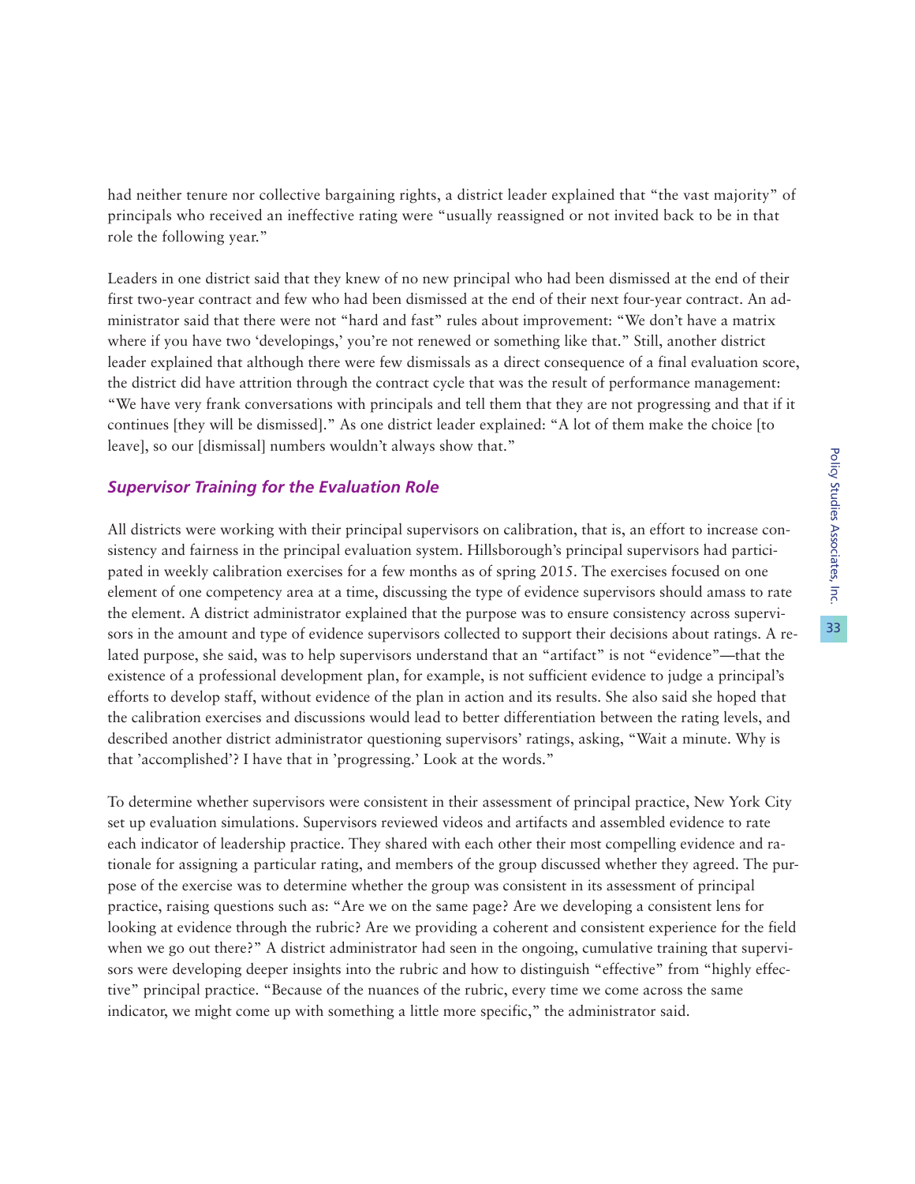had neither tenure nor collective bargaining rights, a district leader explained that "the vast majority" of principals who received an ineffective rating were "usually reassigned or not invited back to be in that role the following year."

Leaders in one district said that they knew of no new principal who had been dismissed at the end of their first two-year contract and few who had been dismissed at the end of their next four-year contract. An administrator said that there were not "hard and fast" rules about improvement: "We don't have a matrix where if you have two 'developings,' you're not renewed or something like that." Still, another district leader explained that although there were few dismissals as a direct consequence of a final evaluation score, the district did have attrition through the contract cycle that was the result of performance management: "We have very frank conversations with principals and tell them that they are not progressing and that if it continues [they will be dismissed]." As one district leader explained: "A lot of them make the choice [to leave], so our [dismissal] numbers wouldn't always show that."

### *Supervisor Training for the Evaluation Role*

All districts were working with their principal supervisors on calibration, that is, an effort to increase consistency and fairness in the principal evaluation system. Hillsborough's principal supervisors had participated in weekly calibration exercises for a few months as of spring 2015. The exercises focused on one element of one competency area at a time, discussing the type of evidence supervisors should amass to rate the element. A district administrator explained that the purpose was to ensure consistency across supervisors in the amount and type of evidence supervisors collected to support their decisions about ratings. A related purpose, she said, was to help supervisors understand that an "artifact" is not "evidence"—that the existence of a professional development plan, for example, is not sufficient evidence to judge a principal's efforts to develop staff, without evidence of the plan in action and its results. She also said she hoped that the calibration exercises and discussions would lead to better differentiation between the rating levels, and described another district administrator questioning supervisors' ratings, asking, "Wait a minute. Why is that 'accomplished'? I have that in 'progressing.' Look at the words."

To determine whether supervisors were consistent in their assessment of principal practice, New York City set up evaluation simulations. Supervisors reviewed videos and artifacts and assembled evidence to rate each indicator of leadership practice. They shared with each other their most compelling evidence and rationale for assigning a particular rating, and members of the group discussed whether they agreed. The purpose of the exercise was to determine whether the group was consistent in its assessment of principal practice, raising questions such as: "Are we on the same page? Are we developing a consistent lens for looking at evidence through the rubric? Are we providing a coherent and consistent experience for the field when we go out there?" A district administrator had seen in the ongoing, cumulative training that supervisors were developing deeper insights into the rubric and how to distinguish "effective" from "highly effective" principal practice. "Because of the nuances of the rubric, every time we come across the same indicator, we might come up with something a little more specific," the administrator said.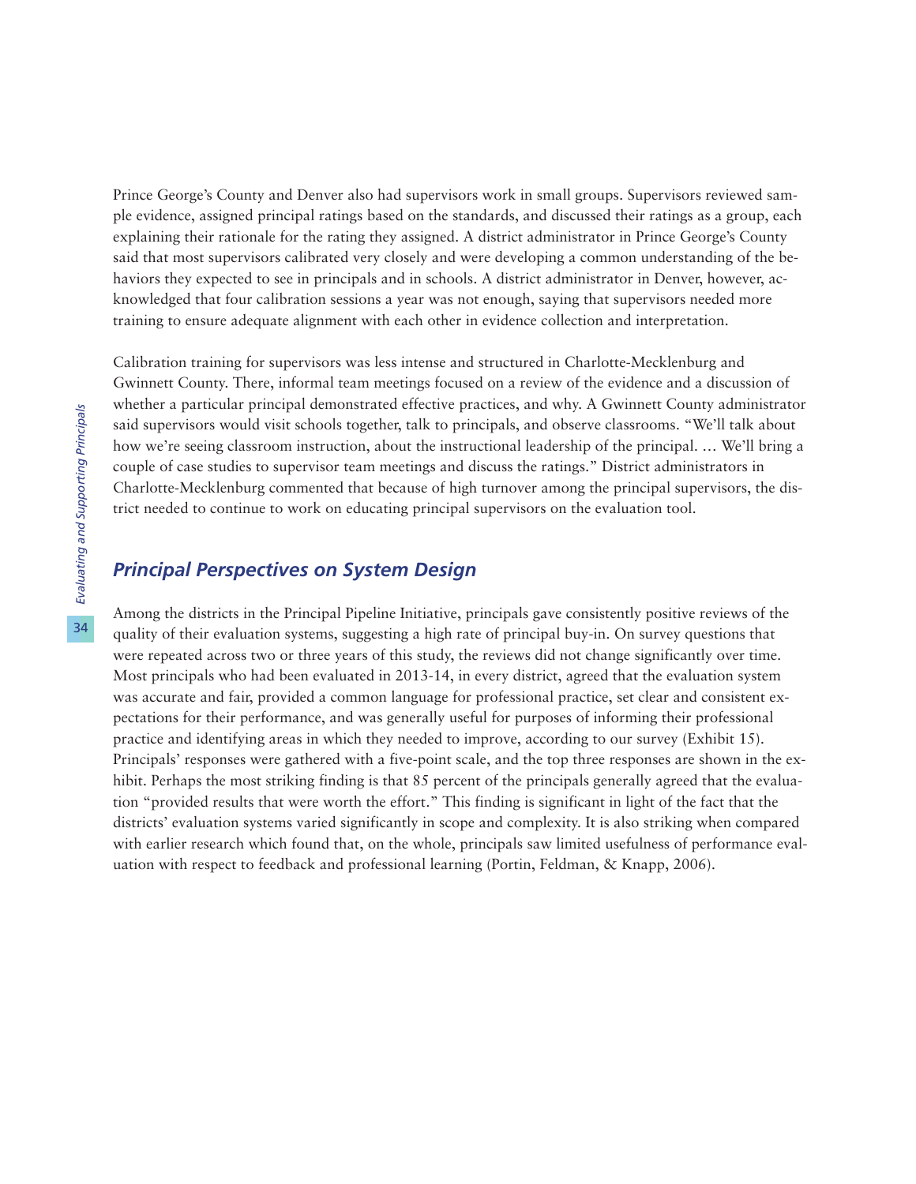Prince George's County and Denver also had supervisors work in small groups. Supervisors reviewed sample evidence, assigned principal ratings based on the standards, and discussed their ratings as a group, each explaining their rationale for the rating they assigned. A district administrator in Prince George's County said that most supervisors calibrated very closely and were developing a common understanding of the behaviors they expected to see in principals and in schools. A district administrator in Denver, however, acknowledged that four calibration sessions a year was not enough, saying that supervisors needed more training to ensure adequate alignment with each other in evidence collection and interpretation.

Calibration training for supervisors was less intense and structured in Charlotte-Mecklenburg and Gwinnett County. There, informal team meetings focused on a review of the evidence and a discussion of whether a particular principal demonstrated effective practices, and why. A Gwinnett County administrator said supervisors would visit schools together, talk to principals, and observe classrooms. "We'll talk about how we're seeing classroom instruction, about the instructional leadership of the principal. … We'll bring a couple of case studies to supervisor team meetings and discuss the ratings." District administrators in Charlotte-Mecklenburg commented that because of high turnover among the principal supervisors, the district needed to continue to work on educating principal supervisors on the evaluation tool.

## *Principal Perspectives on System Design*

Among the districts in the Principal Pipeline Initiative, principals gave consistently positive reviews of the quality of their evaluation systems, suggesting a high rate of principal buy-in. On survey questions that were repeated across two or three years of this study, the reviews did not change significantly over time. Most principals who had been evaluated in 2013-14, in every district, agreed that the evaluation system was accurate and fair, provided a common language for professional practice, set clear and consistent expectations for their performance, and was generally useful for purposes of informing their professional practice and identifying areas in which they needed to improve, according to our survey (Exhibit 15). Principals' responses were gathered with a five-point scale, and the top three responses are shown in the exhibit. Perhaps the most striking finding is that 85 percent of the principals generally agreed that the evaluation "provided results that were worth the effort." This finding is significant in light of the fact that the districts' evaluation systems varied significantly in scope and complexity. It is also striking when compared with earlier research which found that, on the whole, principals saw limited usefulness of performance evaluation with respect to feedback and professional learning (Portin, Feldman, & Knapp, 2006).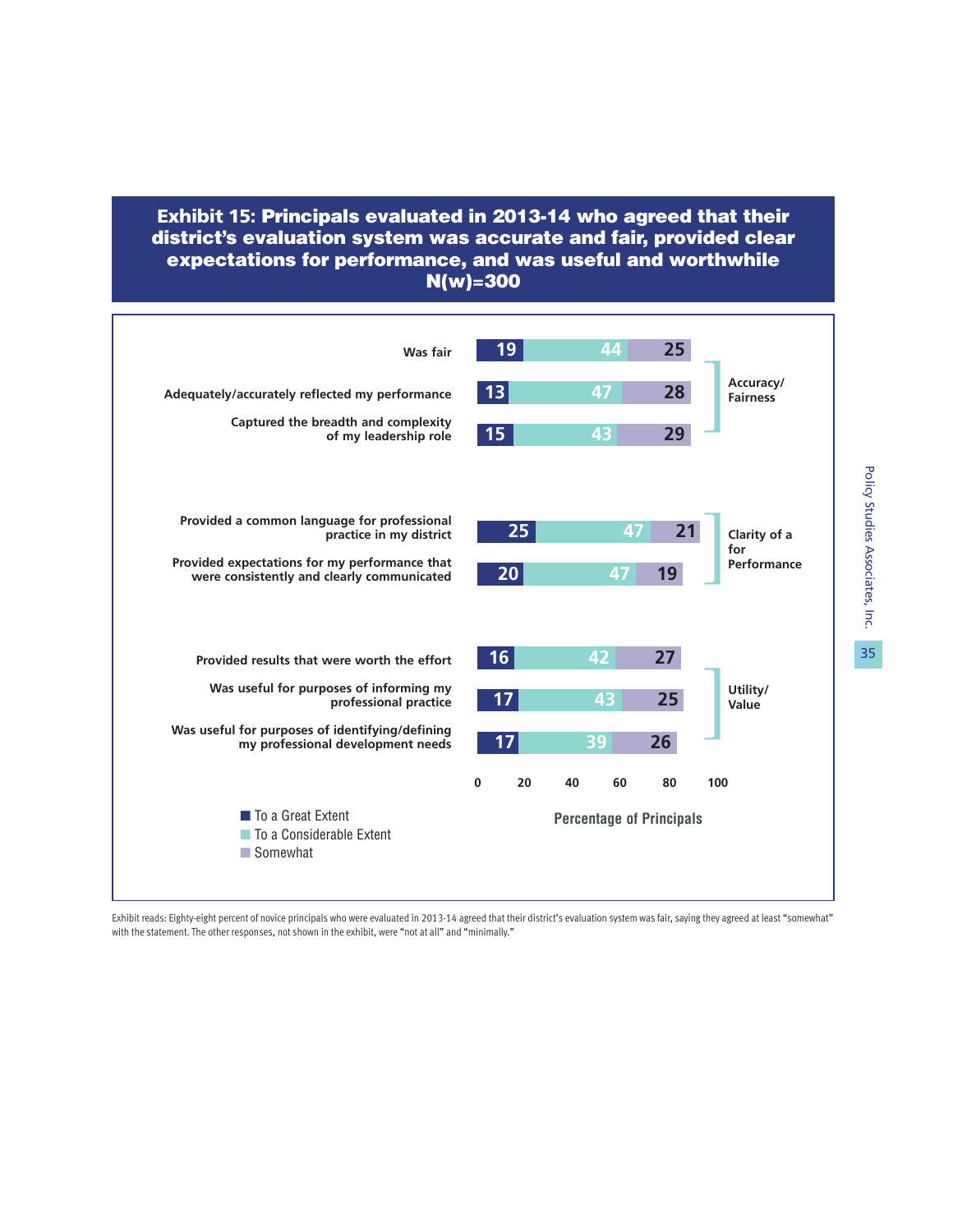## Exhibit 15: Principals evaluated in 2013-14 who agreed that their district's evaluation system was accurate and fair, provided clear expectations for performance, and was useful and worthwhile N(w)=300

| Category | Statement | To a Great Extent | To a Considerable Extent | Somewhat |
|---|---|---|---|---|
| Accuracy/ Fairness | Was fair | 19 | 44 | 25 |
| | Adequately/accurately reflected my performance | 13 | 47 | 28 |
| | Captured the breadth and complexity of my leadership role | 15 | 43 | 29 |
| Clarity of a for Performance | Provided a common language for professional practice in my district | 25 | 47 | 21 |
| | Provided expectations for my performance that were consistently and clearly communicated | 20 | 47 | 19 |
| Utility/ Value | Provided results that were worth the effort | 16 | 42 | 27 |
| | Was useful for purposes of informing my professional practice | 17 | 43 | 25 |
| | Was useful for purposes of identifying/defining my professional development needs | 17 | 39 | 26 |

Percentage of Principals

Exhibit reads: Eighty-eight percent of novice principals who were evaluated in 2013-14 agreed that their district's evaluation system was fair, saying they agreed at least "somewhat" with the statement. The other responses, not shown in the exhibit, were "not at all" and "minimally."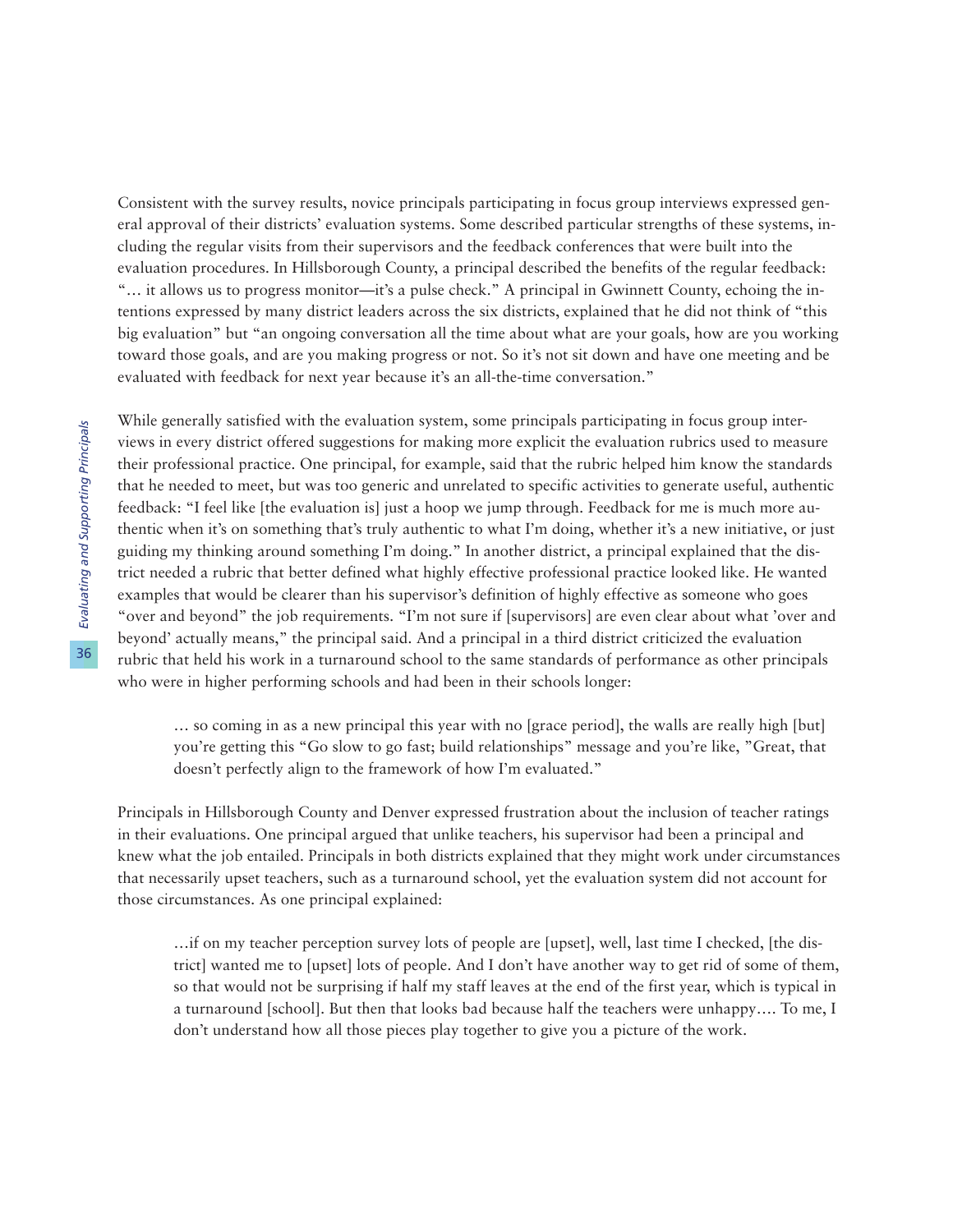Consistent with the survey results, novice principals participating in focus group interviews expressed general approval of their districts' evaluation systems. Some described particular strengths of these systems, including the regular visits from their supervisors and the feedback conferences that were built into the evaluation procedures. In Hillsborough County, a principal described the benefits of the regular feedback: "… it allows us to progress monitor—it's a pulse check." A principal in Gwinnett County, echoing the intentions expressed by many district leaders across the six districts, explained that he did not think of "this big evaluation" but "an ongoing conversation all the time about what are your goals, how are you working toward those goals, and are you making progress or not. So it's not sit down and have one meeting and be evaluated with feedback for next year because it's an all-the-time conversation."

While generally satisfied with the evaluation system, some principals participating in focus group interviews in every district offered suggestions for making more explicit the evaluation rubrics used to measure their professional practice. One principal, for example, said that the rubric helped him know the standards that he needed to meet, but was too generic and unrelated to specific activities to generate useful, authentic feedback: "I feel like [the evaluation is] just a hoop we jump through. Feedback for me is much more authentic when it's on something that's truly authentic to what I'm doing, whether it's a new initiative, or just guiding my thinking around something I'm doing." In another district, a principal explained that the district needed a rubric that better defined what highly effective professional practice looked like. He wanted examples that would be clearer than his supervisor's definition of highly effective as someone who goes "over and beyond" the job requirements. "I'm not sure if [supervisors] are even clear about what 'over and beyond' actually means," the principal said. And a principal in a third district criticized the evaluation rubric that held his work in a turnaround school to the same standards of performance as other principals who were in higher performing schools and had been in their schools longer:

> … so coming in as a new principal this year with no [grace period], the walls are really high [but] you're getting this "Go slow to go fast; build relationships" message and you're like, "Great, that doesn't perfectly align to the framework of how I'm evaluated."

Principals in Hillsborough County and Denver expressed frustration about the inclusion of teacher ratings in their evaluations. One principal argued that unlike teachers, his supervisor had been a principal and knew what the job entailed. Principals in both districts explained that they might work under circumstances that necessarily upset teachers, such as a turnaround school, yet the evaluation system did not account for those circumstances. As one principal explained:

> …if on my teacher perception survey lots of people are [upset], well, last time I checked, [the district] wanted me to [upset] lots of people. And I don't have another way to get rid of some of them, so that would not be surprising if half my staff leaves at the end of the first year, which is typical in a turnaround [school]. But then that looks bad because half the teachers were unhappy…. To me, I don't understand how all those pieces play together to give you a picture of the work.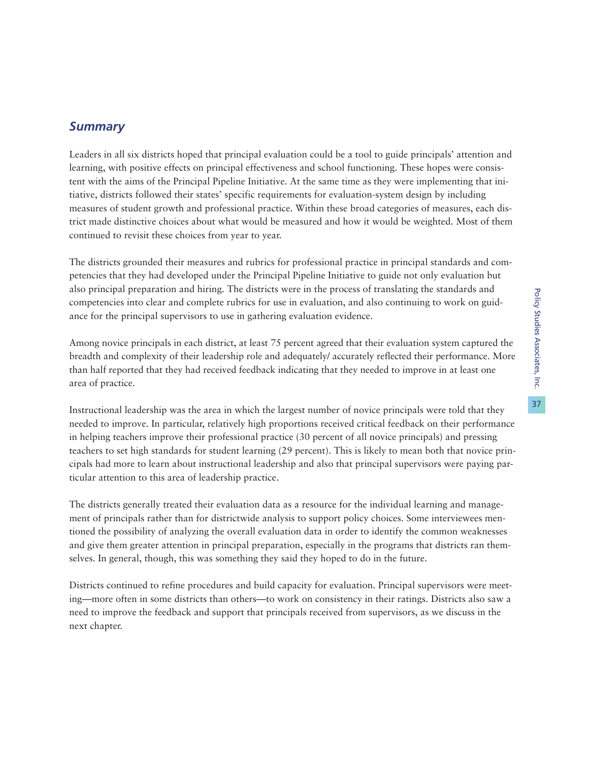## *Summary*

Leaders in all six districts hoped that principal evaluation could be a tool to guide principals' attention and learning, with positive effects on principal effectiveness and school functioning. These hopes were consistent with the aims of the Principal Pipeline Initiative. At the same time as they were implementing that initiative, districts followed their states' specific requirements for evaluation-system design by including measures of student growth and professional practice. Within these broad categories of measures, each district made distinctive choices about what would be measured and how it would be weighted. Most of them continued to revisit these choices from year to year.

The districts grounded their measures and rubrics for professional practice in principal standards and competencies that they had developed under the Principal Pipeline Initiative to guide not only evaluation but also principal preparation and hiring. The districts were in the process of translating the standards and competencies into clear and complete rubrics for use in evaluation, and also continuing to work on guidance for the principal supervisors to use in gathering evaluation evidence.

Among novice principals in each district, at least 75 percent agreed that their evaluation system captured the breadth and complexity of their leadership role and adequately/ accurately reflected their performance. More than half reported that they had received feedback indicating that they needed to improve in at least one area of practice.

Instructional leadership was the area in which the largest number of novice principals were told that they needed to improve. In particular, relatively high proportions received critical feedback on their performance in helping teachers improve their professional practice (30 percent of all novice principals) and pressing teachers to set high standards for student learning (29 percent). This is likely to mean both that novice principals had more to learn about instructional leadership and also that principal supervisors were paying particular attention to this area of leadership practice.

The districts generally treated their evaluation data as a resource for the individual learning and management of principals rather than for districtwide analysis to support policy choices. Some interviewees mentioned the possibility of analyzing the overall evaluation data in order to identify the common weaknesses and give them greater attention in principal preparation, especially in the programs that districts ran themselves. In general, though, this was something they said they hoped to do in the future.

Districts continued to refine procedures and build capacity for evaluation. Principal supervisors were meeting—more often in some districts than others—to work on consistency in their ratings. Districts also saw a need to improve the feedback and support that principals received from supervisors, as we discuss in the next chapter.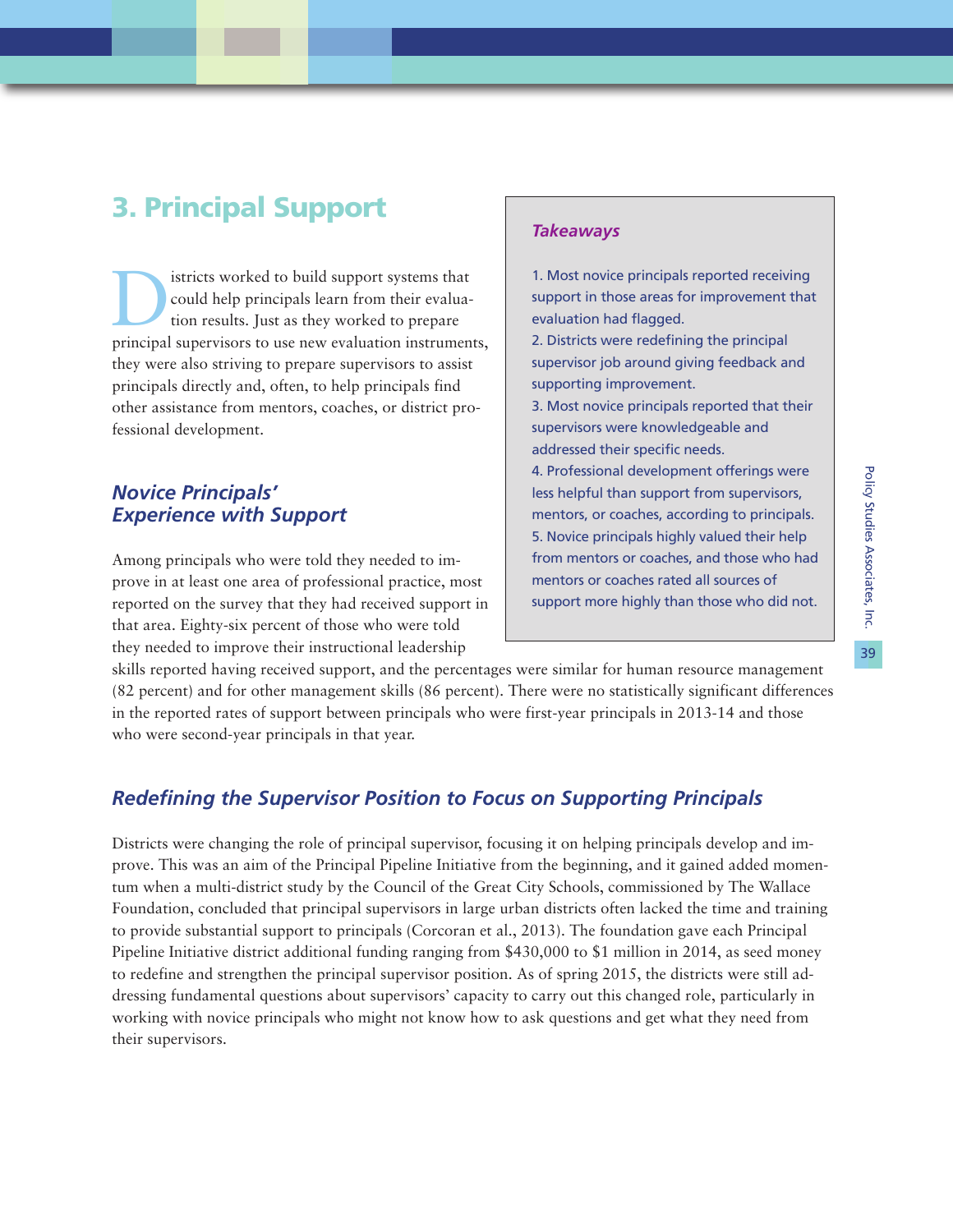## 3. Principal Support

Districts worked to build support systems that could help principals learn from their evaluation results. Just as they worked to prepare principal supervisors to use new evaluation instruments, they were also striving to prepare supervisors to assist principals directly and, often, to help principals find other assistance from mentors, coaches, or district professional development.

> ***Takeaways***
>
> 1. Most novice principals reported receiving support in those areas for improvement that evaluation had flagged.
> 2. Districts were redefining the principal supervisor job around giving feedback and supporting improvement.
> 3. Most novice principals reported that their supervisors were knowledgeable and addressed their specific needs.
> 4. Professional development offerings were less helpful than support from supervisors, mentors, or coaches, according to principals.
> 5. Novice principals highly valued their help from mentors or coaches, and those who had mentors or coaches rated all sources of support more highly than those who did not.

### *Novice Principals' Experience with Support*

Among principals who were told they needed to improve in at least one area of professional practice, most reported on the survey that they had received support in that area. Eighty-six percent of those who were told they needed to improve their instructional leadership skills reported having received support, and the percentages were similar for human resource management (82 percent) and for other management skills (86 percent). There were no statistically significant differences in the reported rates of support between principals who were first-year principals in 2013-14 and those who were second-year principals in that year.

### *Redefining the Supervisor Position to Focus on Supporting Principals*

Districts were changing the role of principal supervisor, focusing it on helping principals develop and improve. This was an aim of the Principal Pipeline Initiative from the beginning, and it gained added momentum when a multi-district study by the Council of the Great City Schools, commissioned by The Wallace Foundation, concluded that principal supervisors in large urban districts often lacked the time and training to provide substantial support to principals (Corcoran et al., 2013). The foundation gave each Principal Pipeline Initiative district additional funding ranging from $430,000 to $1 million in 2014, as seed money to redefine and strengthen the principal supervisor position. As of spring 2015, the districts were still addressing fundamental questions about supervisors' capacity to carry out this changed role, particularly in working with novice principals who might not know how to ask questions and get what they need from their supervisors.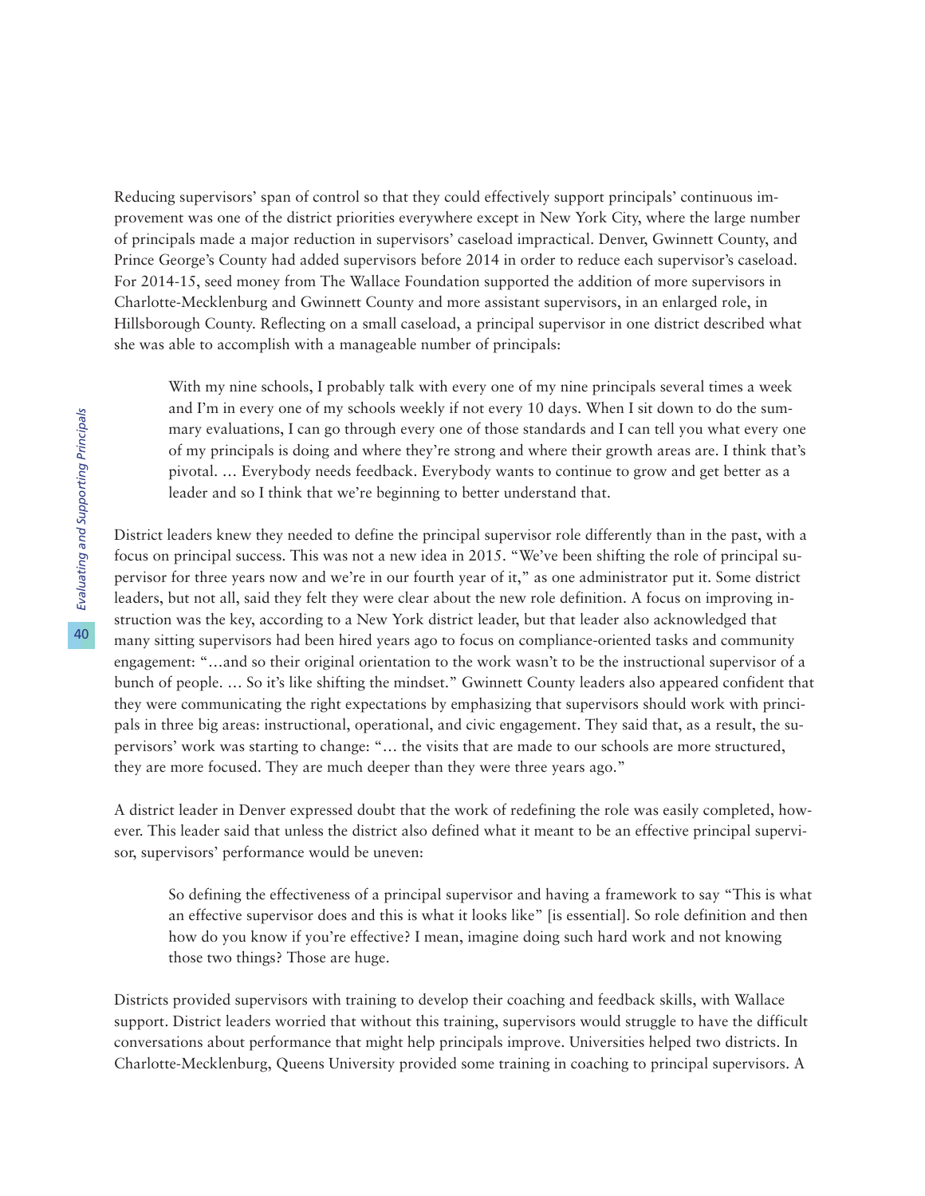Reducing supervisors' span of control so that they could effectively support principals' continuous improvement was one of the district priorities everywhere except in New York City, where the large number of principals made a major reduction in supervisors' caseload impractical. Denver, Gwinnett County, and Prince George's County had added supervisors before 2014 in order to reduce each supervisor's caseload. For 2014-15, seed money from The Wallace Foundation supported the addition of more supervisors in Charlotte-Mecklenburg and Gwinnett County and more assistant supervisors, in an enlarged role, in Hillsborough County. Reflecting on a small caseload, a principal supervisor in one district described what she was able to accomplish with a manageable number of principals:

> With my nine schools, I probably talk with every one of my nine principals several times a week and I'm in every one of my schools weekly if not every 10 days. When I sit down to do the summary evaluations, I can go through every one of those standards and I can tell you what every one of my principals is doing and where they're strong and where their growth areas are. I think that's pivotal. … Everybody needs feedback. Everybody wants to continue to grow and get better as a leader and so I think that we're beginning to better understand that.

District leaders knew they needed to define the principal supervisor role differently than in the past, with a focus on principal success. This was not a new idea in 2015. "We've been shifting the role of principal supervisor for three years now and we're in our fourth year of it," as one administrator put it. Some district leaders, but not all, said they felt they were clear about the new role definition. A focus on improving instruction was the key, according to a New York district leader, but that leader also acknowledged that many sitting supervisors had been hired years ago to focus on compliance-oriented tasks and community engagement: "…and so their original orientation to the work wasn't to be the instructional supervisor of a bunch of people. … So it's like shifting the mindset." Gwinnett County leaders also appeared confident that they were communicating the right expectations by emphasizing that supervisors should work with principals in three big areas: instructional, operational, and civic engagement. They said that, as a result, the supervisors' work was starting to change: "… the visits that are made to our schools are more structured, they are more focused. They are much deeper than they were three years ago."

A district leader in Denver expressed doubt that the work of redefining the role was easily completed, however. This leader said that unless the district also defined what it meant to be an effective principal supervisor, supervisors' performance would be uneven:

> So defining the effectiveness of a principal supervisor and having a framework to say "This is what an effective supervisor does and this is what it looks like" [is essential]. So role definition and then how do you know if you're effective? I mean, imagine doing such hard work and not knowing those two things? Those are huge.

Districts provided supervisors with training to develop their coaching and feedback skills, with Wallace support. District leaders worried that without this training, supervisors would struggle to have the difficult conversations about performance that might help principals improve. Universities helped two districts. In Charlotte-Mecklenburg, Queens University provided some training in coaching to principal supervisors. A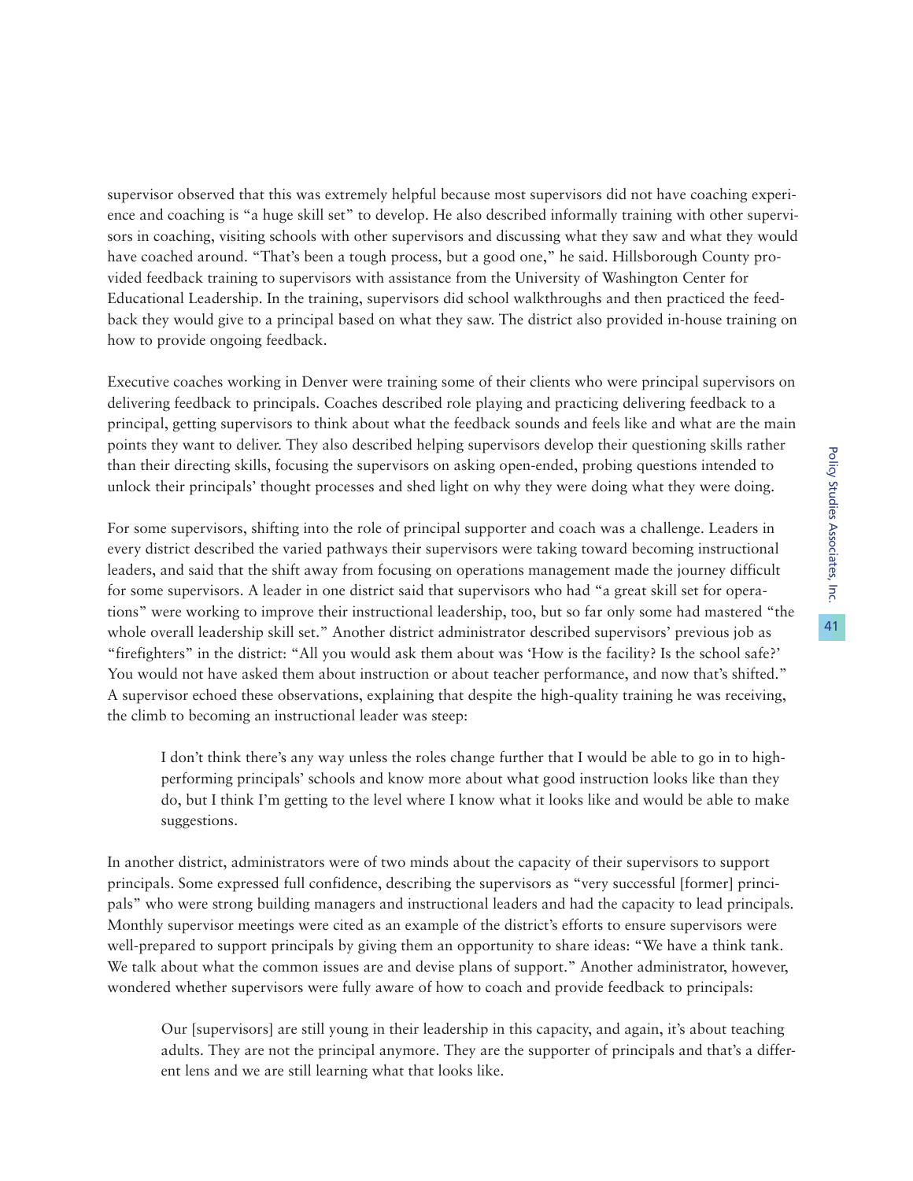supervisor observed that this was extremely helpful because most supervisors did not have coaching experience and coaching is "a huge skill set" to develop. He also described informally training with other supervisors in coaching, visiting schools with other supervisors and discussing what they saw and what they would have coached around. "That's been a tough process, but a good one," he said. Hillsborough County provided feedback training to supervisors with assistance from the University of Washington Center for Educational Leadership. In the training, supervisors did school walkthroughs and then practiced the feedback they would give to a principal based on what they saw. The district also provided in-house training on how to provide ongoing feedback.

Executive coaches working in Denver were training some of their clients who were principal supervisors on delivering feedback to principals. Coaches described role playing and practicing delivering feedback to a principal, getting supervisors to think about what the feedback sounds and feels like and what are the main points they want to deliver. They also described helping supervisors develop their questioning skills rather than their directing skills, focusing the supervisors on asking open-ended, probing questions intended to unlock their principals' thought processes and shed light on why they were doing what they were doing.

For some supervisors, shifting into the role of principal supporter and coach was a challenge. Leaders in every district described the varied pathways their supervisors were taking toward becoming instructional leaders, and said that the shift away from focusing on operations management made the journey difficult for some supervisors. A leader in one district said that supervisors who had "a great skill set for operations" were working to improve their instructional leadership, too, but so far only some had mastered "the whole overall leadership skill set." Another district administrator described supervisors' previous job as "firefighters" in the district: "All you would ask them about was 'How is the facility? Is the school safe?' You would not have asked them about instruction or about teacher performance, and now that's shifted." A supervisor echoed these observations, explaining that despite the high-quality training he was receiving, the climb to becoming an instructional leader was steep:

> I don't think there's any way unless the roles change further that I would be able to go in to high-performing principals' schools and know more about what good instruction looks like than they do, but I think I'm getting to the level where I know what it looks like and would be able to make suggestions.

In another district, administrators were of two minds about the capacity of their supervisors to support principals. Some expressed full confidence, describing the supervisors as "very successful [former] principals" who were strong building managers and instructional leaders and had the capacity to lead principals. Monthly supervisor meetings were cited as an example of the district's efforts to ensure supervisors were well-prepared to support principals by giving them an opportunity to share ideas: "We have a think tank. We talk about what the common issues are and devise plans of support." Another administrator, however, wondered whether supervisors were fully aware of how to coach and provide feedback to principals:

> Our [supervisors] are still young in their leadership in this capacity, and again, it's about teaching adults. They are not the principal anymore. They are the supporter of principals and that's a different lens and we are still learning what that looks like.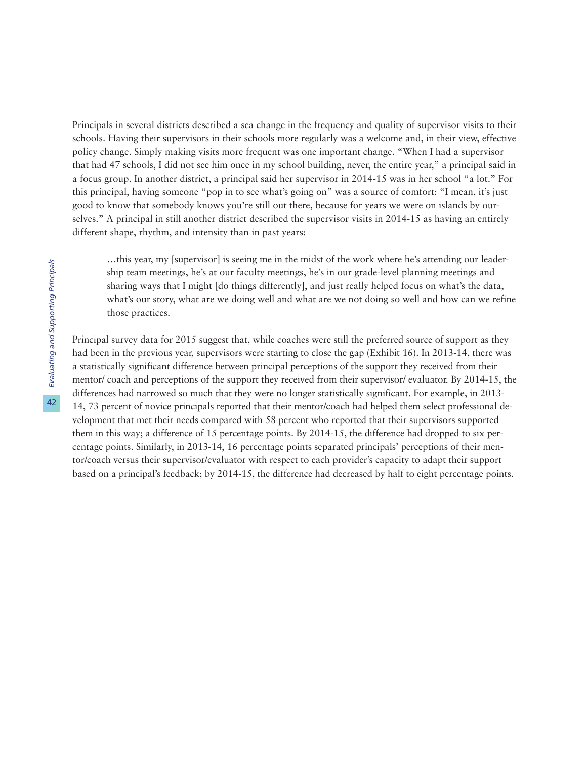Principals in several districts described a sea change in the frequency and quality of supervisor visits to their schools. Having their supervisors in their schools more regularly was a welcome and, in their view, effective policy change. Simply making visits more frequent was one important change. "When I had a supervisor that had 47 schools, I did not see him once in my school building, never, the entire year," a principal said in a focus group. In another district, a principal said her supervisor in 2014-15 was in her school "a lot." For this principal, having someone "pop in to see what's going on" was a source of comfort: "I mean, it's just good to know that somebody knows you're still out there, because for years we were on islands by ourselves." A principal in still another district described the supervisor visits in 2014-15 as having an entirely different shape, rhythm, and intensity than in past years:

> …this year, my [supervisor] is seeing me in the midst of the work where he's attending our leadership team meetings, he's at our faculty meetings, he's in our grade-level planning meetings and sharing ways that I might [do things differently], and just really helped focus on what's the data, what's our story, what are we doing well and what are we not doing so well and how can we refine those practices.

Principal survey data for 2015 suggest that, while coaches were still the preferred source of support as they had been in the previous year, supervisors were starting to close the gap (Exhibit 16). In 2013-14, there was a statistically significant difference between principal perceptions of the support they received from their mentor/ coach and perceptions of the support they received from their supervisor/ evaluator. By 2014-15, the differences had narrowed so much that they were no longer statistically significant. For example, in 2013-14, 73 percent of novice principals reported that their mentor/coach had helped them select professional development that met their needs compared with 58 percent who reported that their supervisors supported them in this way; a difference of 15 percentage points. By 2014-15, the difference had dropped to six percentage points. Similarly, in 2013-14, 16 percentage points separated principals' perceptions of their mentor/coach versus their supervisor/evaluator with respect to each provider's capacity to adapt their support based on a principal's feedback; by 2014-15, the difference had decreased by half to eight percentage points.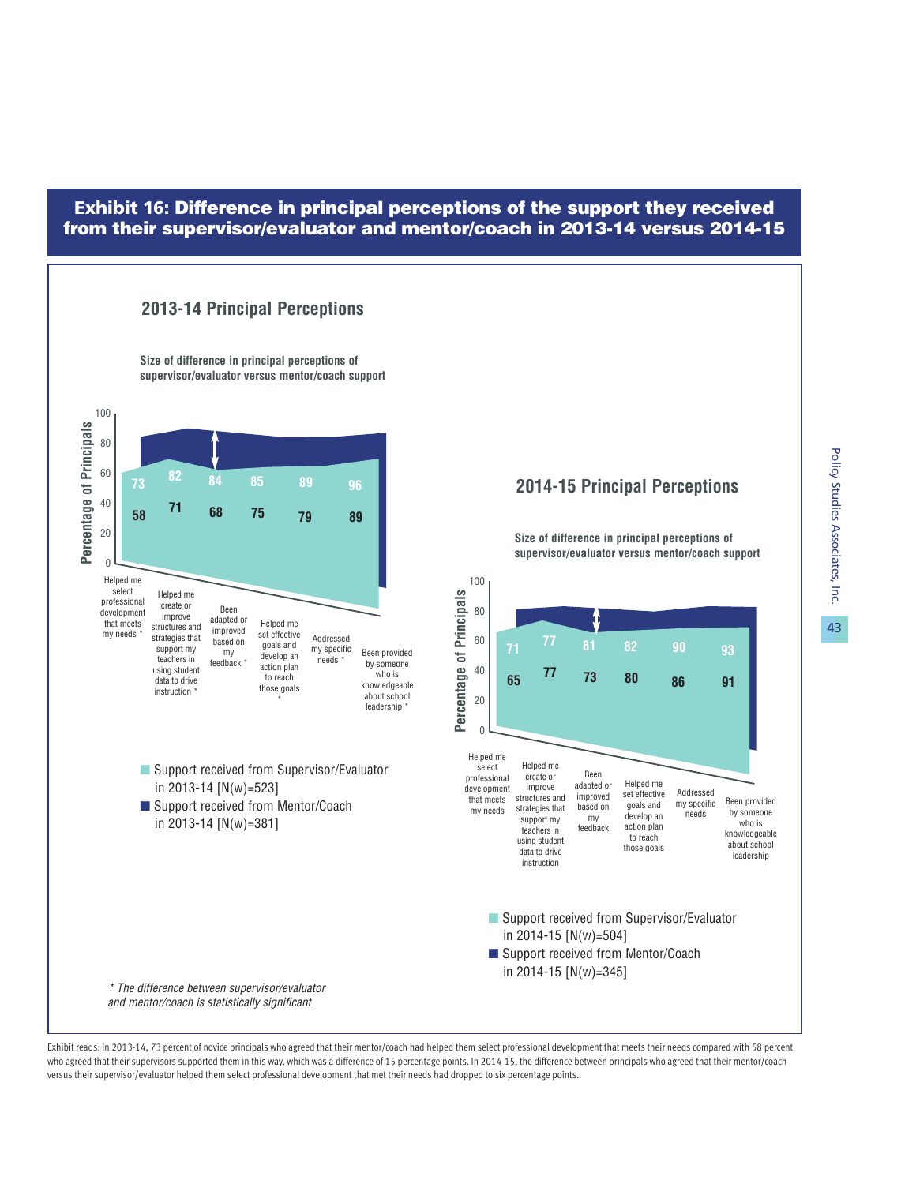## Exhibit 16: Difference in principal perceptions of the support they received from their supervisor/evaluator and mentor/coach in 2013-14 versus 2014-15

### 2013-14 Principal Perceptions

Size of difference in principal perceptions of supervisor/evaluator versus mentor/coach support

| | Support received from Supervisor/Evaluator in 2013-14 [N(w)=523] | Support received from Mentor/Coach in 2013-14 [N(w)=381] |
|---|---|---|
| Helped me select professional development that meets my needs * | 58 | 73 |
| Helped me create or improve structures and strategies that support my teachers in using student data to drive instruction * | 71 | 82 |
| Been adapted or improved based on my feedback * | 68 | 84 |
| Helped me set effective goals and develop an action plan to reach those goals * | 75 | 85 |
| Addressed my specific needs * | 79 | 89 |
| Been provided by someone who is knowledgeable about school leadership * | 89 | 96 |

### 2014-15 Principal Perceptions

Size of difference in principal perceptions of supervisor/evaluator versus mentor/coach support

| | Support received from Supervisor/Evaluator in 2014-15 [N(w)=504] | Support received from Mentor/Coach in 2014-15 [N(w)=345] |
|---|---|---|
| Helped me select professional development that meets my needs | 65 | 71 |
| Helped me create or improve structures and strategies that support my teachers in using student data to drive instruction | 77 | 77 |
| Been adapted or improved based on my feedback | 73 | 81 |
| Helped me set effective goals and develop an action plan to reach those goals | 80 | 82 |
| Addressed my specific needs | 86 | 90 |
| Been provided by someone who is knowledgeable about school leadership | 91 | 93 |

*\* The difference between supervisor/evaluator and mentor/coach is statistically significant*

Exhibit reads: In 2013-14, 73 percent of novice principals who agreed that their mentor/coach had helped them select professional development that meets their needs compared with 58 percent who agreed that their supervisors supported them in this way, which was a difference of 15 percentage points. In 2014-15, the difference between principals who agreed that their mentor/coach versus their supervisor/evaluator helped them select professional development that met their needs had dropped to six percentage points.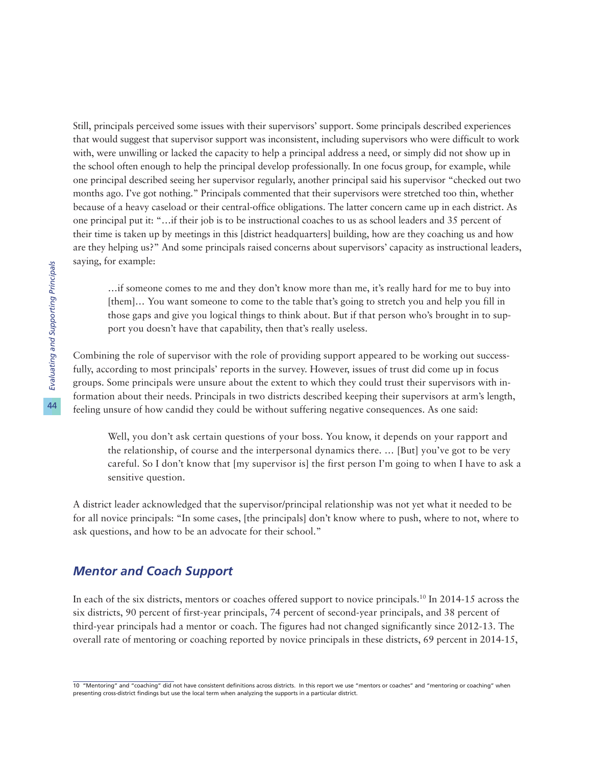Still, principals perceived some issues with their supervisors' support. Some principals described experiences that would suggest that supervisor support was inconsistent, including supervisors who were difficult to work with, were unwilling or lacked the capacity to help a principal address a need, or simply did not show up in the school often enough to help the principal develop professionally. In one focus group, for example, while one principal described seeing her supervisor regularly, another principal said his supervisor "checked out two months ago. I've got nothing." Principals commented that their supervisors were stretched too thin, whether because of a heavy caseload or their central-office obligations. The latter concern came up in each district. As one principal put it: "…if their job is to be instructional coaches to us as school leaders and 35 percent of their time is taken up by meetings in this [district headquarters] building, how are they coaching us and how are they helping us?" And some principals raised concerns about supervisors' capacity as instructional leaders, saying, for example:

> …if someone comes to me and they don't know more than me, it's really hard for me to buy into [them]… You want someone to come to the table that's going to stretch you and help you fill in those gaps and give you logical things to think about. But if that person who's brought in to support you doesn't have that capability, then that's really useless.

Combining the role of supervisor with the role of providing support appeared to be working out successfully, according to most principals' reports in the survey. However, issues of trust did come up in focus groups. Some principals were unsure about the extent to which they could trust their supervisors with information about their needs. Principals in two districts described keeping their supervisors at arm's length, feeling unsure of how candid they could be without suffering negative consequences. As one said:

> Well, you don't ask certain questions of your boss. You know, it depends on your rapport and the relationship, of course and the interpersonal dynamics there. … [But] you've got to be very careful. So I don't know that [my supervisor is] the first person I'm going to when I have to ask a sensitive question.

A district leader acknowledged that the supervisor/principal relationship was not yet what it needed to be for all novice principals: "In some cases, [the principals] don't know where to push, where to not, where to ask questions, and how to be an advocate for their school."

## *Mentor and Coach Support*

In each of the six districts, mentors or coaches offered support to novice principals.[10] In 2014-15 across the six districts, 90 percent of first-year principals, 74 percent of second-year principals, and 38 percent of third-year principals had a mentor or coach. The figures had not changed significantly since 2012-13. The overall rate of mentoring or coaching reported by novice principals in these districts, 69 percent in 2014-15,

---

10 "Mentoring" and "coaching" did not have consistent definitions across districts. In this report we use "mentors or coaches" and "mentoring or coaching" when presenting cross-district findings but use the local term when analyzing the supports in a particular district.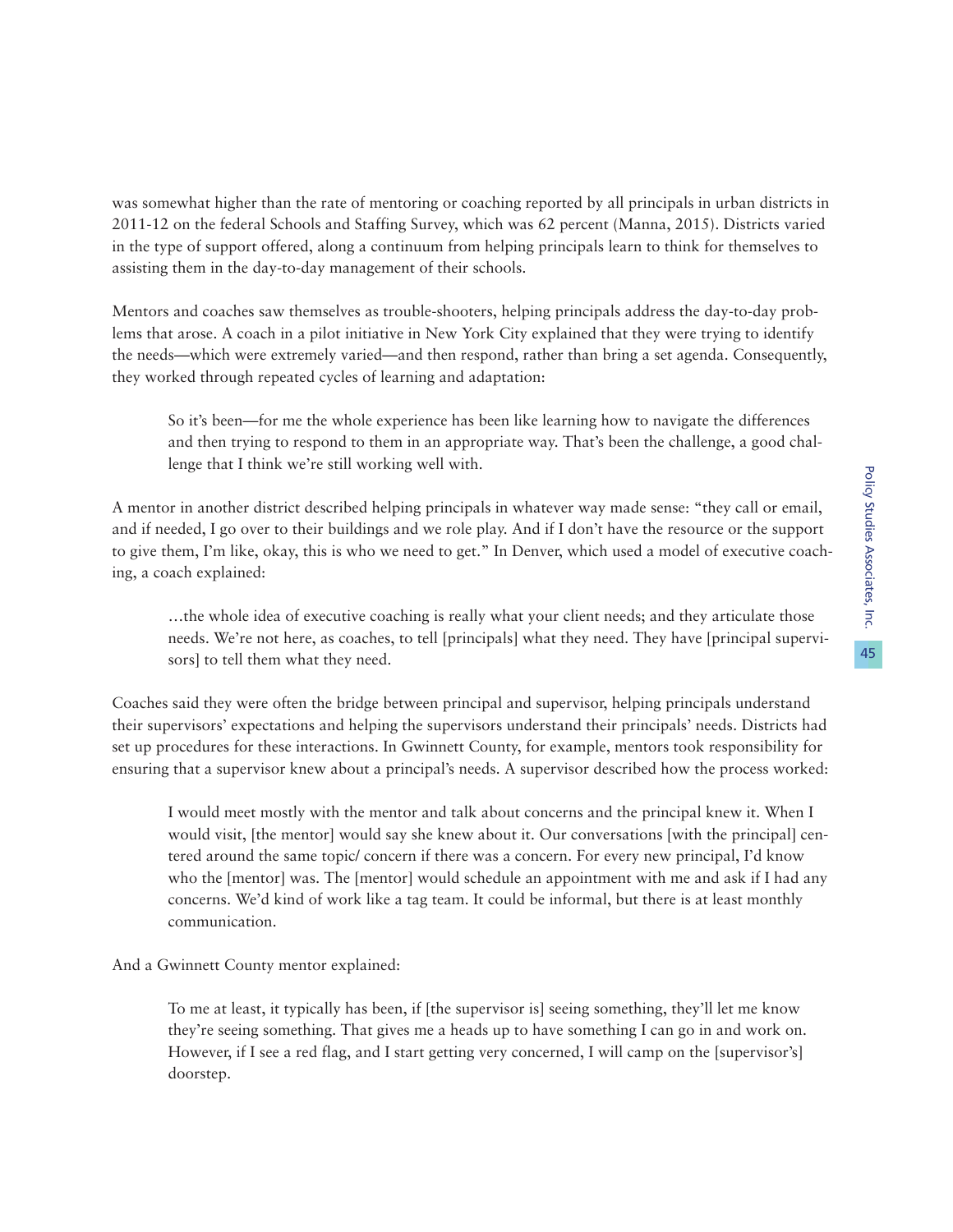was somewhat higher than the rate of mentoring or coaching reported by all principals in urban districts in 2011-12 on the federal Schools and Staffing Survey, which was 62 percent (Manna, 2015). Districts varied in the type of support offered, along a continuum from helping principals learn to think for themselves to assisting them in the day-to-day management of their schools.

Mentors and coaches saw themselves as trouble-shooters, helping principals address the day-to-day problems that arose. A coach in a pilot initiative in New York City explained that they were trying to identify the needs—which were extremely varied—and then respond, rather than bring a set agenda. Consequently, they worked through repeated cycles of learning and adaptation:

> So it's been—for me the whole experience has been like learning how to navigate the differences and then trying to respond to them in an appropriate way. That's been the challenge, a good challenge that I think we're still working well with.

A mentor in another district described helping principals in whatever way made sense: "they call or email, and if needed, I go over to their buildings and we role play. And if I don't have the resource or the support to give them, I'm like, okay, this is who we need to get." In Denver, which used a model of executive coaching, a coach explained:

> …the whole idea of executive coaching is really what your client needs; and they articulate those needs. We're not here, as coaches, to tell [principals] what they need. They have [principal supervisors] to tell them what they need.

Coaches said they were often the bridge between principal and supervisor, helping principals understand their supervisors' expectations and helping the supervisors understand their principals' needs. Districts had set up procedures for these interactions. In Gwinnett County, for example, mentors took responsibility for ensuring that a supervisor knew about a principal's needs. A supervisor described how the process worked:

> I would meet mostly with the mentor and talk about concerns and the principal knew it. When I would visit, [the mentor] would say she knew about it. Our conversations [with the principal] centered around the same topic/ concern if there was a concern. For every new principal, I'd know who the [mentor] was. The [mentor] would schedule an appointment with me and ask if I had any concerns. We'd kind of work like a tag team. It could be informal, but there is at least monthly communication.

And a Gwinnett County mentor explained:

> To me at least, it typically has been, if [the supervisor is] seeing something, they'll let me know they're seeing something. That gives me a heads up to have something I can go in and work on. However, if I see a red flag, and I start getting very concerned, I will camp on the [supervisor's] doorstep.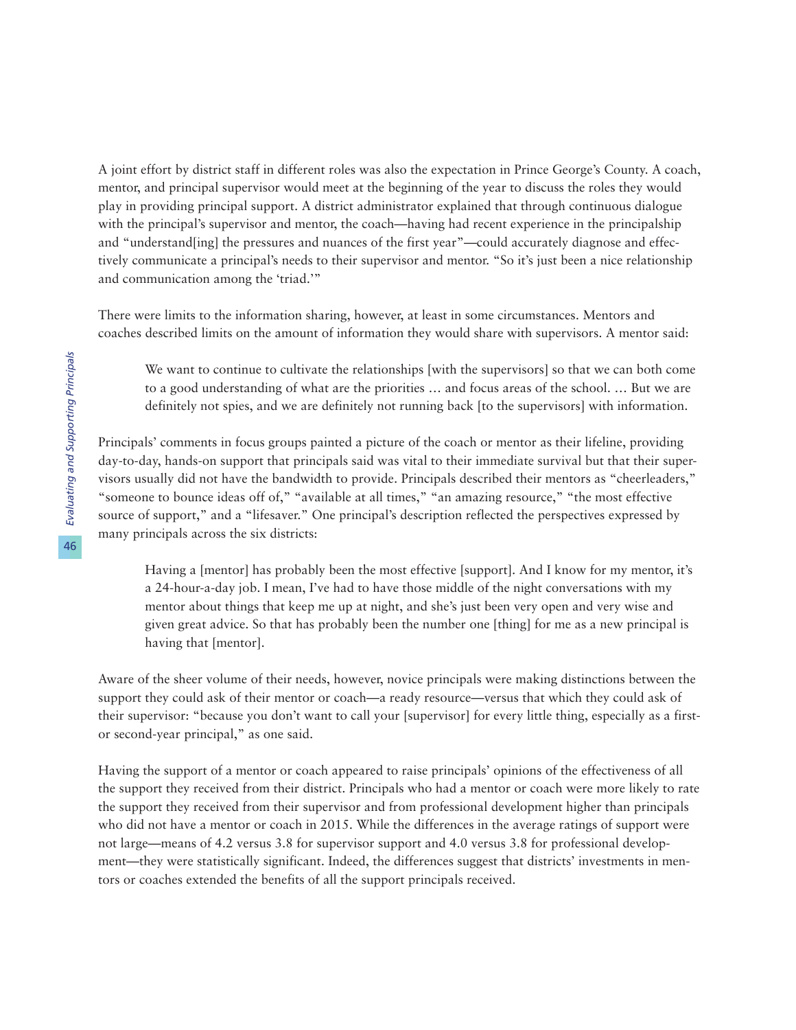A joint effort by district staff in different roles was also the expectation in Prince George's County. A coach, mentor, and principal supervisor would meet at the beginning of the year to discuss the roles they would play in providing principal support. A district administrator explained that through continuous dialogue with the principal's supervisor and mentor, the coach—having had recent experience in the principalship and "understand[ing] the pressures and nuances of the first year"—could accurately diagnose and effectively communicate a principal's needs to their supervisor and mentor. "So it's just been a nice relationship and communication among the 'triad.'"

There were limits to the information sharing, however, at least in some circumstances. Mentors and coaches described limits on the amount of information they would share with supervisors. A mentor said:

> We want to continue to cultivate the relationships [with the supervisors] so that we can both come to a good understanding of what are the priorities … and focus areas of the school. … But we are definitely not spies, and we are definitely not running back [to the supervisors] with information.

Principals' comments in focus groups painted a picture of the coach or mentor as their lifeline, providing day-to-day, hands-on support that principals said was vital to their immediate survival but that their supervisors usually did not have the bandwidth to provide. Principals described their mentors as "cheerleaders," "someone to bounce ideas off of," "available at all times," "an amazing resource," "the most effective source of support," and a "lifesaver." One principal's description reflected the perspectives expressed by many principals across the six districts:

> Having a [mentor] has probably been the most effective [support]. And I know for my mentor, it's a 24-hour-a-day job. I mean, I've had to have those middle of the night conversations with my mentor about things that keep me up at night, and she's just been very open and very wise and given great advice. So that has probably been the number one [thing] for me as a new principal is having that [mentor].

Aware of the sheer volume of their needs, however, novice principals were making distinctions between the support they could ask of their mentor or coach—a ready resource—versus that which they could ask of their supervisor: "because you don't want to call your [supervisor] for every little thing, especially as a first- or second-year principal," as one said.

Having the support of a mentor or coach appeared to raise principals' opinions of the effectiveness of all the support they received from their district. Principals who had a mentor or coach were more likely to rate the support they received from their supervisor and from professional development higher than principals who did not have a mentor or coach in 2015. While the differences in the average ratings of support were not large—means of 4.2 versus 3.8 for supervisor support and 4.0 versus 3.8 for professional development—they were statistically significant. Indeed, the differences suggest that districts' investments in mentors or coaches extended the benefits of all the support principals received.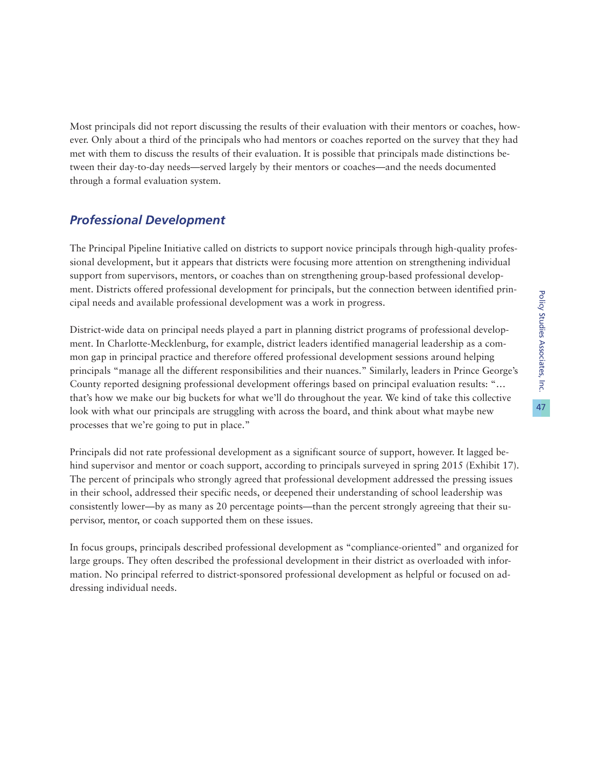Most principals did not report discussing the results of their evaluation with their mentors or coaches, however. Only about a third of the principals who had mentors or coaches reported on the survey that they had met with them to discuss the results of their evaluation. It is possible that principals made distinctions between their day-to-day needs—served largely by their mentors or coaches—and the needs documented through a formal evaluation system.

## *Professional Development*

The Principal Pipeline Initiative called on districts to support novice principals through high-quality professional development, but it appears that districts were focusing more attention on strengthening individual support from supervisors, mentors, or coaches than on strengthening group-based professional development. Districts offered professional development for principals, but the connection between identified principal needs and available professional development was a work in progress.

District-wide data on principal needs played a part in planning district programs of professional development. In Charlotte-Mecklenburg, for example, district leaders identified managerial leadership as a common gap in principal practice and therefore offered professional development sessions around helping principals "manage all the different responsibilities and their nuances." Similarly, leaders in Prince George's County reported designing professional development offerings based on principal evaluation results: "… that's how we make our big buckets for what we'll do throughout the year. We kind of take this collective look with what our principals are struggling with across the board, and think about what maybe new processes that we're going to put in place."

Principals did not rate professional development as a significant source of support, however. It lagged behind supervisor and mentor or coach support, according to principals surveyed in spring 2015 (Exhibit 17). The percent of principals who strongly agreed that professional development addressed the pressing issues in their school, addressed their specific needs, or deepened their understanding of school leadership was consistently lower—by as many as 20 percentage points—than the percent strongly agreeing that their supervisor, mentor, or coach supported them on these issues.

In focus groups, principals described professional development as "compliance-oriented" and organized for large groups. They often described the professional development in their district as overloaded with information. No principal referred to district-sponsored professional development as helpful or focused on addressing individual needs.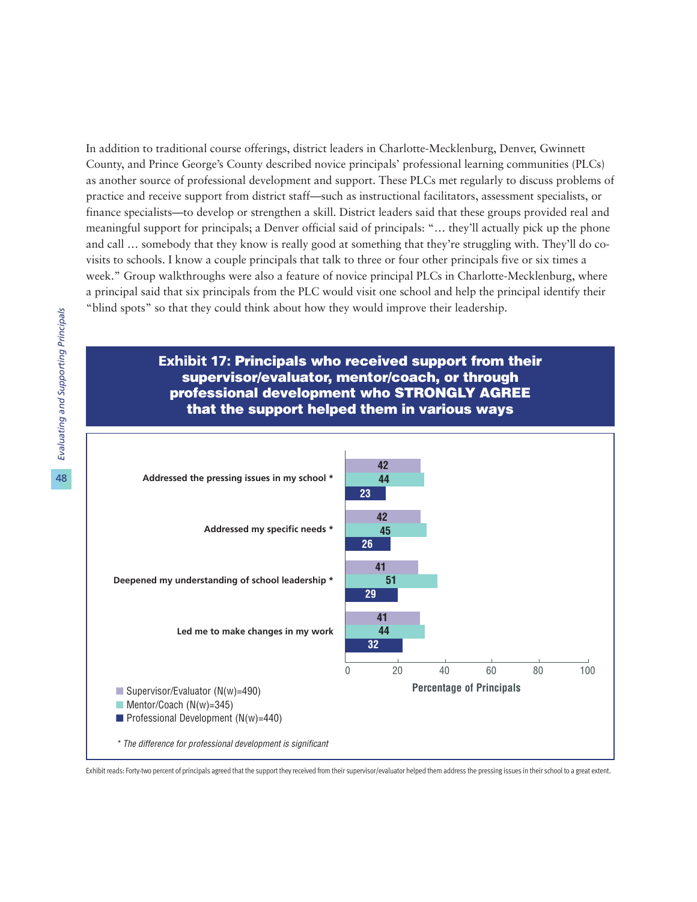In addition to traditional course offerings, district leaders in Charlotte-Mecklenburg, Denver, Gwinnett County, and Prince George's County described novice principals' professional learning communities (PLCs) as another source of professional development and support. These PLCs met regularly to discuss problems of practice and receive support from district staff—such as instructional facilitators, assessment specialists, or finance specialists—to develop or strengthen a skill. District leaders said that these groups provided real and meaningful support for principals; a Denver official said of principals: "… they'll actually pick up the phone and call … somebody that they know is really good at something that they're struggling with. They'll do co-visits to schools. I know a couple principals that talk to three or four other principals five or six times a week." Group walkthroughs were also a feature of novice principal PLCs in Charlotte-Mecklenburg, where a principal said that six principals from the PLC would visit one school and help the principal identify their "blind spots" so that they could think about how they would improve their leadership.

## Exhibit 17: Principals who received support from their supervisor/evaluator, mentor/coach, or through professional development who STRONGLY AGREE that the support helped them in various ways

| | Supervisor/Evaluator (N(w)=490) | Mentor/Coach (N(w)=345) | Professional Development (N(w)=440) |
|---|---|---|---|
| Addressed the pressing issues in my school * | 42 | 44 | 23 |
| Addressed my specific needs * | 42 | 45 | 26 |
| Deepened my understanding of school leadership * | 41 | 51 | 29 |
| Led me to make changes in my work | 41 | 44 | 32 |

Percentage of Principals

*\* The difference for professional development is significant*

Exhibit reads: Forty-two percent of principals agreed that the support they received from their supervisor/evaluator helped them address the pressing issues in their school to a great extent.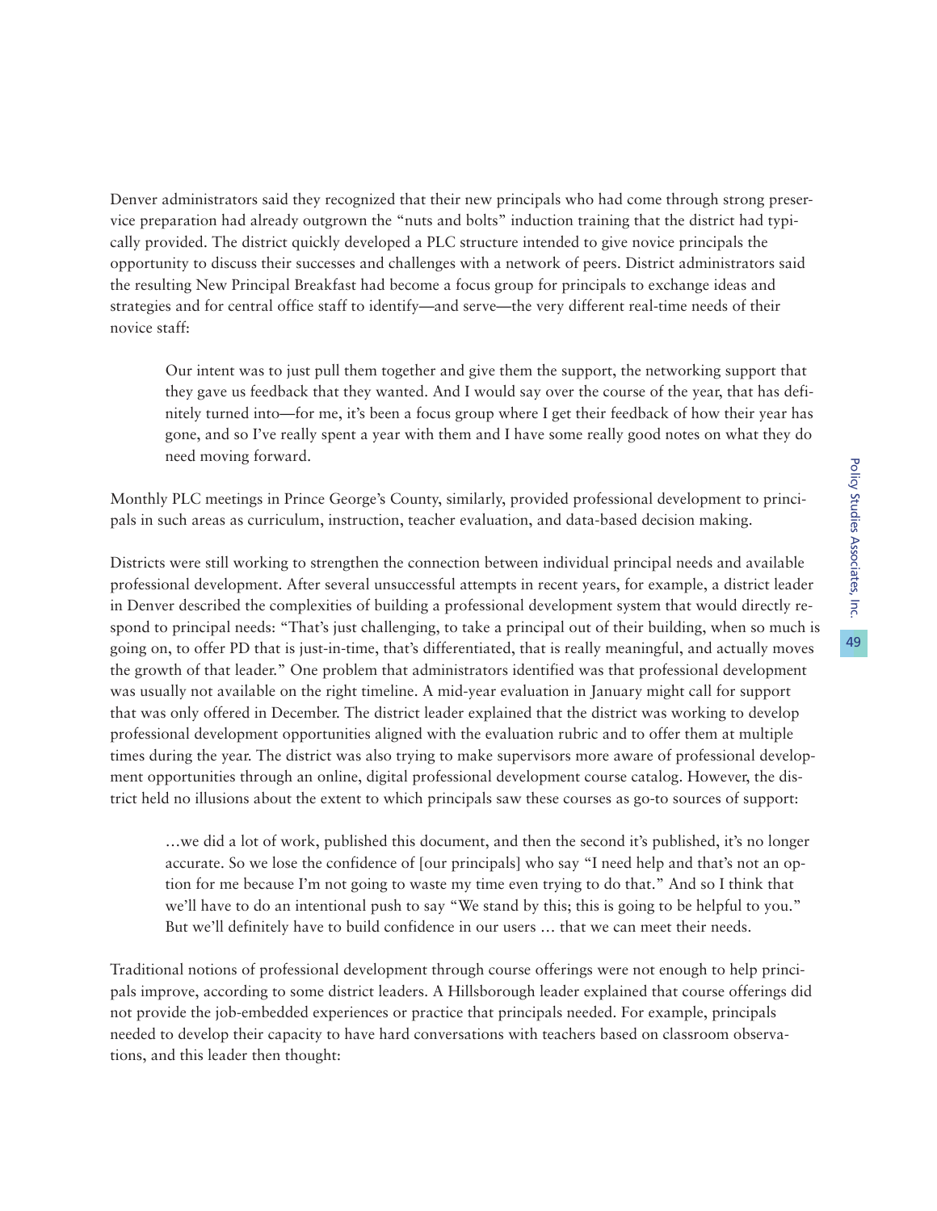Denver administrators said they recognized that their new principals who had come through strong preservice preparation had already outgrown the "nuts and bolts" induction training that the district had typically provided. The district quickly developed a PLC structure intended to give novice principals the opportunity to discuss their successes and challenges with a network of peers. District administrators said the resulting New Principal Breakfast had become a focus group for principals to exchange ideas and strategies and for central office staff to identify—and serve—the very different real-time needs of their novice staff:

> Our intent was to just pull them together and give them the support, the networking support that they gave us feedback that they wanted. And I would say over the course of the year, that has definitely turned into—for me, it's been a focus group where I get their feedback of how their year has gone, and so I've really spent a year with them and I have some really good notes on what they do need moving forward.

Monthly PLC meetings in Prince George's County, similarly, provided professional development to principals in such areas as curriculum, instruction, teacher evaluation, and data-based decision making.

Districts were still working to strengthen the connection between individual principal needs and available professional development. After several unsuccessful attempts in recent years, for example, a district leader in Denver described the complexities of building a professional development system that would directly respond to principal needs: "That's just challenging, to take a principal out of their building, when so much is going on, to offer PD that is just-in-time, that's differentiated, that is really meaningful, and actually moves the growth of that leader." One problem that administrators identified was that professional development was usually not available on the right timeline. A mid-year evaluation in January might call for support that was only offered in December. The district leader explained that the district was working to develop professional development opportunities aligned with the evaluation rubric and to offer them at multiple times during the year. The district was also trying to make supervisors more aware of professional development opportunities through an online, digital professional development course catalog. However, the district held no illusions about the extent to which principals saw these courses as go-to sources of support:

> …we did a lot of work, published this document, and then the second it's published, it's no longer accurate. So we lose the confidence of [our principals] who say "I need help and that's not an option for me because I'm not going to waste my time even trying to do that." And so I think that we'll have to do an intentional push to say "We stand by this; this is going to be helpful to you." But we'll definitely have to build confidence in our users … that we can meet their needs.

Traditional notions of professional development through course offerings were not enough to help principals improve, according to some district leaders. A Hillsborough leader explained that course offerings did not provide the job-embedded experiences or practice that principals needed. For example, principals needed to develop their capacity to have hard conversations with teachers based on classroom observations, and this leader then thought: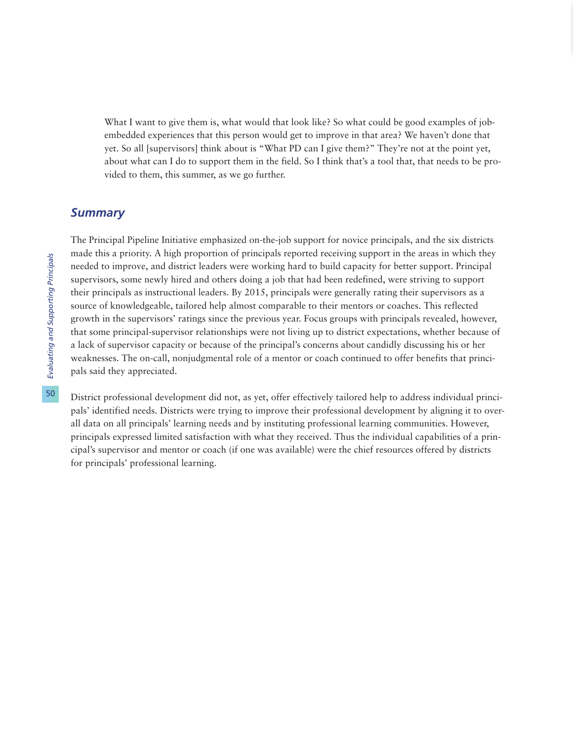> What I want to give them is, what would that look like? So what could be good examples of job-embedded experiences that this person would get to improve in that area? We haven't done that yet. So all [supervisors] think about is "What PD can I give them?" They're not at the point yet, about what can I do to support them in the field. So I think that's a tool that, that needs to be provided to them, this summer, as we go further.

### *Summary*

The Principal Pipeline Initiative emphasized on-the-job support for novice principals, and the six districts made this a priority. A high proportion of principals reported receiving support in the areas in which they needed to improve, and district leaders were working hard to build capacity for better support. Principal supervisors, some newly hired and others doing a job that had been redefined, were striving to support their principals as instructional leaders. By 2015, principals were generally rating their supervisors as a source of knowledgeable, tailored help almost comparable to their mentors or coaches. This reflected growth in the supervisors' ratings since the previous year. Focus groups with principals revealed, however, that some principal-supervisor relationships were not living up to district expectations, whether because of a lack of supervisor capacity or because of the principal's concerns about candidly discussing his or her weaknesses. The on-call, nonjudgmental role of a mentor or coach continued to offer benefits that principals said they appreciated.

District professional development did not, as yet, offer effectively tailored help to address individual principals' identified needs. Districts were trying to improve their professional development by aligning it to overall data on all principals' learning needs and by instituting professional learning communities. However, principals expressed limited satisfaction with what they received. Thus the individual capabilities of a principal's supervisor and mentor or coach (if one was available) were the chief resources offered by districts for principals' professional learning.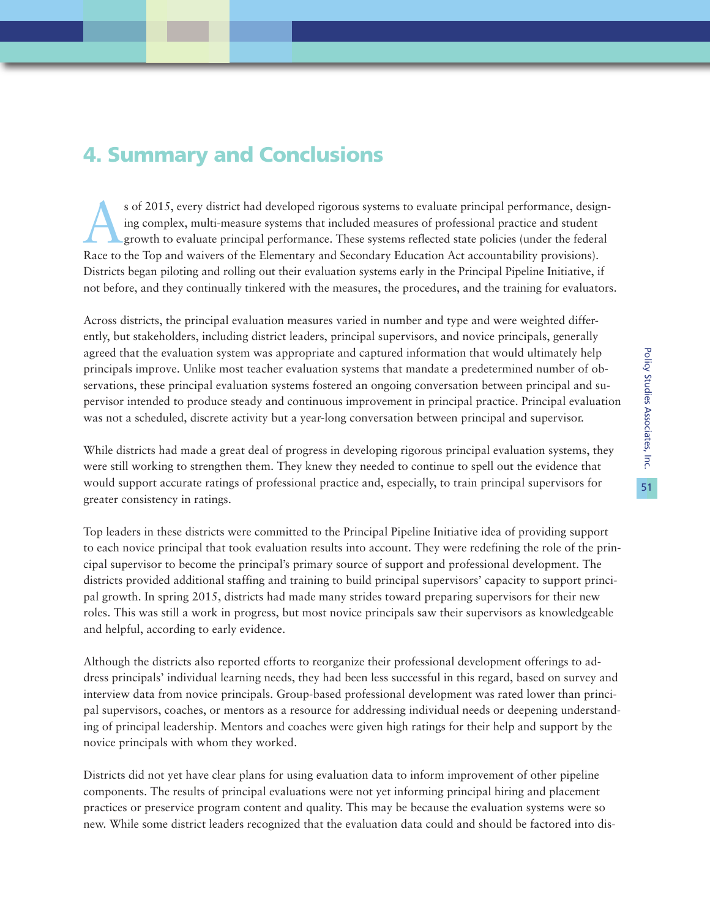# 4. Summary and Conclusions

As of 2015, every district had developed rigorous systems to evaluate principal performance, designing complex, multi-measure systems that included measures of professional practice and student growth to evaluate principal performance. These systems reflected state policies (under the federal Race to the Top and waivers of the Elementary and Secondary Education Act accountability provisions). Districts began piloting and rolling out their evaluation systems early in the Principal Pipeline Initiative, if not before, and they continually tinkered with the measures, the procedures, and the training for evaluators.

Across districts, the principal evaluation measures varied in number and type and were weighted differently, but stakeholders, including district leaders, principal supervisors, and novice principals, generally agreed that the evaluation system was appropriate and captured information that would ultimately help principals improve. Unlike most teacher evaluation systems that mandate a predetermined number of observations, these principal evaluation systems fostered an ongoing conversation between principal and supervisor intended to produce steady and continuous improvement in principal practice. Principal evaluation was not a scheduled, discrete activity but a year-long conversation between principal and supervisor.

While districts had made a great deal of progress in developing rigorous principal evaluation systems, they were still working to strengthen them. They knew they needed to continue to spell out the evidence that would support accurate ratings of professional practice and, especially, to train principal supervisors for greater consistency in ratings.

Top leaders in these districts were committed to the Principal Pipeline Initiative idea of providing support to each novice principal that took evaluation results into account. They were redefining the role of the principal supervisor to become the principal's primary source of support and professional development. The districts provided additional staffing and training to build principal supervisors' capacity to support principal growth. In spring 2015, districts had made many strides toward preparing supervisors for their new roles. This was still a work in progress, but most novice principals saw their supervisors as knowledgeable and helpful, according to early evidence.

Although the districts also reported efforts to reorganize their professional development offerings to address principals' individual learning needs, they had been less successful in this regard, based on survey and interview data from novice principals. Group-based professional development was rated lower than principal supervisors, coaches, or mentors as a resource for addressing individual needs or deepening understanding of principal leadership. Mentors and coaches were given high ratings for their help and support by the novice principals with whom they worked.

Districts did not yet have clear plans for using evaluation data to inform improvement of other pipeline components. The results of principal evaluations were not yet informing principal hiring and placement practices or preservice program content and quality. This may be because the evaluation systems were so new. While some district leaders recognized that the evaluation data could and should be factored into dis-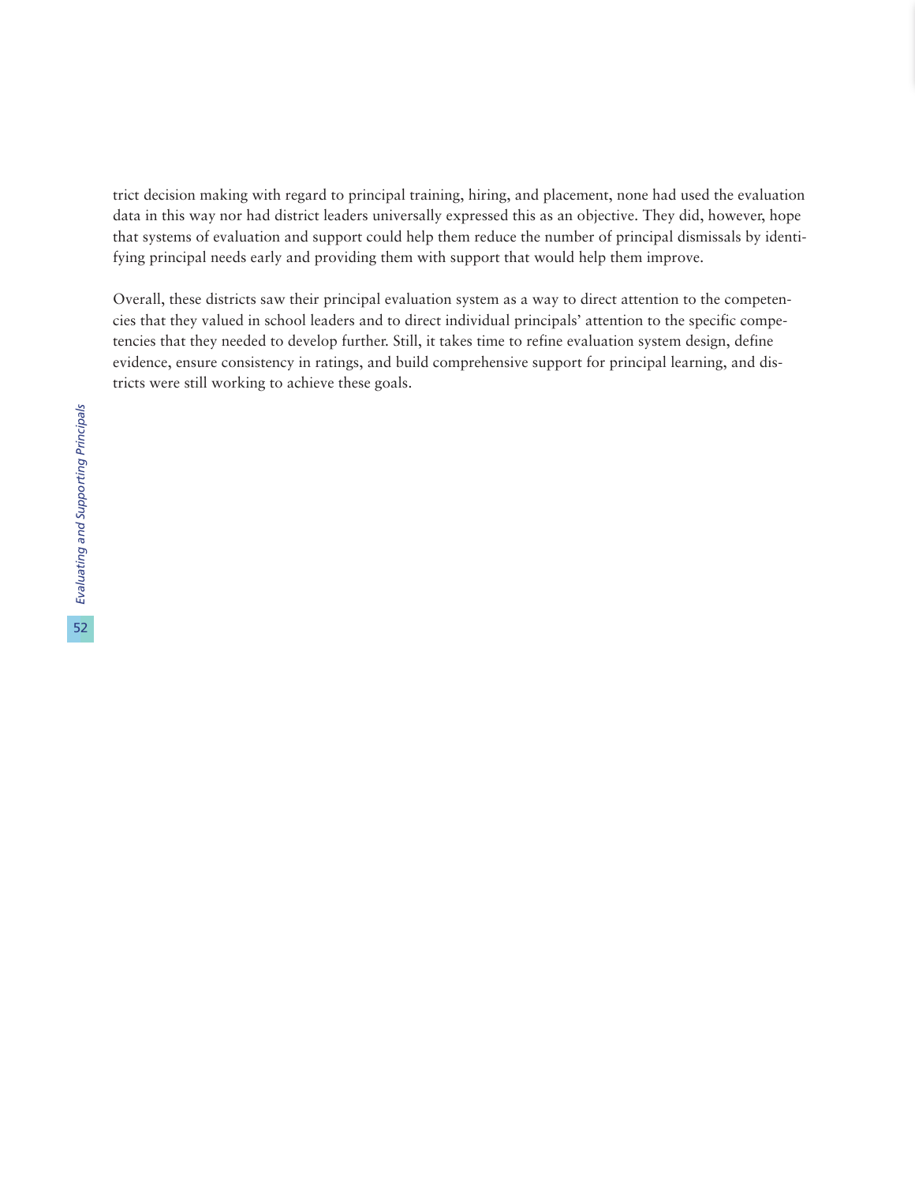trict decision making with regard to principal training, hiring, and placement, none had used the evaluation data in this way nor had district leaders universally expressed this as an objective. They did, however, hope that systems of evaluation and support could help them reduce the number of principal dismissals by identifying principal needs early and providing them with support that would help them improve.

Overall, these districts saw their principal evaluation system as a way to direct attention to the competencies that they valued in school leaders and to direct individual principals' attention to the specific competencies that they needed to develop further. Still, it takes time to refine evaluation system design, define evidence, ensure consistency in ratings, and build comprehensive support for principal learning, and districts were still working to achieve these goals.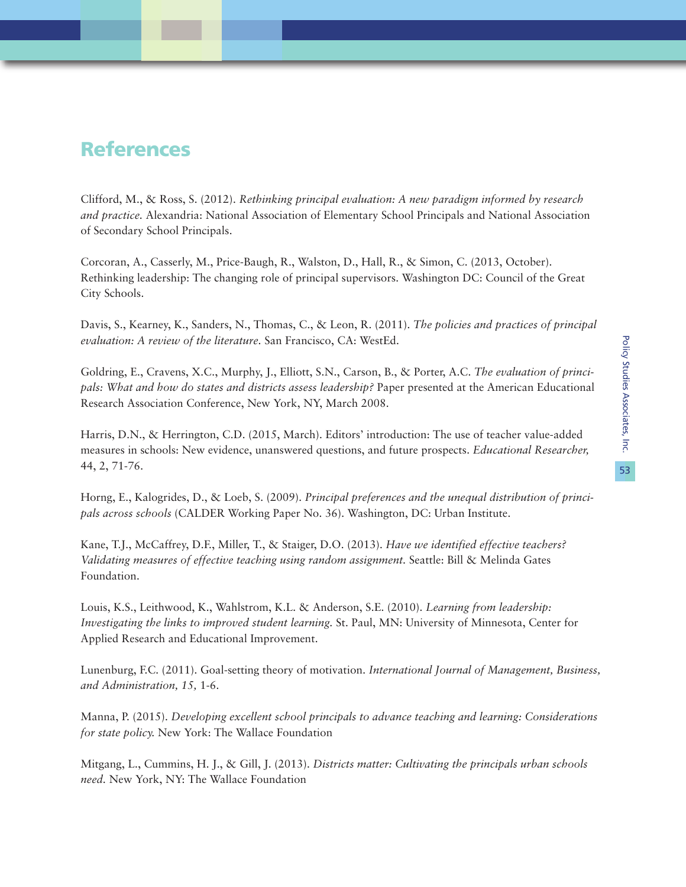## References

Clifford, M., & Ross, S. (2012). *Rethinking principal evaluation: A new paradigm informed by research and practice.* Alexandria: National Association of Elementary School Principals and National Association of Secondary School Principals.

Corcoran, A., Casserly, M., Price-Baugh, R., Walston, D., Hall, R., & Simon, C. (2013, October). Rethinking leadership: The changing role of principal supervisors. Washington DC: Council of the Great City Schools.

Davis, S., Kearney, K., Sanders, N., Thomas, C., & Leon, R. (2011). *The policies and practices of principal evaluation: A review of the literature.* San Francisco, CA: WestEd.

Goldring, E., Cravens, X.C., Murphy, J., Elliott, S.N., Carson, B., & Porter, A.C. *The evaluation of principals: What and how do states and districts assess leadership?* Paper presented at the American Educational Research Association Conference, New York, NY, March 2008.

Harris, D.N., & Herrington, C.D. (2015, March). Editors' introduction: The use of teacher value-added measures in schools: New evidence, unanswered questions, and future prospects. *Educational Researcher,* 44, 2, 71-76.

Horng, E., Kalogrides, D., & Loeb, S. (2009). *Principal preferences and the unequal distribution of principals across schools* (CALDER Working Paper No. 36). Washington, DC: Urban Institute.

Kane, T.J., McCaffrey, D.F., Miller, T., & Staiger, D.O. (2013). *Have we identified effective teachers? Validating measures of effective teaching using random assignment.* Seattle: Bill & Melinda Gates Foundation.

Louis, K.S., Leithwood, K., Wahlstrom, K.L. & Anderson, S.E. (2010). *Learning from leadership: Investigating the links to improved student learning.* St. Paul, MN: University of Minnesota, Center for Applied Research and Educational Improvement.

Lunenburg, F.C. (2011). Goal-setting theory of motivation. *International Journal of Management, Business, and Administration, 15,* 1-6.

Manna, P. (2015). *Developing excellent school principals to advance teaching and learning: Considerations for state policy.* New York: The Wallace Foundation

Mitgang, L., Cummins, H. J., & Gill, J. (2013). *Districts matter: Cultivating the principals urban schools need.* New York, NY: The Wallace Foundation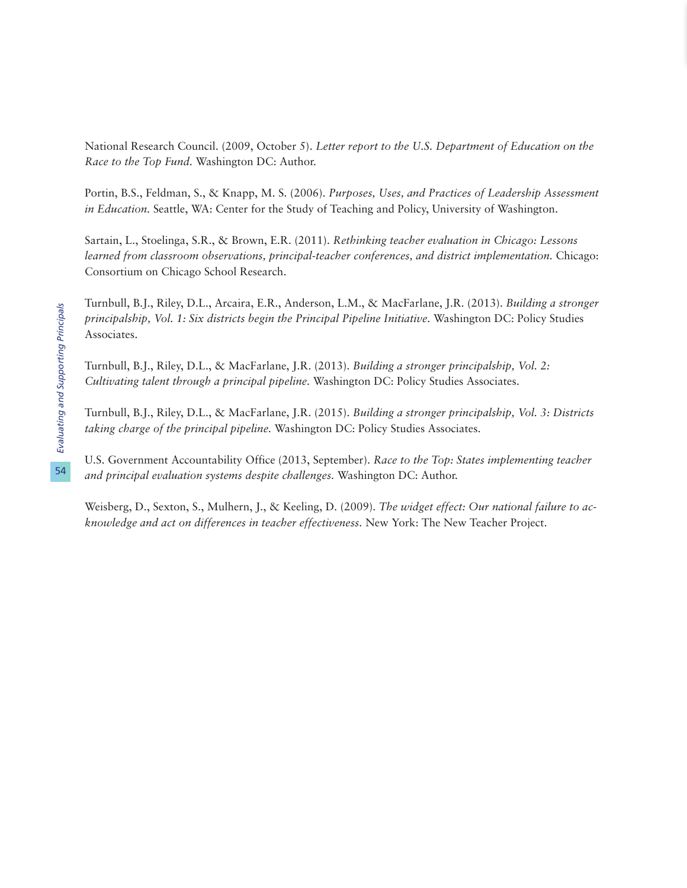National Research Council. (2009, October 5). *Letter report to the U.S. Department of Education on the Race to the Top Fund.* Washington DC: Author.

Portin, B.S., Feldman, S., & Knapp, M. S. (2006). *Purposes, Uses, and Practices of Leadership Assessment in Education.* Seattle, WA: Center for the Study of Teaching and Policy, University of Washington.

Sartain, L., Stoelinga, S.R., & Brown, E.R. (2011). *Rethinking teacher evaluation in Chicago: Lessons learned from classroom observations, principal-teacher conferences, and district implementation.* Chicago: Consortium on Chicago School Research.

Turnbull, B.J., Riley, D.L., Arcaira, E.R., Anderson, L.M., & MacFarlane, J.R. (2013). *Building a stronger principalship, Vol. 1: Six districts begin the Principal Pipeline Initiative.* Washington DC: Policy Studies Associates.

Turnbull, B.J., Riley, D.L., & MacFarlane, J.R. (2013). *Building a stronger principalship, Vol. 2: Cultivating talent through a principal pipeline.* Washington DC: Policy Studies Associates.

Turnbull, B.J., Riley, D.L., & MacFarlane, J.R. (2015). *Building a stronger principalship, Vol. 3: Districts taking charge of the principal pipeline.* Washington DC: Policy Studies Associates.

U.S. Government Accountability Office (2013, September). *Race to the Top: States implementing teacher and principal evaluation systems despite challenges.* Washington DC: Author.

Weisberg, D., Sexton, S., Mulhern, J., & Keeling, D. (2009). *The widget effect: Our national failure to acknowledge and act on differences in teacher effectiveness.* New York: The New Teacher Project.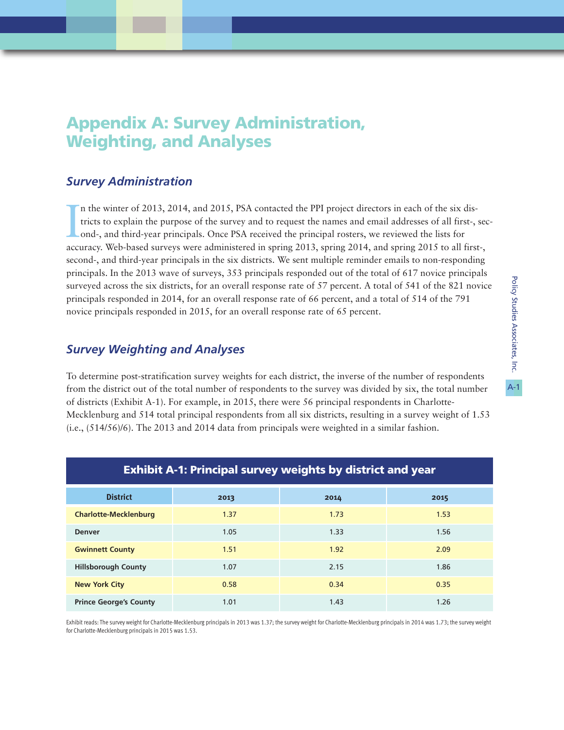# Appendix A: Survey Administration, Weighting, and Analyses

## *Survey Administration*

In the winter of 2013, 2014, and 2015, PSA contacted the PPI project directors in each of the six districts to explain the purpose of the survey and to request the names and email addresses of all first-, second-, and third-year principals. Once PSA received the principal rosters, we reviewed the lists for accuracy. Web-based surveys were administered in spring 2013, spring 2014, and spring 2015 to all first-, second-, and third-year principals in the six districts. We sent multiple reminder emails to non-responding principals. In the 2013 wave of surveys, 353 principals responded out of the total of 617 novice principals surveyed across the six districts, for an overall response rate of 57 percent. A total of 541 of the 821 novice principals responded in 2014, for an overall response rate of 66 percent, and a total of 514 of the 791 novice principals responded in 2015, for an overall response rate of 65 percent.

## *Survey Weighting and Analyses*

To determine post-stratification survey weights for each district, the inverse of the number of respondents from the district out of the total number of respondents to the survey was divided by six, the total number of districts (Exhibit A-1). For example, in 2015, there were 56 principal respondents in Charlotte-Mecklenburg and 514 total principal respondents from all six districts, resulting in a survey weight of 1.53 (i.e., (514/56)/6). The 2013 and 2014 data from principals were weighted in a similar fashion.

**Exhibit A-1: Principal survey weights by district and year**

| District | 2013 | 2014 | 2015 |
|---|---|---|---|
| Charlotte-Mecklenburg | 1.37 | 1.73 | 1.53 |
| Denver | 1.05 | 1.33 | 1.56 |
| Gwinnett County | 1.51 | 1.92 | 2.09 |
| Hillsborough County | 1.07 | 2.15 | 1.86 |
| New York City | 0.58 | 0.34 | 0.35 |
| Prince George's County | 1.01 | 1.43 | 1.26 |

Exhibit reads: The survey weight for Charlotte-Mecklenburg principals in 2013 was 1.37; the survey weight for Charlotte-Mecklenburg principals in 2014 was 1.73; the survey weight for Charlotte-Mecklenburg principals in 2015 was 1.53.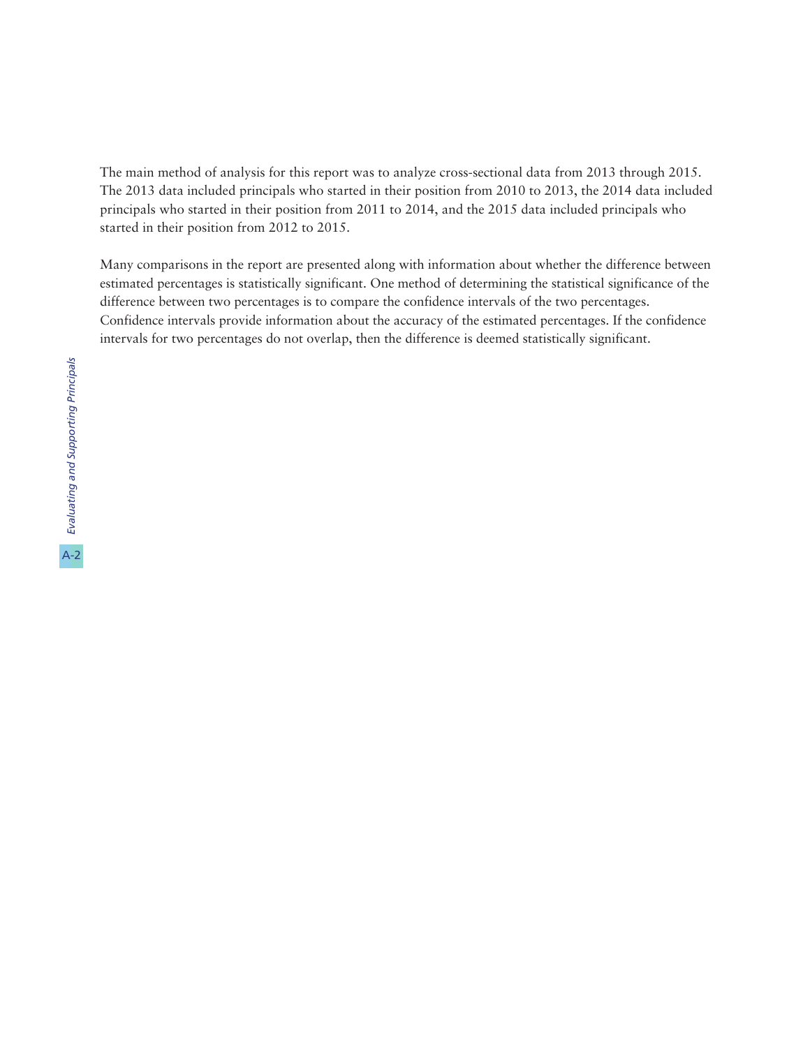The main method of analysis for this report was to analyze cross-sectional data from 2013 through 2015. The 2013 data included principals who started in their position from 2010 to 2013, the 2014 data included principals who started in their position from 2011 to 2014, and the 2015 data included principals who started in their position from 2012 to 2015.

Many comparisons in the report are presented along with information about whether the difference between estimated percentages is statistically significant. One method of determining the statistical significance of the difference between two percentages is to compare the confidence intervals of the two percentages. Confidence intervals provide information about the accuracy of the estimated percentages. If the confidence intervals for two percentages do not overlap, then the difference is deemed statistically significant.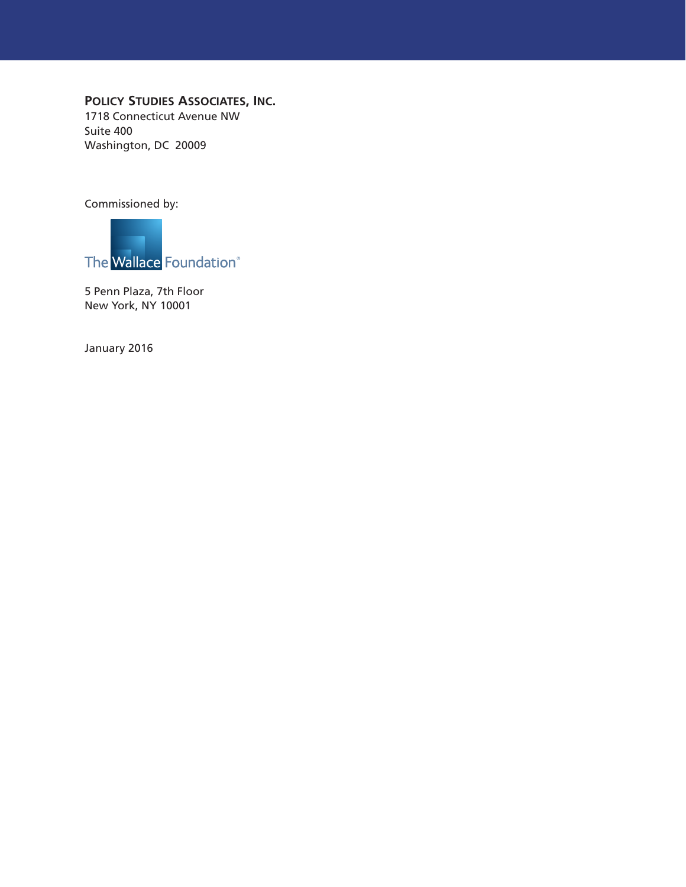**POLICY STUDIES ASSOCIATES, INC.**
1718 Connecticut Avenue NW
Suite 400
Washington, DC 20009

Commissioned by:

The Wallace Foundation®

5 Penn Plaza, 7th Floor
New York, NY 10001

January 2016